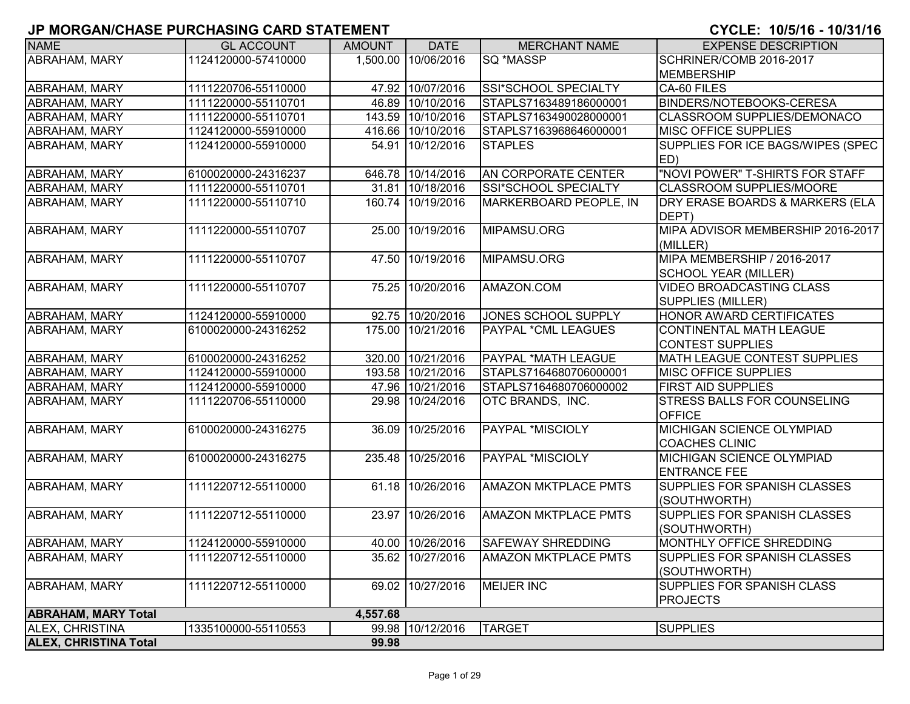# JP MORGAN/CHASE PURCHASING CARD STATEMENT

**CYCLE: 10/5/16 - 10/31/16**

| NAME | GL ACCOUNT | AMOUNT | DATE | MERCHANT NAME | EXPENSE DESCRIPTION |
|---|---|---|---|---|---|
| ABRAHAM, MARY | 1124120000-57410000 | 1,500.00 | 10/06/2016 | SQ *MASSP | SCHRINER/COMB 2016-2017 MEMBERSHIP |
| ABRAHAM, MARY | 1111220706-55110000 | 47.92 | 10/07/2016 | SSI*SCHOOL SPECIALTY | CA-60 FILES |
| ABRAHAM, MARY | 1111220000-55110701 | 46.89 | 10/10/2016 | STAPLS7163489186000001 | BINDERS/NOTEBOOKS-CERESA |
| ABRAHAM, MARY | 1111220000-55110701 | 143.59 | 10/10/2016 | STAPLS7163490028000001 | CLASSROOM SUPPLIES/DEMONACO |
| ABRAHAM, MARY | 1124120000-55910000 | 416.66 | 10/10/2016 | STAPLS7163968646000001 | MISC OFFICE SUPPLIES |
| ABRAHAM, MARY | 1124120000-55910000 | 54.91 | 10/12/2016 | STAPLES | SUPPLIES FOR ICE BAGS/WIPES (SPEC ED) |
| ABRAHAM, MARY | 6100020000-24316237 | 646.78 | 10/14/2016 | AN CORPORATE CENTER | "NOVI POWER" T-SHIRTS FOR STAFF |
| ABRAHAM, MARY | 1111220000-55110701 | 31.81 | 10/18/2016 | SSI*SCHOOL SPECIALTY | CLASSROOM SUPPLIES/MOORE |
| ABRAHAM, MARY | 1111220000-55110710 | 160.74 | 10/19/2016 | MARKERBOARD PEOPLE, IN | DRY ERASE BOARDS & MARKERS (ELA DEPT) |
| ABRAHAM, MARY | 1111220000-55110707 | 25.00 | 10/19/2016 | MIPAMSU.ORG | MIPA ADVISOR MEMBERSHIP 2016-2017 (MILLER) |
| ABRAHAM, MARY | 1111220000-55110707 | 47.50 | 10/19/2016 | MIPAMSU.ORG | MIPA MEMBERSHIP / 2016-2017 SCHOOL YEAR (MILLER) |
| ABRAHAM, MARY | 1111220000-55110707 | 75.25 | 10/20/2016 | AMAZON.COM | VIDEO BROADCASTING CLASS SUPPLIES (MILLER) |
| ABRAHAM, MARY | 1124120000-55910000 | 92.75 | 10/20/2016 | JONES SCHOOL SUPPLY | HONOR AWARD CERTIFICATES |
| ABRAHAM, MARY | 6100020000-24316252 | 175.00 | 10/21/2016 | PAYPAL *CML LEAGUES | CONTINENTAL MATH LEAGUE CONTEST SUPPLIES |
| ABRAHAM, MARY | 6100020000-24316252 | 320.00 | 10/21/2016 | PAYPAL *MATH LEAGUE | MATH LEAGUE CONTEST SUPPLIES |
| ABRAHAM, MARY | 1124120000-55910000 | 193.58 | 10/21/2016 | STAPLS7164680706000001 | MISC OFFICE SUPPLIES |
| ABRAHAM, MARY | 1124120000-55910000 | 47.96 | 10/21/2016 | STAPLS7164680706000002 | FIRST AID SUPPLIES |
| ABRAHAM, MARY | 1111220706-55110000 | 29.98 | 10/24/2016 | OTC BRANDS, INC. | STRESS BALLS FOR COUNSELING OFFICE |
| ABRAHAM, MARY | 6100020000-24316275 | 36.09 | 10/25/2016 | PAYPAL *MISCIOLY | MICHIGAN SCIENCE OLYMPIAD COACHES CLINIC |
| ABRAHAM, MARY | 6100020000-24316275 | 235.48 | 10/25/2016 | PAYPAL *MISCIOLY | MICHIGAN SCIENCE OLYMPIAD ENTRANCE FEE |
| ABRAHAM, MARY | 1111220712-55110000 | 61.18 | 10/26/2016 | AMAZON MKTPLACE PMTS | SUPPLIES FOR SPANISH CLASSES (SOUTHWORTH) |
| ABRAHAM, MARY | 1111220712-55110000 | 23.97 | 10/26/2016 | AMAZON MKTPLACE PMTS | SUPPLIES FOR SPANISH CLASSES (SOUTHWORTH) |
| ABRAHAM, MARY | 1124120000-55910000 | 40.00 | 10/26/2016 | SAFEWAY SHREDDING | MONTHLY OFFICE SHREDDING |
| ABRAHAM, MARY | 1111220712-55110000 | 35.62 | 10/27/2016 | AMAZON MKTPLACE PMTS | SUPPLIES FOR SPANISH CLASSES (SOUTHWORTH) |
| ABRAHAM, MARY | 1111220712-55110000 | 69.02 | 10/27/2016 | MEIJER INC | SUPPLIES FOR SPANISH CLASS PROJECTS |
| **ABRAHAM, MARY Total** | | **4,557.68** | | | |
| ALEX, CHRISTINA | 1335100000-55110553 | 99.98 | 10/12/2016 | TARGET | SUPPLIES |
| **ALEX, CHRISTINA Total** | | **99.98** | | | |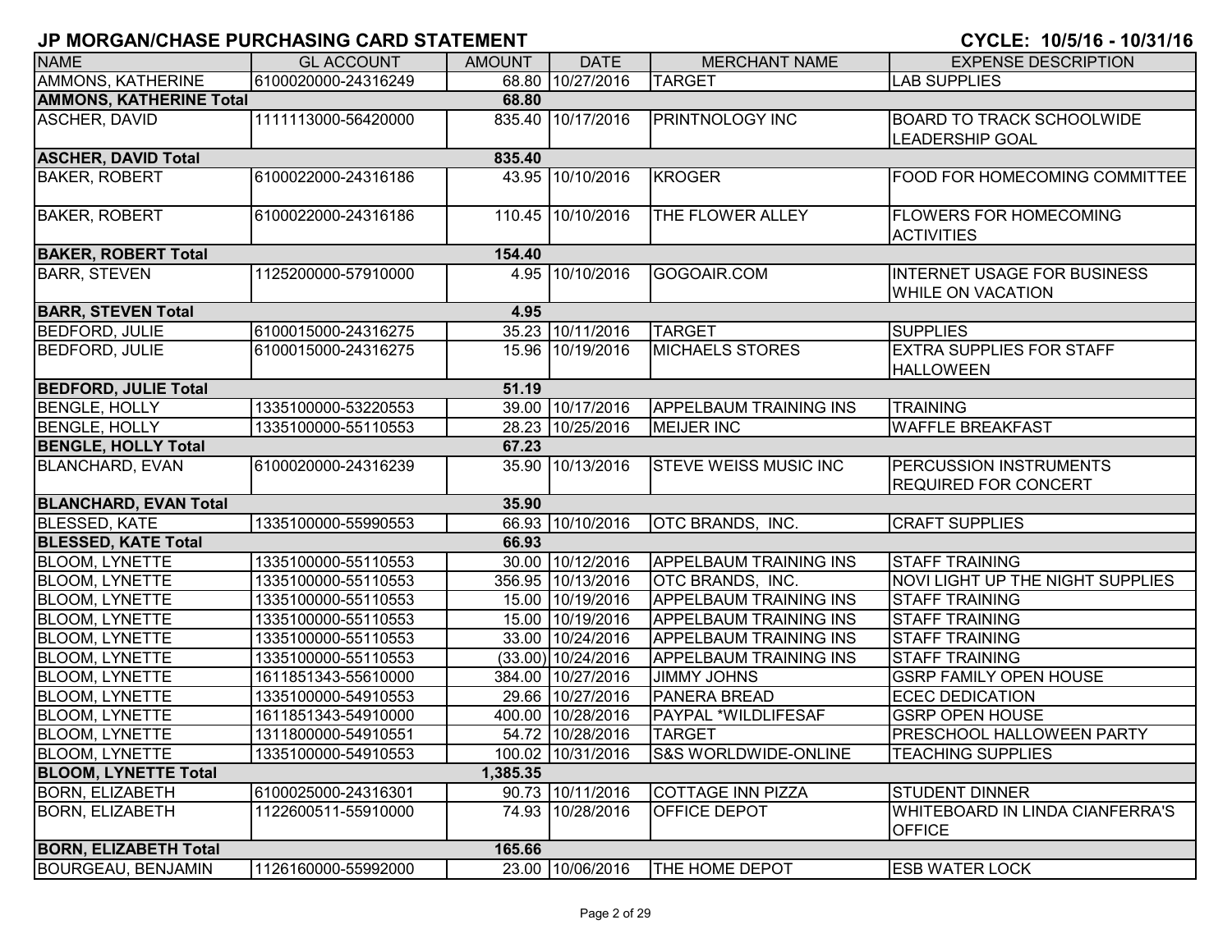## JP MORGAN/CHASE PURCHASING CARD STATEMENT

**CYCLE: 10/5/16 - 10/31/16**

| NAME | GL ACCOUNT | AMOUNT | DATE | MERCHANT NAME | EXPENSE DESCRIPTION |
|---|---|---|---|---|---|
| AMMONS, KATHERINE | 6100020000-24316249 | 68.80 | 10/27/2016 | TARGET | LAB SUPPLIES |
| **AMMONS, KATHERINE Total** | | **68.80** | | | |
| ASCHER, DAVID | 1111113000-56420000 | 835.40 | 10/17/2016 | PRINTNOLOGY INC | BOARD TO TRACK SCHOOLWIDE LEADERSHIP GOAL |
| **ASCHER, DAVID Total** | | **835.40** | | | |
| BAKER, ROBERT | 6100022000-24316186 | 43.95 | 10/10/2016 | KROGER | FOOD FOR HOMECOMING COMMITTEE |
| BAKER, ROBERT | 6100022000-24316186 | 110.45 | 10/10/2016 | THE FLOWER ALLEY | FLOWERS FOR HOMECOMING ACTIVITIES |
| **BAKER, ROBERT Total** | | **154.40** | | | |
| BARR, STEVEN | 1125200000-57910000 | 4.95 | 10/10/2016 | GOGOAIR.COM | INTERNET USAGE FOR BUSINESS WHILE ON VACATION |
| **BARR, STEVEN Total** | | **4.95** | | | |
| BEDFORD, JULIE | 6100015000-24316275 | 35.23 | 10/11/2016 | TARGET | SUPPLIES |
| BEDFORD, JULIE | 6100015000-24316275 | 15.96 | 10/19/2016 | MICHAELS STORES | EXTRA SUPPLIES FOR STAFF HALLOWEEN |
| **BEDFORD, JULIE Total** | | **51.19** | | | |
| BENGLE, HOLLY | 1335100000-53220553 | 39.00 | 10/17/2016 | APPELBAUM TRAINING INS | TRAINING |
| BENGLE, HOLLY | 1335100000-55110553 | 28.23 | 10/25/2016 | MEIJER INC | WAFFLE BREAKFAST |
| **BENGLE, HOLLY Total** | | **67.23** | | | |
| BLANCHARD, EVAN | 6100020000-24316239 | 35.90 | 10/13/2016 | STEVE WEISS MUSIC INC | PERCUSSION INSTRUMENTS REQUIRED FOR CONCERT |
| **BLANCHARD, EVAN Total** | | **35.90** | | | |
| BLESSED, KATE | 1335100000-55990553 | 66.93 | 10/10/2016 | OTC BRANDS, INC. | CRAFT SUPPLIES |
| **BLESSED, KATE Total** | | **66.93** | | | |
| BLOOM, LYNETTE | 1335100000-55110553 | 30.00 | 10/12/2016 | APPELBAUM TRAINING INS | STAFF TRAINING |
| BLOOM, LYNETTE | 1335100000-55110553 | 356.95 | 10/13/2016 | OTC BRANDS, INC. | NOVI LIGHT UP THE NIGHT SUPPLIES |
| BLOOM, LYNETTE | 1335100000-55110553 | 15.00 | 10/19/2016 | APPELBAUM TRAINING INS | STAFF TRAINING |
| BLOOM, LYNETTE | 1335100000-55110553 | 15.00 | 10/19/2016 | APPELBAUM TRAINING INS | STAFF TRAINING |
| BLOOM, LYNETTE | 1335100000-55110553 | 33.00 | 10/24/2016 | APPELBAUM TRAINING INS | STAFF TRAINING |
| BLOOM, LYNETTE | 1335100000-55110553 | (33.00) | 10/24/2016 | APPELBAUM TRAINING INS | STAFF TRAINING |
| BLOOM, LYNETTE | 1611851343-55610000 | 384.00 | 10/27/2016 | JIMMY JOHNS | GSRP FAMILY OPEN HOUSE |
| BLOOM, LYNETTE | 1335100000-54910553 | 29.66 | 10/27/2016 | PANERA BREAD | ECEC DEDICATION |
| BLOOM, LYNETTE | 1611851343-54910000 | 400.00 | 10/28/2016 | PAYPAL *WILDLIFESAF | GSRP OPEN HOUSE |
| BLOOM, LYNETTE | 1311800000-54910551 | 54.72 | 10/28/2016 | TARGET | PRESCHOOL HALLOWEEN PARTY |
| BLOOM, LYNETTE | 1335100000-54910553 | 100.02 | 10/31/2016 | S&S WORLDWIDE-ONLINE | TEACHING SUPPLIES |
| **BLOOM, LYNETTE Total** | | **1,385.35** | | | |
| BORN, ELIZABETH | 6100025000-24316301 | 90.73 | 10/11/2016 | COTTAGE INN PIZZA | STUDENT DINNER |
| BORN, ELIZABETH | 1122600511-55910000 | 74.93 | 10/28/2016 | OFFICE DEPOT | WHITEBOARD IN LINDA CIANFERRA'S OFFICE |
| **BORN, ELIZABETH Total** | | **165.66** | | | |
| BOURGEAU, BENJAMIN | 1126160000-55992000 | 23.00 | 10/06/2016 | THE HOME DEPOT | ESB WATER LOCK |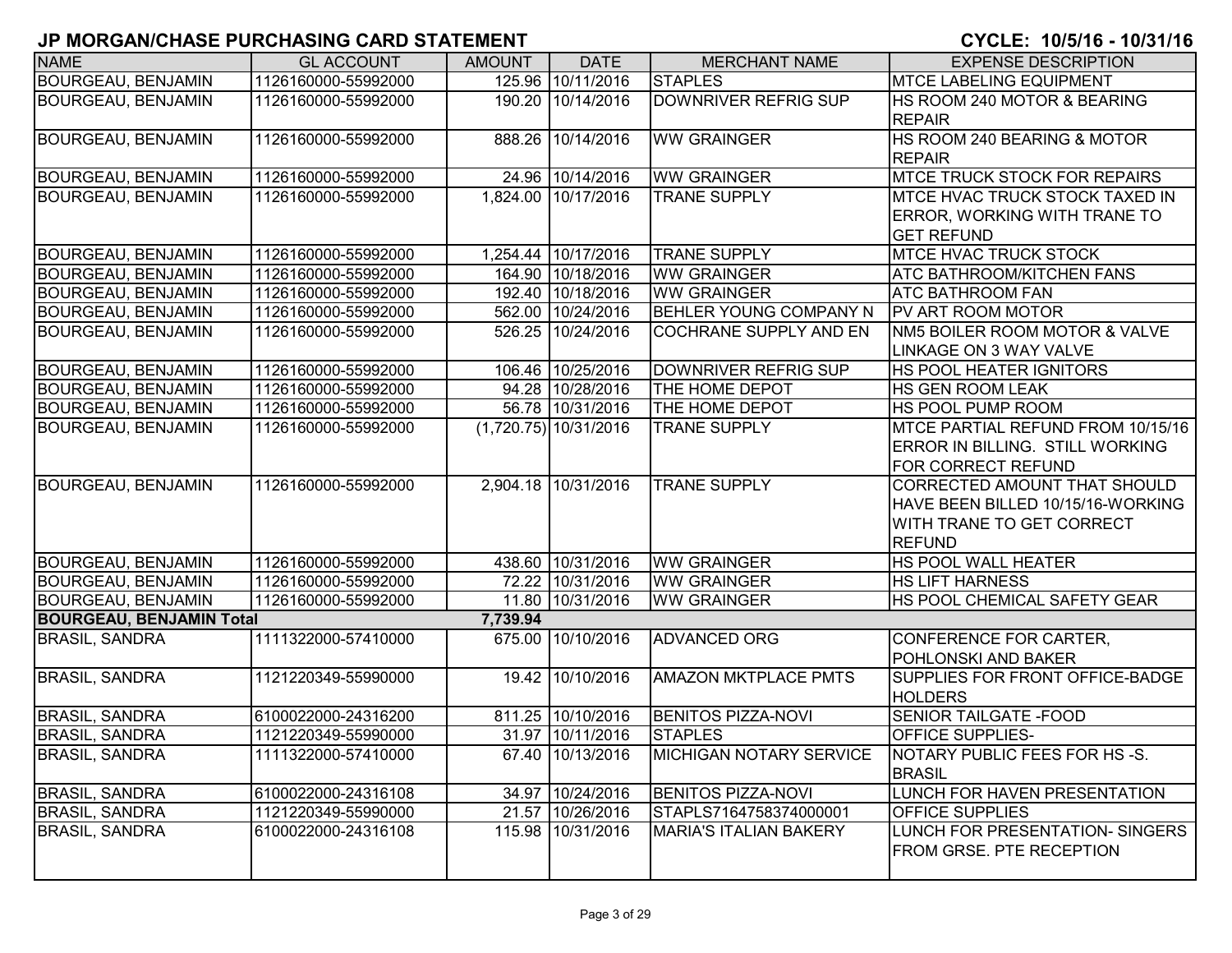# JP MORGAN/CHASE PURCHASING CARD STATEMENT

**CYCLE: 10/5/16 - 10/31/16**

| NAME | GL ACCOUNT | AMOUNT | DATE | MERCHANT NAME | EXPENSE DESCRIPTION |
|---|---|---|---|---|---|
| BOURGEAU, BENJAMIN | 1126160000-55992000 | 125.96 | 10/11/2016 | STAPLES | MTCE LABELING EQUIPMENT |
| BOURGEAU, BENJAMIN | 1126160000-55992000 | 190.20 | 10/14/2016 | DOWNRIVER REFRIG SUP | HS ROOM 240 MOTOR & BEARING REPAIR |
| BOURGEAU, BENJAMIN | 1126160000-55992000 | 888.26 | 10/14/2016 | WW GRAINGER | HS ROOM 240 BEARING & MOTOR REPAIR |
| BOURGEAU, BENJAMIN | 1126160000-55992000 | 24.96 | 10/14/2016 | WW GRAINGER | MTCE TRUCK STOCK FOR REPAIRS |
| BOURGEAU, BENJAMIN | 1126160000-55992000 | 1,824.00 | 10/17/2016 | TRANE SUPPLY | MTCE HVAC TRUCK STOCK TAXED IN ERROR, WORKING WITH TRANE TO GET REFUND |
| BOURGEAU, BENJAMIN | 1126160000-55992000 | 1,254.44 | 10/17/2016 | TRANE SUPPLY | MTCE HVAC TRUCK STOCK |
| BOURGEAU, BENJAMIN | 1126160000-55992000 | 164.90 | 10/18/2016 | WW GRAINGER | ATC BATHROOM/KITCHEN FANS |
| BOURGEAU, BENJAMIN | 1126160000-55992000 | 192.40 | 10/18/2016 | WW GRAINGER | ATC BATHROOM FAN |
| BOURGEAU, BENJAMIN | 1126160000-55992000 | 562.00 | 10/24/2016 | BEHLER YOUNG COMPANY N | PV ART ROOM MOTOR |
| BOURGEAU, BENJAMIN | 1126160000-55992000 | 526.25 | 10/24/2016 | COCHRANE SUPPLY AND EN | NM5 BOILER ROOM MOTOR & VALVE LINKAGE ON 3 WAY VALVE |
| BOURGEAU, BENJAMIN | 1126160000-55992000 | 106.46 | 10/25/2016 | DOWNRIVER REFRIG SUP | HS POOL HEATER IGNITORS |
| BOURGEAU, BENJAMIN | 1126160000-55992000 | 94.28 | 10/28/2016 | THE HOME DEPOT | HS GEN ROOM LEAK |
| BOURGEAU, BENJAMIN | 1126160000-55992000 | 56.78 | 10/31/2016 | THE HOME DEPOT | HS POOL PUMP ROOM |
| BOURGEAU, BENJAMIN | 1126160000-55992000 | (1,720.75) | 10/31/2016 | TRANE SUPPLY | MTCE PARTIAL REFUND FROM 10/15/16 ERROR IN BILLING. STILL WORKING FOR CORRECT REFUND |
| BOURGEAU, BENJAMIN | 1126160000-55992000 | 2,904.18 | 10/31/2016 | TRANE SUPPLY | CORRECTED AMOUNT THAT SHOULD HAVE BEEN BILLED 10/15/16-WORKING WITH TRANE TO GET CORRECT REFUND |
| BOURGEAU, BENJAMIN | 1126160000-55992000 | 438.60 | 10/31/2016 | WW GRAINGER | HS POOL WALL HEATER |
| BOURGEAU, BENJAMIN | 1126160000-55992000 | 72.22 | 10/31/2016 | WW GRAINGER | HS LIFT HARNESS |
| BOURGEAU, BENJAMIN | 1126160000-55992000 | 11.80 | 10/31/2016 | WW GRAINGER | HS POOL CHEMICAL SAFETY GEAR |
| **BOURGEAU, BENJAMIN Total** | | **7,739.94** | | | |
| BRASIL, SANDRA | 1111322000-57410000 | 675.00 | 10/10/2016 | ADVANCED ORG | CONFERENCE FOR CARTER, POHLONSKI AND BAKER |
| BRASIL, SANDRA | 1121220349-55990000 | 19.42 | 10/10/2016 | AMAZON MKTPLACE PMTS | SUPPLIES FOR FRONT OFFICE-BADGE HOLDERS |
| BRASIL, SANDRA | 6100022000-24316200 | 811.25 | 10/10/2016 | BENITOS PIZZA-NOVI | SENIOR TAILGATE -FOOD |
| BRASIL, SANDRA | 1121220349-55990000 | 31.97 | 10/11/2016 | STAPLES | OFFICE SUPPLIES- |
| BRASIL, SANDRA | 1111322000-57410000 | 67.40 | 10/13/2016 | MICHIGAN NOTARY SERVICE | NOTARY PUBLIC FEES FOR HS -S. BRASIL |
| BRASIL, SANDRA | 6100022000-24316108 | 34.97 | 10/24/2016 | BENITOS PIZZA-NOVI | LUNCH FOR HAVEN PRESENTATION |
| BRASIL, SANDRA | 1121220349-55990000 | 21.57 | 10/26/2016 | STAPLS7164758374000001 | OFFICE SUPPLIES |
| BRASIL, SANDRA | 6100022000-24316108 | 115.98 | 10/31/2016 | MARIA'S ITALIAN BAKERY | LUNCH FOR PRESENTATION- SINGERS FROM GRSE. PTE RECEPTION |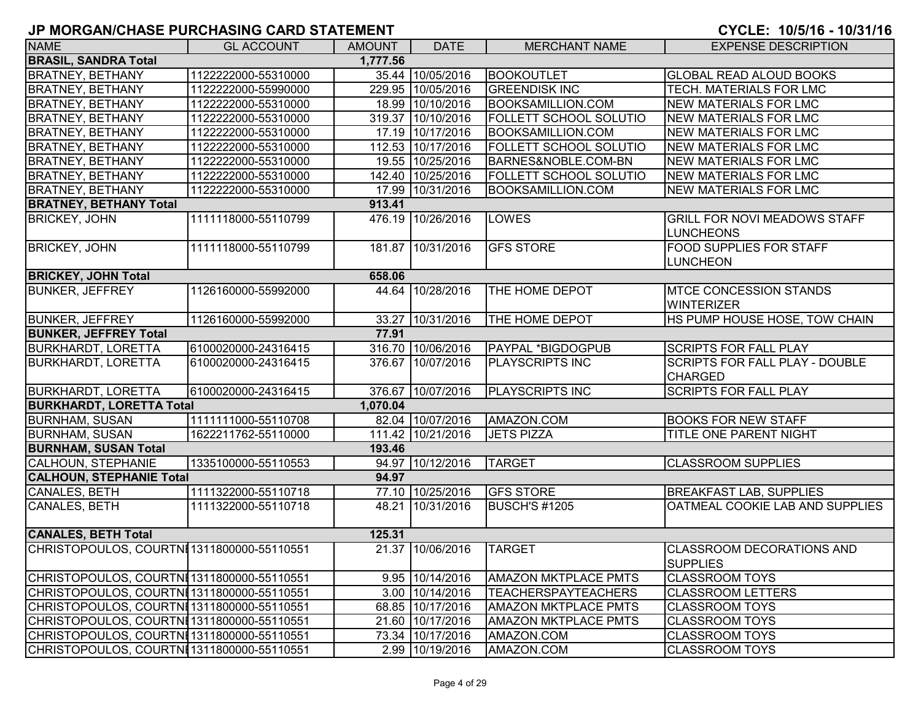# JP MORGAN/CHASE PURCHASING CARD STATEMENT

**CYCLE: 10/5/16 - 10/31/16**

| NAME | GL ACCOUNT | AMOUNT | DATE | MERCHANT NAME | EXPENSE DESCRIPTION |
|---|---|---|---|---|---|
| **BRASIL, SANDRA Total** | | **1,777.56** | | | |
| BRATNEY, BETHANY | 1122222000-55310000 | 35.44 | 10/05/2016 | BOOKOUTLET | GLOBAL READ ALOUD BOOKS |
| BRATNEY, BETHANY | 1122222000-55990000 | 229.95 | 10/05/2016 | GREENDISK INC | TECH. MATERIALS FOR LMC |
| BRATNEY, BETHANY | 1122222000-55310000 | 18.99 | 10/10/2016 | BOOKSAMILLION.COM | NEW MATERIALS FOR LMC |
| BRATNEY, BETHANY | 1122222000-55310000 | 319.37 | 10/10/2016 | FOLLETT SCHOOL SOLUTIO | NEW MATERIALS FOR LMC |
| BRATNEY, BETHANY | 1122222000-55310000 | 17.19 | 10/17/2016 | BOOKSAMILLION.COM | NEW MATERIALS FOR LMC |
| BRATNEY, BETHANY | 1122222000-55310000 | 112.53 | 10/17/2016 | FOLLETT SCHOOL SOLUTIO | NEW MATERIALS FOR LMC |
| BRATNEY, BETHANY | 1122222000-55310000 | 19.55 | 10/25/2016 | BARNES&NOBLE.COM-BN | NEW MATERIALS FOR LMC |
| BRATNEY, BETHANY | 1122222000-55310000 | 142.40 | 10/25/2016 | FOLLETT SCHOOL SOLUTIO | NEW MATERIALS FOR LMC |
| BRATNEY, BETHANY | 1122222000-55310000 | 17.99 | 10/31/2016 | BOOKSAMILLION.COM | NEW MATERIALS FOR LMC |
| **BRATNEY, BETHANY Total** | | **913.41** | | | |
| BRICKEY, JOHN | 1111118000-55110799 | 476.19 | 10/26/2016 | LOWES | GRILL FOR NOVI MEADOWS STAFF LUNCHEONS |
| BRICKEY, JOHN | 1111118000-55110799 | 181.87 | 10/31/2016 | GFS STORE | FOOD SUPPLIES FOR STAFF LUNCHEON |
| **BRICKEY, JOHN Total** | | **658.06** | | | |
| BUNKER, JEFFREY | 1126160000-55992000 | 44.64 | 10/28/2016 | THE HOME DEPOT | MTCE CONCESSION STANDS WINTERIZER |
| BUNKER, JEFFREY | 1126160000-55992000 | 33.27 | 10/31/2016 | THE HOME DEPOT | HS PUMP HOUSE HOSE, TOW CHAIN |
| **BUNKER, JEFFREY Total** | | **77.91** | | | |
| BURKHARDT, LORETTA | 6100020000-24316415 | 316.70 | 10/06/2016 | PAYPAL *BIGDOGPUB | SCRIPTS FOR FALL PLAY |
| BURKHARDT, LORETTA | 6100020000-24316415 | 376.67 | 10/07/2016 | PLAYSCRIPTS INC | SCRIPTS FOR FALL PLAY - DOUBLE CHARGED |
| BURKHARDT, LORETTA | 6100020000-24316415 | 376.67 | 10/07/2016 | PLAYSCRIPTS INC | SCRIPTS FOR FALL PLAY |
| **BURKHARDT, LORETTA Total** | | **1,070.04** | | | |
| BURNHAM, SUSAN | 1111111000-55110708 | 82.04 | 10/07/2016 | AMAZON.COM | BOOKS FOR NEW STAFF |
| BURNHAM, SUSAN | 1622211762-55110000 | 111.42 | 10/21/2016 | JETS PIZZA | TITLE ONE PARENT NIGHT |
| **BURNHAM, SUSAN Total** | | **193.46** | | | |
| CALHOUN, STEPHANIE | 1335100000-55110553 | 94.97 | 10/12/2016 | TARGET | CLASSROOM SUPPLIES |
| **CALHOUN, STEPHANIE Total** | | **94.97** | | | |
| CANALES, BETH | 1111322000-55110718 | 77.10 | 10/25/2016 | GFS STORE | BREAKFAST LAB, SUPPLIES |
| CANALES, BETH | 1111322000-55110718 | 48.21 | 10/31/2016 | BUSCH'S #1205 | OATMEAL COOKIE LAB AND SUPPLIES |
| **CANALES, BETH Total** | | **125.31** | | | |
| CHRISTOPOULOS, COURTNI | 1311800000-55110551 | 21.37 | 10/06/2016 | TARGET | CLASSROOM DECORATIONS AND SUPPLIES |
| CHRISTOPOULOS, COURTNI | 1311800000-55110551 | 9.95 | 10/14/2016 | AMAZON MKTPLACE PMTS | CLASSROOM TOYS |
| CHRISTOPOULOS, COURTNI | 1311800000-55110551 | 3.00 | 10/14/2016 | TEACHERSPAYTEACHERS | CLASSROOM LETTERS |
| CHRISTOPOULOS, COURTNI | 1311800000-55110551 | 68.85 | 10/17/2016 | AMAZON MKTPLACE PMTS | CLASSROOM TOYS |
| CHRISTOPOULOS, COURTNI | 1311800000-55110551 | 21.60 | 10/17/2016 | AMAZON MKTPLACE PMTS | CLASSROOM TOYS |
| CHRISTOPOULOS, COURTNI | 1311800000-55110551 | 73.34 | 10/17/2016 | AMAZON.COM | CLASSROOM TOYS |
| CHRISTOPOULOS, COURTNI | 1311800000-55110551 | 2.99 | 10/19/2016 | AMAZON.COM | CLASSROOM TOYS |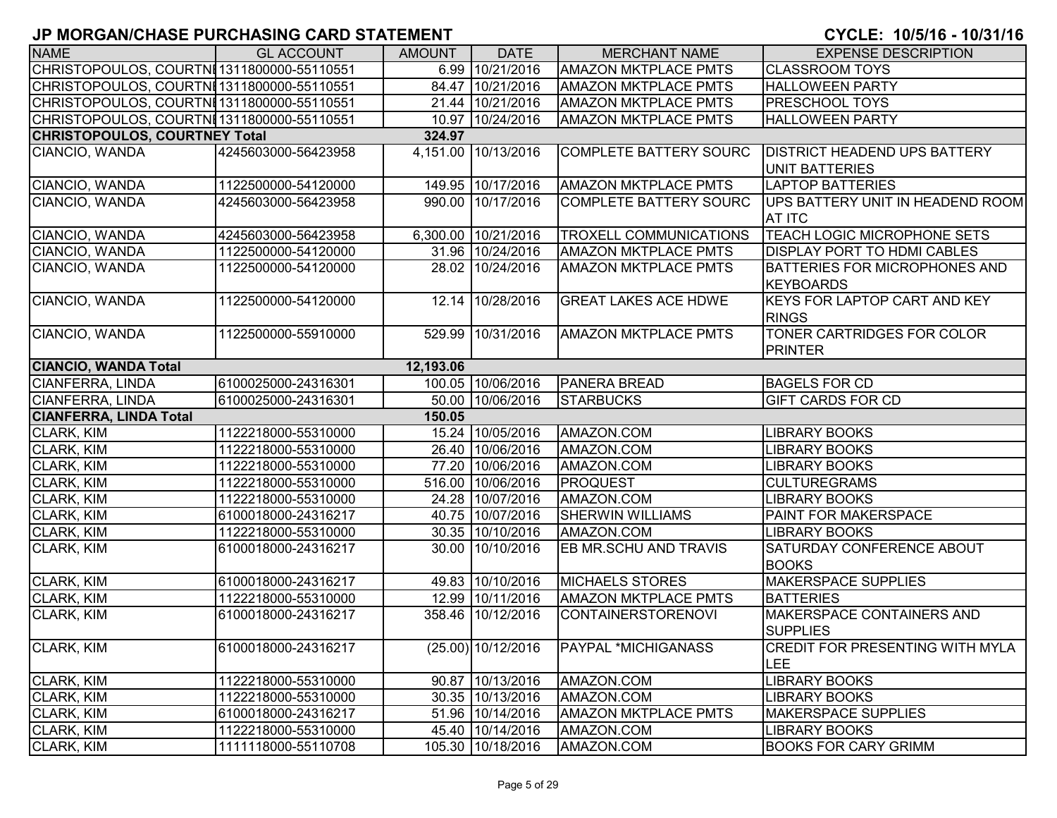# JP MORGAN/CHASE PURCHASING CARD STATEMENT

**CYCLE: 10/5/16 - 10/31/16**

| NAME | GL ACCOUNT | AMOUNT | DATE | MERCHANT NAME | EXPENSE DESCRIPTION |
|---|---|---|---|---|---|
| CHRISTOPOULOS, COURTNI | 1311800000-55110551 | 6.99 | 10/21/2016 | AMAZON MKTPLACE PMTS | CLASSROOM TOYS |
| CHRISTOPOULOS, COURTNI | 1311800000-55110551 | 84.47 | 10/21/2016 | AMAZON MKTPLACE PMTS | HALLOWEEN PARTY |
| CHRISTOPOULOS, COURTNI | 1311800000-55110551 | 21.44 | 10/21/2016 | AMAZON MKTPLACE PMTS | PRESCHOOL TOYS |
| CHRISTOPOULOS, COURTNI | 1311800000-55110551 | 10.97 | 10/24/2016 | AMAZON MKTPLACE PMTS | HALLOWEEN PARTY |
| **CHRISTOPOULOS, COURTNEY Total** | | **324.97** | | | |
| CIANCIO, WANDA | 4245603000-56423958 | 4,151.00 | 10/13/2016 | COMPLETE BATTERY SOURC | DISTRICT HEADEND UPS BATTERY UNIT BATTERIES |
| CIANCIO, WANDA | 1122500000-54120000 | 149.95 | 10/17/2016 | AMAZON MKTPLACE PMTS | LAPTOP BATTERIES |
| CIANCIO, WANDA | 4245603000-56423958 | 990.00 | 10/17/2016 | COMPLETE BATTERY SOURC | UPS BATTERY UNIT IN HEADEND ROOM AT ITC |
| CIANCIO, WANDA | 4245603000-56423958 | 6,300.00 | 10/21/2016 | TROXELL COMMUNICATIONS | TEACH LOGIC MICROPHONE SETS |
| CIANCIO, WANDA | 1122500000-54120000 | 31.96 | 10/24/2016 | AMAZON MKTPLACE PMTS | DISPLAY PORT TO HDMI CABLES |
| CIANCIO, WANDA | 1122500000-54120000 | 28.02 | 10/24/2016 | AMAZON MKTPLACE PMTS | BATTERIES FOR MICROPHONES AND KEYBOARDS |
| CIANCIO, WANDA | 1122500000-54120000 | 12.14 | 10/28/2016 | GREAT LAKES ACE HDWE | KEYS FOR LAPTOP CART AND KEY RINGS |
| CIANCIO, WANDA | 1122500000-55910000 | 529.99 | 10/31/2016 | AMAZON MKTPLACE PMTS | TONER CARTRIDGES FOR COLOR PRINTER |
| **CIANCIO, WANDA Total** | | **12,193.06** | | | |
| CIANFERRA, LINDA | 6100025000-24316301 | 100.05 | 10/06/2016 | PANERA BREAD | BAGELS FOR CD |
| CIANFERRA, LINDA | 6100025000-24316301 | 50.00 | 10/06/2016 | STARBUCKS | GIFT CARDS FOR CD |
| **CIANFERRA, LINDA Total** | | **150.05** | | | |
| CLARK, KIM | 1122218000-55310000 | 15.24 | 10/05/2016 | AMAZON.COM | LIBRARY BOOKS |
| CLARK, KIM | 1122218000-55310000 | 26.40 | 10/06/2016 | AMAZON.COM | LIBRARY BOOKS |
| CLARK, KIM | 1122218000-55310000 | 77.20 | 10/06/2016 | AMAZON.COM | LIBRARY BOOKS |
| CLARK, KIM | 1122218000-55310000 | 516.00 | 10/06/2016 | PROQUEST | CULTUREGRAMS |
| CLARK, KIM | 1122218000-55310000 | 24.28 | 10/07/2016 | AMAZON.COM | LIBRARY BOOKS |
| CLARK, KIM | 6100018000-24316217 | 40.75 | 10/07/2016 | SHERWIN WILLIAMS | PAINT FOR MAKERSPACE |
| CLARK, KIM | 1122218000-55310000 | 30.35 | 10/10/2016 | AMAZON.COM | LIBRARY BOOKS |
| CLARK, KIM | 6100018000-24316217 | 30.00 | 10/10/2016 | EB MR.SCHU AND TRAVIS | SATURDAY CONFERENCE ABOUT BOOKS |
| CLARK, KIM | 6100018000-24316217 | 49.83 | 10/10/2016 | MICHAELS STORES | MAKERSPACE SUPPLIES |
| CLARK, KIM | 1122218000-55310000 | 12.99 | 10/11/2016 | AMAZON MKTPLACE PMTS | BATTERIES |
| CLARK, KIM | 6100018000-24316217 | 358.46 | 10/12/2016 | CONTAINERSTORENOVI | MAKERSPACE CONTAINERS AND SUPPLIES |
| CLARK, KIM | 6100018000-24316217 | (25.00) | 10/12/2016 | PAYPAL *MICHIGANASS | CREDIT FOR PRESENTING WITH MYLA LEE |
| CLARK, KIM | 1122218000-55310000 | 90.87 | 10/13/2016 | AMAZON.COM | LIBRARY BOOKS |
| CLARK, KIM | 1122218000-55310000 | 30.35 | 10/13/2016 | AMAZON.COM | LIBRARY BOOKS |
| CLARK, KIM | 6100018000-24316217 | 51.96 | 10/14/2016 | AMAZON MKTPLACE PMTS | MAKERSPACE SUPPLIES |
| CLARK, KIM | 1122218000-55310000 | 45.40 | 10/14/2016 | AMAZON.COM | LIBRARY BOOKS |
| CLARK, KIM | 1111118000-55110708 | 105.30 | 10/18/2016 | AMAZON.COM | BOOKS FOR CARY GRIMM |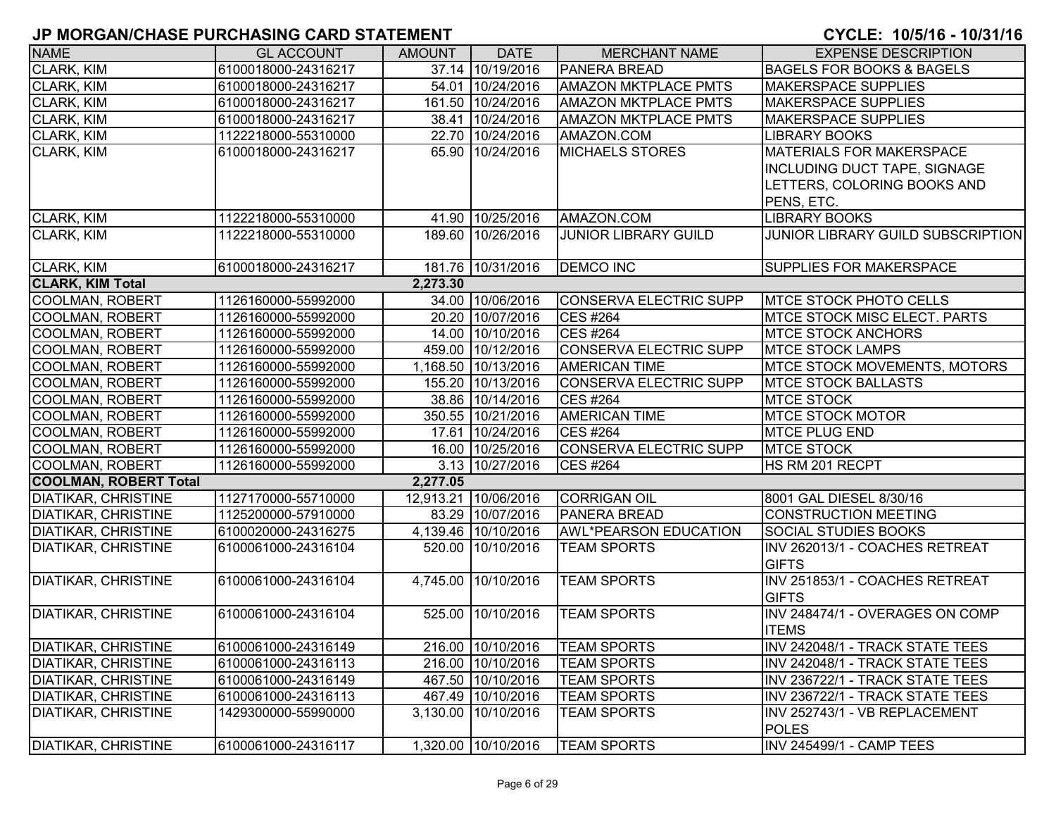# JP MORGAN/CHASE PURCHASING CARD STATEMENT

**CYCLE: 10/5/16 - 10/31/16**

| NAME | GL ACCOUNT | AMOUNT | DATE | MERCHANT NAME | EXPENSE DESCRIPTION |
|---|---|---|---|---|---|
| CLARK, KIM | 6100018000-24316217 | 37.14 | 10/19/2016 | PANERA BREAD | BAGELS FOR BOOKS & BAGELS |
| CLARK, KIM | 6100018000-24316217 | 54.01 | 10/24/2016 | AMAZON MKTPLACE PMTS | MAKERSPACE SUPPLIES |
| CLARK, KIM | 6100018000-24316217 | 161.50 | 10/24/2016 | AMAZON MKTPLACE PMTS | MAKERSPACE SUPPLIES |
| CLARK, KIM | 6100018000-24316217 | 38.41 | 10/24/2016 | AMAZON MKTPLACE PMTS | MAKERSPACE SUPPLIES |
| CLARK, KIM | 1122218000-55310000 | 22.70 | 10/24/2016 | AMAZON.COM | LIBRARY BOOKS |
| CLARK, KIM | 6100018000-24316217 | 65.90 | 10/24/2016 | MICHAELS STORES | MATERIALS FOR MAKERSPACE INCLUDING DUCT TAPE, SIGNAGE LETTERS, COLORING BOOKS AND PENS, ETC. |
| CLARK, KIM | 1122218000-55310000 | 41.90 | 10/25/2016 | AMAZON.COM | LIBRARY BOOKS |
| CLARK, KIM | 1122218000-55310000 | 189.60 | 10/26/2016 | JUNIOR LIBRARY GUILD | JUNIOR LIBRARY GUILD SUBSCRIPTION |
| CLARK, KIM | 6100018000-24316217 | 181.76 | 10/31/2016 | DEMCO INC | SUPPLIES FOR MAKERSPACE |
| **CLARK, KIM Total** | | **2,273.30** | | | |
| COOLMAN, ROBERT | 1126160000-55992000 | 34.00 | 10/06/2016 | CONSERVA ELECTRIC SUPP | MTCE STOCK PHOTO CELLS |
| COOLMAN, ROBERT | 1126160000-55992000 | 20.20 | 10/07/2016 | CES #264 | MTCE STOCK MISC ELECT. PARTS |
| COOLMAN, ROBERT | 1126160000-55992000 | 14.00 | 10/10/2016 | CES #264 | MTCE STOCK ANCHORS |
| COOLMAN, ROBERT | 1126160000-55992000 | 459.00 | 10/12/2016 | CONSERVA ELECTRIC SUPP | MTCE STOCK LAMPS |
| COOLMAN, ROBERT | 1126160000-55992000 | 1,168.50 | 10/13/2016 | AMERICAN TIME | MTCE STOCK MOVEMENTS, MOTORS |
| COOLMAN, ROBERT | 1126160000-55992000 | 155.20 | 10/13/2016 | CONSERVA ELECTRIC SUPP | MTCE STOCK BALLASTS |
| COOLMAN, ROBERT | 1126160000-55992000 | 38.86 | 10/14/2016 | CES #264 | MTCE STOCK |
| COOLMAN, ROBERT | 1126160000-55992000 | 350.55 | 10/21/2016 | AMERICAN TIME | MTCE STOCK MOTOR |
| COOLMAN, ROBERT | 1126160000-55992000 | 17.61 | 10/24/2016 | CES #264 | MTCE PLUG END |
| COOLMAN, ROBERT | 1126160000-55992000 | 16.00 | 10/25/2016 | CONSERVA ELECTRIC SUPP | MTCE STOCK |
| COOLMAN, ROBERT | 1126160000-55992000 | 3.13 | 10/27/2016 | CES #264 | HS RM 201 RECPT |
| **COOLMAN, ROBERT Total** | | **2,277.05** | | | |
| DIATIKAR, CHRISTINE | 1127170000-55710000 | 12,913.21 | 10/06/2016 | CORRIGAN OIL | 8001 GAL DIESEL 8/30/16 |
| DIATIKAR, CHRISTINE | 1125200000-57910000 | 83.29 | 10/07/2016 | PANERA BREAD | CONSTRUCTION MEETING |
| DIATIKAR, CHRISTINE | 6100020000-24316275 | 4,139.46 | 10/10/2016 | AWL*PEARSON EDUCATION | SOCIAL STUDIES BOOKS |
| DIATIKAR, CHRISTINE | 6100061000-24316104 | 520.00 | 10/10/2016 | TEAM SPORTS | INV 262013/1 - COACHES RETREAT GIFTS |
| DIATIKAR, CHRISTINE | 6100061000-24316104 | 4,745.00 | 10/10/2016 | TEAM SPORTS | INV 251853/1 - COACHES RETREAT GIFTS |
| DIATIKAR, CHRISTINE | 6100061000-24316104 | 525.00 | 10/10/2016 | TEAM SPORTS | INV 248474/1 - OVERAGES ON COMP ITEMS |
| DIATIKAR, CHRISTINE | 6100061000-24316149 | 216.00 | 10/10/2016 | TEAM SPORTS | INV 242048/1 - TRACK STATE TEES |
| DIATIKAR, CHRISTINE | 6100061000-24316113 | 216.00 | 10/10/2016 | TEAM SPORTS | INV 242048/1 - TRACK STATE TEES |
| DIATIKAR, CHRISTINE | 6100061000-24316149 | 467.50 | 10/10/2016 | TEAM SPORTS | INV 236722/1 - TRACK STATE TEES |
| DIATIKAR, CHRISTINE | 6100061000-24316113 | 467.49 | 10/10/2016 | TEAM SPORTS | INV 236722/1 - TRACK STATE TEES |
| DIATIKAR, CHRISTINE | 1429300000-55990000 | 3,130.00 | 10/10/2016 | TEAM SPORTS | INV 252743/1 - VB REPLACEMENT POLES |
| DIATIKAR, CHRISTINE | 6100061000-24316117 | 1,320.00 | 10/10/2016 | TEAM SPORTS | INV 245499/1 - CAMP TEES |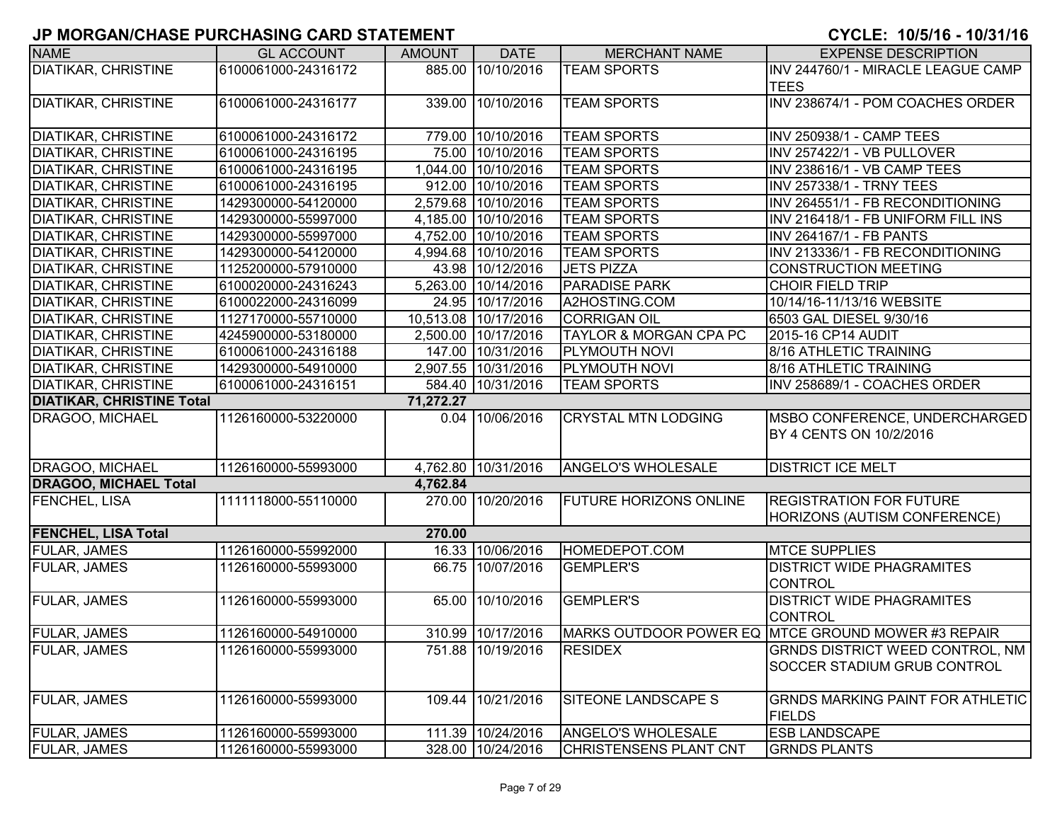## JP MORGAN/CHASE PURCHASING CARD STATEMENT

**CYCLE: 10/5/16 - 10/31/16**

| NAME | GL ACCOUNT | AMOUNT | DATE | MERCHANT NAME | EXPENSE DESCRIPTION |
|---|---|---|---|---|---|
| DIATIKAR, CHRISTINE | 6100061000-24316172 | 885.00 | 10/10/2016 | TEAM SPORTS | INV 244760/1 - MIRACLE LEAGUE CAMP TEES |
| DIATIKAR, CHRISTINE | 6100061000-24316177 | 339.00 | 10/10/2016 | TEAM SPORTS | INV 238674/1 - POM COACHES ORDER |
| DIATIKAR, CHRISTINE | 6100061000-24316172 | 779.00 | 10/10/2016 | TEAM SPORTS | INV 250938/1 - CAMP TEES |
| DIATIKAR, CHRISTINE | 6100061000-24316195 | 75.00 | 10/10/2016 | TEAM SPORTS | INV 257422/1 - VB PULLOVER |
| DIATIKAR, CHRISTINE | 6100061000-24316195 | 1,044.00 | 10/10/2016 | TEAM SPORTS | INV 238616/1 - VB CAMP TEES |
| DIATIKAR, CHRISTINE | 6100061000-24316195 | 912.00 | 10/10/2016 | TEAM SPORTS | INV 257338/1 - TRNY TEES |
| DIATIKAR, CHRISTINE | 1429300000-54120000 | 2,579.68 | 10/10/2016 | TEAM SPORTS | INV 264551/1 - FB RECONDITIONING |
| DIATIKAR, CHRISTINE | 1429300000-55997000 | 4,185.00 | 10/10/2016 | TEAM SPORTS | INV 216418/1 - FB UNIFORM FILL INS |
| DIATIKAR, CHRISTINE | 1429300000-55997000 | 4,752.00 | 10/10/2016 | TEAM SPORTS | INV 264167/1 - FB PANTS |
| DIATIKAR, CHRISTINE | 1429300000-54120000 | 4,994.68 | 10/10/2016 | TEAM SPORTS | INV 213336/1 - FB RECONDITIONING |
| DIATIKAR, CHRISTINE | 1125200000-57910000 | 43.98 | 10/12/2016 | JETS PIZZA | CONSTRUCTION MEETING |
| DIATIKAR, CHRISTINE | 6100020000-24316243 | 5,263.00 | 10/14/2016 | PARADISE PARK | CHOIR FIELD TRIP |
| DIATIKAR, CHRISTINE | 6100022000-24316099 | 24.95 | 10/17/2016 | A2HOSTING.COM | 10/14/16-11/13/16 WEBSITE |
| DIATIKAR, CHRISTINE | 1127170000-55710000 | 10,513.08 | 10/17/2016 | CORRIGAN OIL | 6503 GAL DIESEL 9/30/16 |
| DIATIKAR, CHRISTINE | 4245900000-53180000 | 2,500.00 | 10/17/2016 | TAYLOR & MORGAN CPA PC | 2015-16 CP14 AUDIT |
| DIATIKAR, CHRISTINE | 6100061000-24316188 | 147.00 | 10/31/2016 | PLYMOUTH NOVI | 8/16 ATHLETIC TRAINING |
| DIATIKAR, CHRISTINE | 1429300000-54910000 | 2,907.55 | 10/31/2016 | PLYMOUTH NOVI | 8/16 ATHLETIC TRAINING |
| DIATIKAR, CHRISTINE | 6100061000-24316151 | 584.40 | 10/31/2016 | TEAM SPORTS | INV 258689/1 - COACHES ORDER |
| **DIATIKAR, CHRISTINE Total** | | **71,272.27** | | | |
| DRAGOO, MICHAEL | 1126160000-53220000 | 0.04 | 10/06/2016 | CRYSTAL MTN LODGING | MSBO CONFERENCE, UNDERCHARGED BY 4 CENTS ON 10/2/2016 |
| DRAGOO, MICHAEL | 1126160000-55993000 | 4,762.80 | 10/31/2016 | ANGELO'S WHOLESALE | DISTRICT ICE MELT |
| **DRAGOO, MICHAEL Total** | | **4,762.84** | | | |
| FENCHEL, LISA | 1111118000-55110000 | 270.00 | 10/20/2016 | FUTURE HORIZONS ONLINE | REGISTRATION FOR FUTURE HORIZONS (AUTISM CONFERENCE) |
| **FENCHEL, LISA Total** | | **270.00** | | | |
| FULAR, JAMES | 1126160000-55992000 | 16.33 | 10/06/2016 | HOMEDEPOT.COM | MTCE SUPPLIES |
| FULAR, JAMES | 1126160000-55993000 | 66.75 | 10/07/2016 | GEMPLER'S | DISTRICT WIDE PHAGRAMITES CONTROL |
| FULAR, JAMES | 1126160000-55993000 | 65.00 | 10/10/2016 | GEMPLER'S | DISTRICT WIDE PHAGRAMITES CONTROL |
| FULAR, JAMES | 1126160000-54910000 | 310.99 | 10/17/2016 | MARKS OUTDOOR POWER EQ | MTCE GROUND MOWER #3 REPAIR |
| FULAR, JAMES | 1126160000-55993000 | 751.88 | 10/19/2016 | RESIDEX | GRNDS DISTRICT WEED CONTROL, NM SOCCER STADIUM GRUB CONTROL |
| FULAR, JAMES | 1126160000-55993000 | 109.44 | 10/21/2016 | SITEONE LANDSCAPE S | GRNDS MARKING PAINT FOR ATHLETIC FIELDS |
| FULAR, JAMES | 1126160000-55993000 | 111.39 | 10/24/2016 | ANGELO'S WHOLESALE | ESB LANDSCAPE |
| FULAR, JAMES | 1126160000-55993000 | 328.00 | 10/24/2016 | CHRISTENSENS PLANT CNT | GRNDS PLANTS |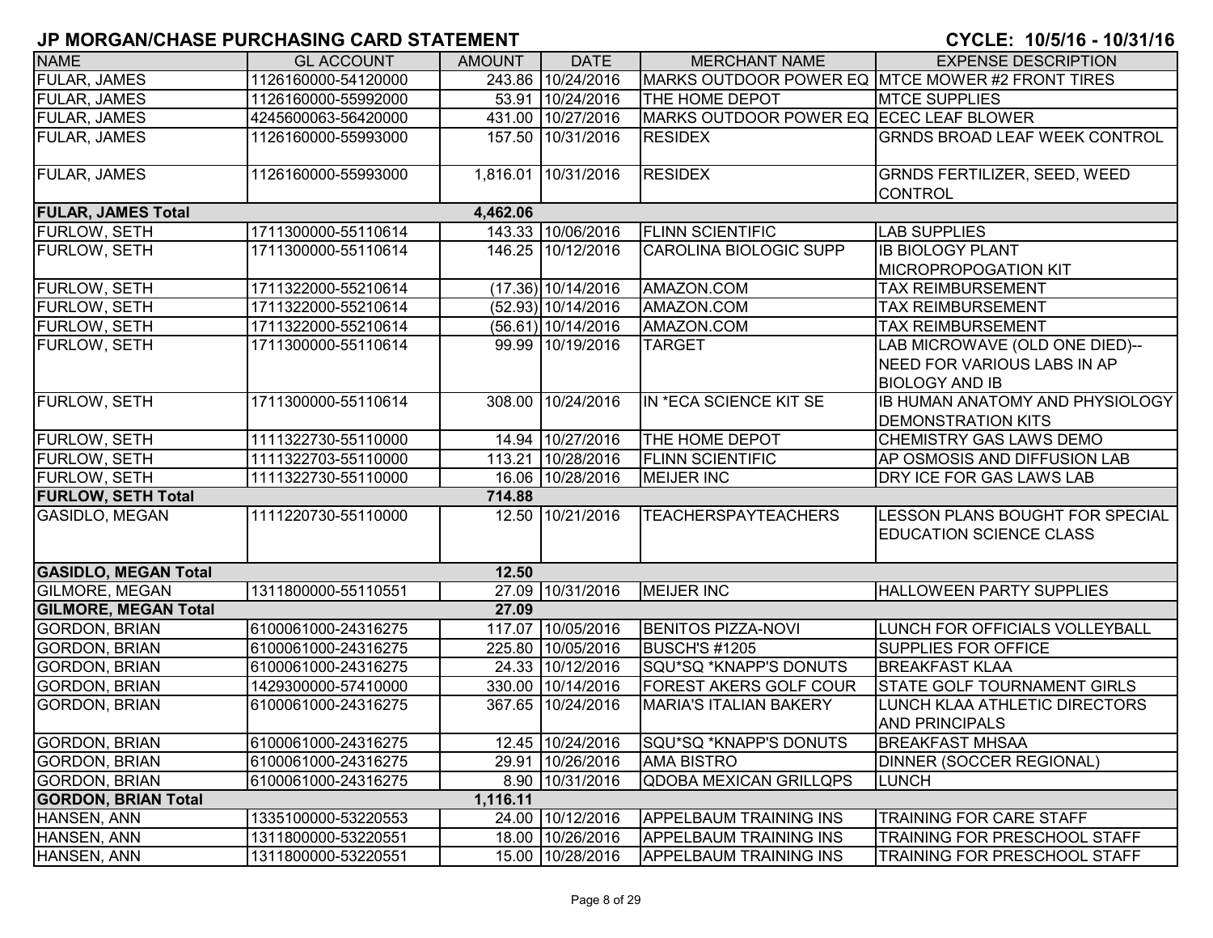# JP MORGAN/CHASE PURCHASING CARD STATEMENT

**CYCLE: 10/5/16 - 10/31/16**

| NAME | GL ACCOUNT | AMOUNT | DATE | MERCHANT NAME | EXPENSE DESCRIPTION |
|---|---|---|---|---|---|
| FULAR, JAMES | 1126160000-54120000 | 243.86 | 10/24/2016 | MARKS OUTDOOR POWER EQ | MTCE MOWER #2 FRONT TIRES |
| FULAR, JAMES | 1126160000-55992000 | 53.91 | 10/24/2016 | THE HOME DEPOT | MTCE SUPPLIES |
| FULAR, JAMES | 4245600063-56420000 | 431.00 | 10/27/2016 | MARKS OUTDOOR POWER EQ | ECEC LEAF BLOWER |
| FULAR, JAMES | 1126160000-55993000 | 157.50 | 10/31/2016 | RESIDEX | GRNDS BROAD LEAF WEEK CONTROL |
| FULAR, JAMES | 1126160000-55993000 | 1,816.01 | 10/31/2016 | RESIDEX | GRNDS FERTILIZER, SEED, WEED CONTROL |
| **FULAR, JAMES Total** | | **4,462.06** | | | |
| FURLOW, SETH | 1711300000-55110614 | 143.33 | 10/06/2016 | FLINN SCIENTIFIC | LAB SUPPLIES |
| FURLOW, SETH | 1711300000-55110614 | 146.25 | 10/12/2016 | CAROLINA BIOLOGIC SUPP | IB BIOLOGY PLANT MICROPROPOGATION KIT |
| FURLOW, SETH | 1711322000-55210614 | (17.36) | 10/14/2016 | AMAZON.COM | TAX REIMBURSEMENT |
| FURLOW, SETH | 1711322000-55210614 | (52.93) | 10/14/2016 | AMAZON.COM | TAX REIMBURSEMENT |
| FURLOW, SETH | 1711322000-55210614 | (56.61) | 10/14/2016 | AMAZON.COM | TAX REIMBURSEMENT |
| FURLOW, SETH | 1711300000-55110614 | 99.99 | 10/19/2016 | TARGET | LAB MICROWAVE (OLD ONE DIED)--NEED FOR VARIOUS LABS IN AP BIOLOGY AND IB |
| FURLOW, SETH | 1711300000-55110614 | 308.00 | 10/24/2016 | IN *ECA SCIENCE KIT SE | IB HUMAN ANATOMY AND PHYSIOLOGY DEMONSTRATION KITS |
| FURLOW, SETH | 1111322730-55110000 | 14.94 | 10/27/2016 | THE HOME DEPOT | CHEMISTRY GAS LAWS DEMO |
| FURLOW, SETH | 1111322703-55110000 | 113.21 | 10/28/2016 | FLINN SCIENTIFIC | AP OSMOSIS AND DIFFUSION LAB |
| FURLOW, SETH | 1111322730-55110000 | 16.06 | 10/28/2016 | MEIJER INC | DRY ICE FOR GAS LAWS LAB |
| **FURLOW, SETH Total** | | **714.88** | | | |
| GASIDLO, MEGAN | 1111220730-55110000 | 12.50 | 10/21/2016 | TEACHERSPAYTEACHERS | LESSON PLANS BOUGHT FOR SPECIAL EDUCATION SCIENCE CLASS |
| **GASIDLO, MEGAN Total** | | **12.50** | | | |
| GILMORE, MEGAN | 1311800000-55110551 | 27.09 | 10/31/2016 | MEIJER INC | HALLOWEEN PARTY SUPPLIES |
| **GILMORE, MEGAN Total** | | **27.09** | | | |
| GORDON, BRIAN | 6100061000-24316275 | 117.07 | 10/05/2016 | BENITOS PIZZA-NOVI | LUNCH FOR OFFICIALS VOLLEYBALL |
| GORDON, BRIAN | 6100061000-24316275 | 225.80 | 10/05/2016 | BUSCH'S #1205 | SUPPLIES FOR OFFICE |
| GORDON, BRIAN | 6100061000-24316275 | 24.33 | 10/12/2016 | SQU*SQ *KNAPP'S DONUTS | BREAKFAST KLAA |
| GORDON, BRIAN | 1429300000-57410000 | 330.00 | 10/14/2016 | FOREST AKERS GOLF COUR | STATE GOLF TOURNAMENT GIRLS |
| GORDON, BRIAN | 6100061000-24316275 | 367.65 | 10/24/2016 | MARIA'S ITALIAN BAKERY | LUNCH KLAA ATHLETIC DIRECTORS AND PRINCIPALS |
| GORDON, BRIAN | 6100061000-24316275 | 12.45 | 10/24/2016 | SQU*SQ *KNAPP'S DONUTS | BREAKFAST MHSAA |
| GORDON, BRIAN | 6100061000-24316275 | 29.91 | 10/26/2016 | AMA BISTRO | DINNER (SOCCER REGIONAL) |
| GORDON, BRIAN | 6100061000-24316275 | 8.90 | 10/31/2016 | QDOBA MEXICAN GRILLQPS | LUNCH |
| **GORDON, BRIAN Total** | | **1,116.11** | | | |
| HANSEN, ANN | 1335100000-53220553 | 24.00 | 10/12/2016 | APPELBAUM TRAINING INS | TRAINING FOR CARE STAFF |
| HANSEN, ANN | 1311800000-53220551 | 18.00 | 10/26/2016 | APPELBAUM TRAINING INS | TRAINING FOR PRESCHOOL STAFF |
| HANSEN, ANN | 1311800000-53220551 | 15.00 | 10/28/2016 | APPELBAUM TRAINING INS | TRAINING FOR PRESCHOOL STAFF |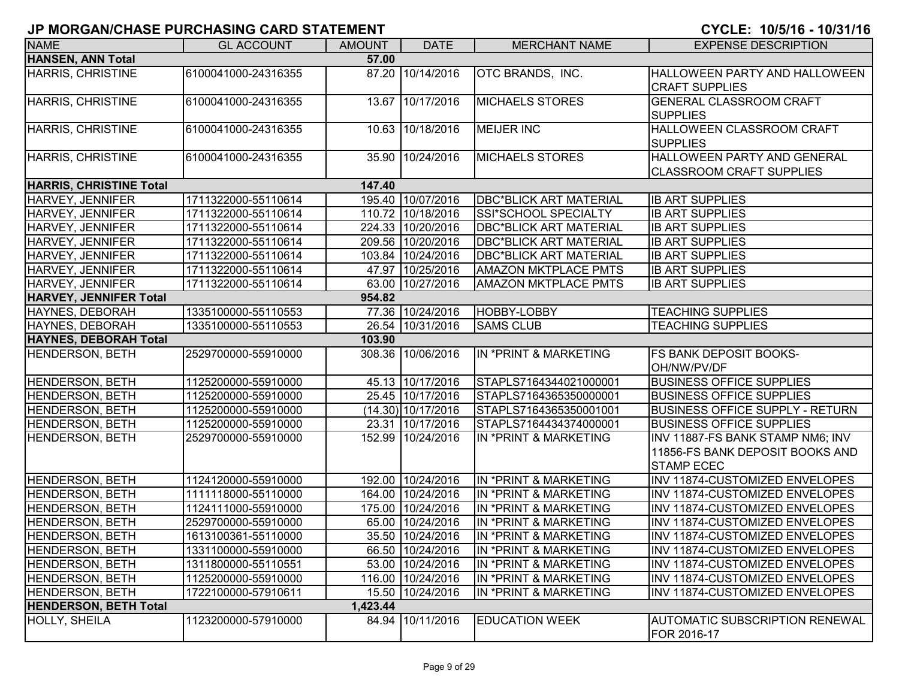# JP MORGAN/CHASE PURCHASING CARD STATEMENT

**CYCLE: 10/5/16 - 10/31/16**

| NAME | GL ACCOUNT | AMOUNT | DATE | MERCHANT NAME | EXPENSE DESCRIPTION |
|---|---|---|---|---|---|
| **HANSEN, ANN Total** | | **57.00** | | | |
| HARRIS, CHRISTINE | 6100041000-24316355 | 87.20 | 10/14/2016 | OTC BRANDS, INC. | HALLOWEEN PARTY AND HALLOWEEN CRAFT SUPPLIES |
| HARRIS, CHRISTINE | 6100041000-24316355 | 13.67 | 10/17/2016 | MICHAELS STORES | GENERAL CLASSROOM CRAFT SUPPLIES |
| HARRIS, CHRISTINE | 6100041000-24316355 | 10.63 | 10/18/2016 | MEIJER INC | HALLOWEEN CLASSROOM CRAFT SUPPLIES |
| HARRIS, CHRISTINE | 6100041000-24316355 | 35.90 | 10/24/2016 | MICHAELS STORES | HALLOWEEN PARTY AND GENERAL CLASSROOM CRAFT SUPPLIES |
| **HARRIS, CHRISTINE Total** | | **147.40** | | | |
| HARVEY, JENNIFER | 1711322000-55110614 | 195.40 | 10/07/2016 | DBC*BLICK ART MATERIAL | IB ART SUPPLIES |
| HARVEY, JENNIFER | 1711322000-55110614 | 110.72 | 10/18/2016 | SSI*SCHOOL SPECIALTY | IB ART SUPPLIES |
| HARVEY, JENNIFER | 1711322000-55110614 | 224.33 | 10/20/2016 | DBC*BLICK ART MATERIAL | IB ART SUPPLIES |
| HARVEY, JENNIFER | 1711322000-55110614 | 209.56 | 10/20/2016 | DBC*BLICK ART MATERIAL | IB ART SUPPLIES |
| HARVEY, JENNIFER | 1711322000-55110614 | 103.84 | 10/24/2016 | DBC*BLICK ART MATERIAL | IB ART SUPPLIES |
| HARVEY, JENNIFER | 1711322000-55110614 | 47.97 | 10/25/2016 | AMAZON MKTPLACE PMTS | IB ART SUPPLIES |
| HARVEY, JENNIFER | 1711322000-55110614 | 63.00 | 10/27/2016 | AMAZON MKTPLACE PMTS | IB ART SUPPLIES |
| **HARVEY, JENNIFER Total** | | **954.82** | | | |
| HAYNES, DEBORAH | 1335100000-55110553 | 77.36 | 10/24/2016 | HOBBY-LOBBY | TEACHING SUPPLIES |
| HAYNES, DEBORAH | 1335100000-55110553 | 26.54 | 10/31/2016 | SAMS CLUB | TEACHING SUPPLIES |
| **HAYNES, DEBORAH Total** | | **103.90** | | | |
| HENDERSON, BETH | 2529700000-55910000 | 308.36 | 10/06/2016 | IN *PRINT & MARKETING | FS BANK DEPOSIT BOOKS-OH/NW/PV/DF |
| HENDERSON, BETH | 1125200000-55910000 | 45.13 | 10/17/2016 | STAPLS7164344021000001 | BUSINESS OFFICE SUPPLIES |
| HENDERSON, BETH | 1125200000-55910000 | 25.45 | 10/17/2016 | STAPLS7164365350000001 | BUSINESS OFFICE SUPPLIES |
| HENDERSON, BETH | 1125200000-55910000 | (14.30) | 10/17/2016 | STAPLS7164365350001001 | BUSINESS OFFICE SUPPLY - RETURN |
| HENDERSON, BETH | 1125200000-55910000 | 23.31 | 10/17/2016 | STAPLS7164434374000001 | BUSINESS OFFICE SUPPLIES |
| HENDERSON, BETH | 2529700000-55910000 | 152.99 | 10/24/2016 | IN *PRINT & MARKETING | INV 11887-FS BANK STAMP NM6; INV 11856-FS BANK DEPOSIT BOOKS AND STAMP ECEC |
| HENDERSON, BETH | 1124120000-55910000 | 192.00 | 10/24/2016 | IN *PRINT & MARKETING | INV 11874-CUSTOMIZED ENVELOPES |
| HENDERSON, BETH | 1111118000-55110000 | 164.00 | 10/24/2016 | IN *PRINT & MARKETING | INV 11874-CUSTOMIZED ENVELOPES |
| HENDERSON, BETH | 1124111000-55910000 | 175.00 | 10/24/2016 | IN *PRINT & MARKETING | INV 11874-CUSTOMIZED ENVELOPES |
| HENDERSON, BETH | 2529700000-55910000 | 65.00 | 10/24/2016 | IN *PRINT & MARKETING | INV 11874-CUSTOMIZED ENVELOPES |
| HENDERSON, BETH | 1613100361-55110000 | 35.50 | 10/24/2016 | IN *PRINT & MARKETING | INV 11874-CUSTOMIZED ENVELOPES |
| HENDERSON, BETH | 1331100000-55910000 | 66.50 | 10/24/2016 | IN *PRINT & MARKETING | INV 11874-CUSTOMIZED ENVELOPES |
| HENDERSON, BETH | 1311800000-55110551 | 53.00 | 10/24/2016 | IN *PRINT & MARKETING | INV 11874-CUSTOMIZED ENVELOPES |
| HENDERSON, BETH | 1125200000-55910000 | 116.00 | 10/24/2016 | IN *PRINT & MARKETING | INV 11874-CUSTOMIZED ENVELOPES |
| HENDERSON, BETH | 1722100000-57910611 | 15.50 | 10/24/2016 | IN *PRINT & MARKETING | INV 11874-CUSTOMIZED ENVELOPES |
| **HENDERSON, BETH Total** | | **1,423.44** | | | |
| HOLLY, SHEILA | 1123200000-57910000 | 84.94 | 10/11/2016 | EDUCATION WEEK | AUTOMATIC SUBSCRIPTION RENEWAL FOR 2016-17 |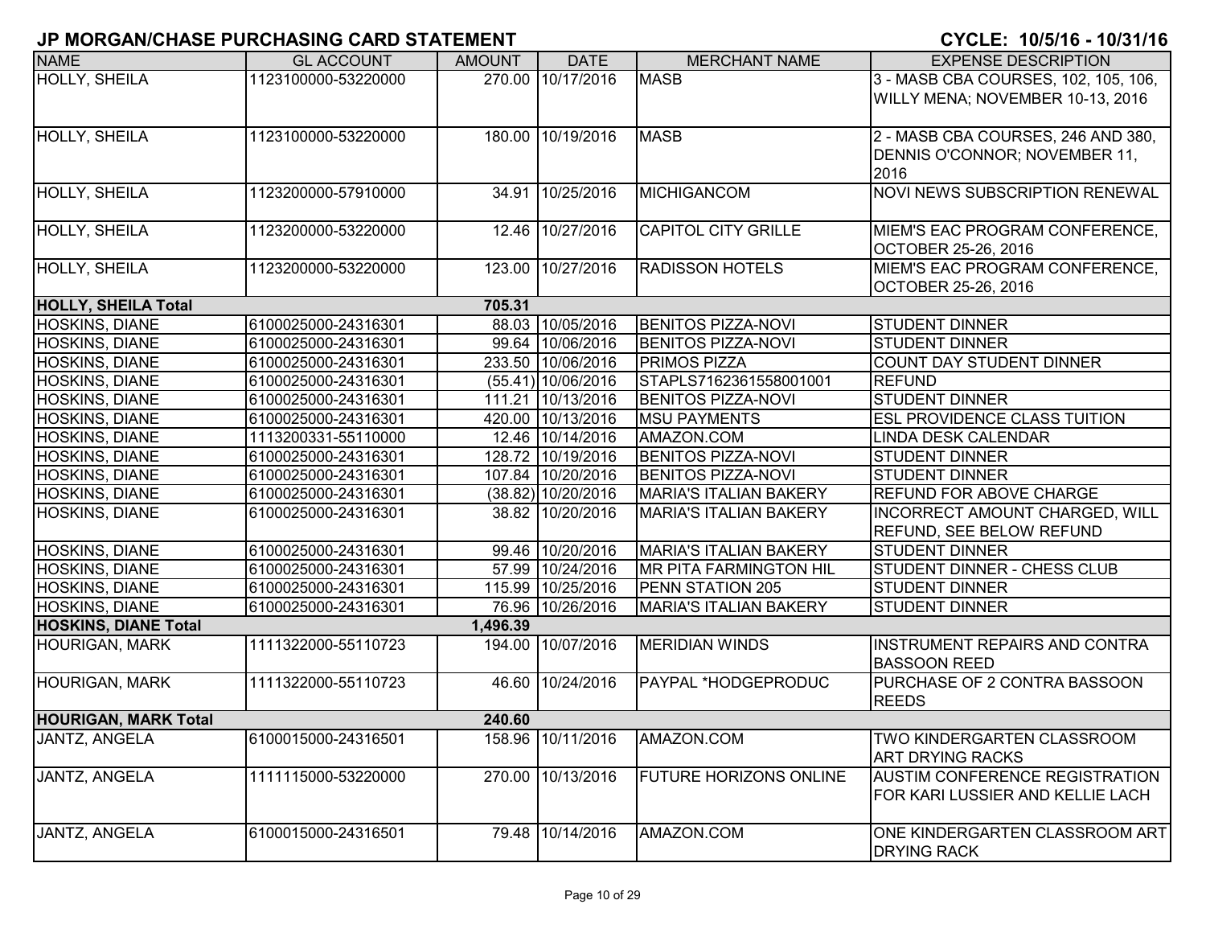# JP MORGAN/CHASE PURCHASING CARD STATEMENT

**CYCLE: 10/5/16 - 10/31/16**

| NAME | GL ACCOUNT | AMOUNT | DATE | MERCHANT NAME | EXPENSE DESCRIPTION |
|---|---|---|---|---|---|
| HOLLY, SHEILA | 1123100000-53220000 | 270.00 | 10/17/2016 | MASB | 3 - MASB CBA COURSES, 102, 105, 106, WILLY MENA; NOVEMBER 10-13, 2016 |
| HOLLY, SHEILA | 1123100000-53220000 | 180.00 | 10/19/2016 | MASB | 2 - MASB CBA COURSES, 246 AND 380, DENNIS O'CONNOR; NOVEMBER 11, 2016 |
| HOLLY, SHEILA | 1123200000-57910000 | 34.91 | 10/25/2016 | MICHIGANCOM | NOVI NEWS SUBSCRIPTION RENEWAL |
| HOLLY, SHEILA | 1123200000-53220000 | 12.46 | 10/27/2016 | CAPITOL CITY GRILLE | MIEM'S EAC PROGRAM CONFERENCE, OCTOBER 25-26, 2016 |
| HOLLY, SHEILA | 1123200000-53220000 | 123.00 | 10/27/2016 | RADISSON HOTELS | MIEM'S EAC PROGRAM CONFERENCE, OCTOBER 25-26, 2016 |
| **HOLLY, SHEILA Total** | | **705.31** | | | |
| HOSKINS, DIANE | 6100025000-24316301 | 88.03 | 10/05/2016 | BENITOS PIZZA-NOVI | STUDENT DINNER |
| HOSKINS, DIANE | 6100025000-24316301 | 99.64 | 10/06/2016 | BENITOS PIZZA-NOVI | STUDENT DINNER |
| HOSKINS, DIANE | 6100025000-24316301 | 233.50 | 10/06/2016 | PRIMOS PIZZA | COUNT DAY STUDENT DINNER |
| HOSKINS, DIANE | 6100025000-24316301 | (55.41) | 10/06/2016 | STAPLS7162361558001001 | REFUND |
| HOSKINS, DIANE | 6100025000-24316301 | 111.21 | 10/13/2016 | BENITOS PIZZA-NOVI | STUDENT DINNER |
| HOSKINS, DIANE | 6100025000-24316301 | 420.00 | 10/13/2016 | MSU PAYMENTS | ESL PROVIDENCE CLASS TUITION |
| HOSKINS, DIANE | 1113200331-55110000 | 12.46 | 10/14/2016 | AMAZON.COM | LINDA DESK CALENDAR |
| HOSKINS, DIANE | 6100025000-24316301 | 128.72 | 10/19/2016 | BENITOS PIZZA-NOVI | STUDENT DINNER |
| HOSKINS, DIANE | 6100025000-24316301 | 107.84 | 10/20/2016 | BENITOS PIZZA-NOVI | STUDENT DINNER |
| HOSKINS, DIANE | 6100025000-24316301 | (38.82) | 10/20/2016 | MARIA'S ITALIAN BAKERY | REFUND FOR ABOVE CHARGE |
| HOSKINS, DIANE | 6100025000-24316301 | 38.82 | 10/20/2016 | MARIA'S ITALIAN BAKERY | INCORRECT AMOUNT CHARGED, WILL REFUND, SEE BELOW REFUND |
| HOSKINS, DIANE | 6100025000-24316301 | 99.46 | 10/20/2016 | MARIA'S ITALIAN BAKERY | STUDENT DINNER |
| HOSKINS, DIANE | 6100025000-24316301 | 57.99 | 10/24/2016 | MR PITA FARMINGTON HIL | STUDENT DINNER - CHESS CLUB |
| HOSKINS, DIANE | 6100025000-24316301 | 115.99 | 10/25/2016 | PENN STATION 205 | STUDENT DINNER |
| HOSKINS, DIANE | 6100025000-24316301 | 76.96 | 10/26/2016 | MARIA'S ITALIAN BAKERY | STUDENT DINNER |
| **HOSKINS, DIANE Total** | | **1,496.39** | | | |
| HOURIGAN, MARK | 1111322000-55110723 | 194.00 | 10/07/2016 | MERIDIAN WINDS | INSTRUMENT REPAIRS AND CONTRA BASSOON REED |
| HOURIGAN, MARK | 1111322000-55110723 | 46.60 | 10/24/2016 | PAYPAL *HODGEPRODUC | PURCHASE OF 2 CONTRA BASSOON REEDS |
| **HOURIGAN, MARK Total** | | **240.60** | | | |
| JANTZ, ANGELA | 6100015000-24316501 | 158.96 | 10/11/2016 | AMAZON.COM | TWO KINDERGARTEN CLASSROOM ART DRYING RACKS |
| JANTZ, ANGELA | 1111115000-53220000 | 270.00 | 10/13/2016 | FUTURE HORIZONS ONLINE | AUSTIM CONFERENCE REGISTRATION FOR KARI LUSSIER AND KELLIE LACH |
| JANTZ, ANGELA | 6100015000-24316501 | 79.48 | 10/14/2016 | AMAZON.COM | ONE KINDERGARTEN CLASSROOM ART DRYING RACK |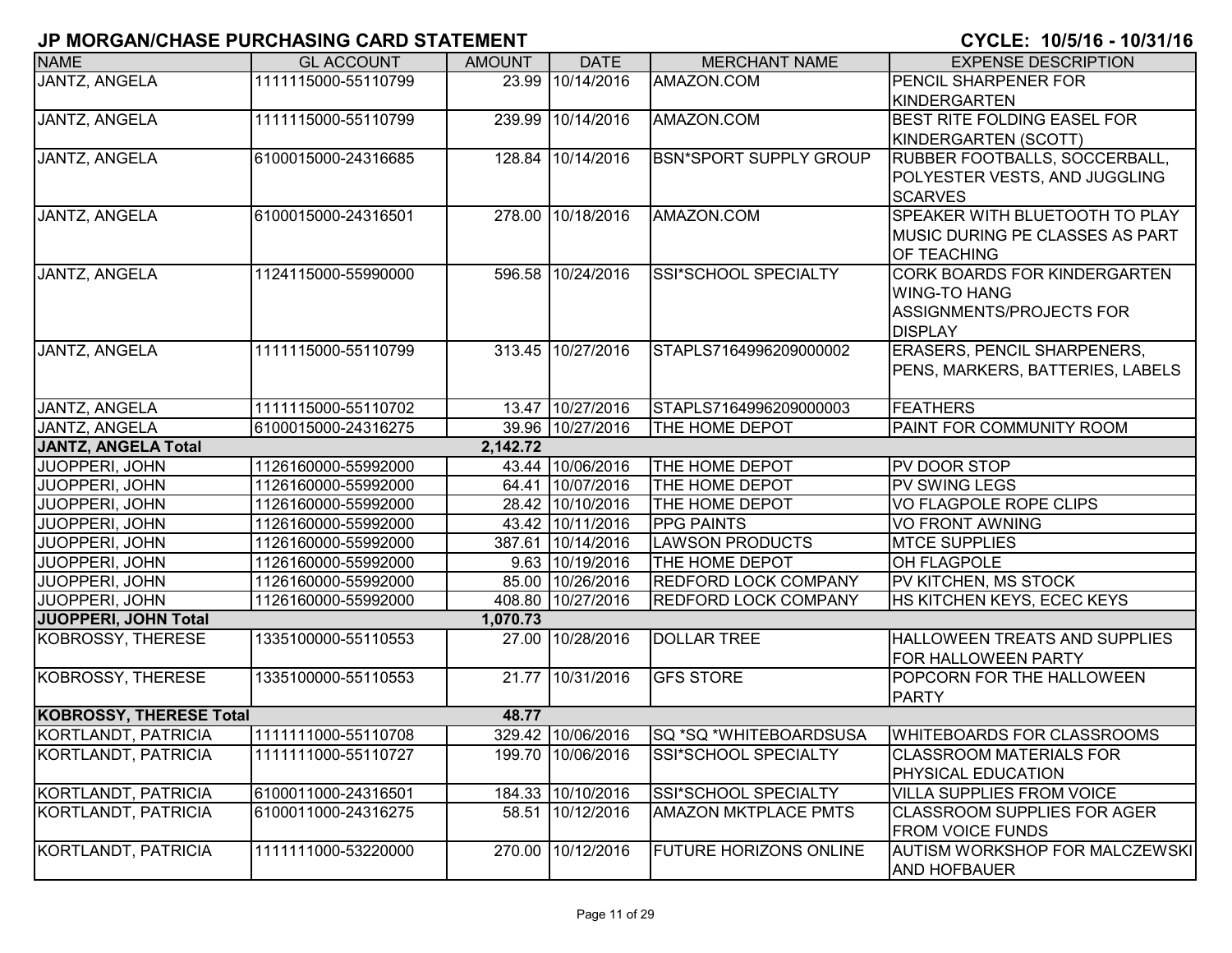## JP MORGAN/CHASE PURCHASING CARD STATEMENT

**CYCLE: 10/5/16 - 10/31/16**

| NAME | GL ACCOUNT | AMOUNT | DATE | MERCHANT NAME | EXPENSE DESCRIPTION |
|---|---|---|---|---|---|
| JANTZ, ANGELA | 1111115000-55110799 | 23.99 | 10/14/2016 | AMAZON.COM | PENCIL SHARPENER FOR KINDERGARTEN |
| JANTZ, ANGELA | 1111115000-55110799 | 239.99 | 10/14/2016 | AMAZON.COM | BEST RITE FOLDING EASEL FOR KINDERGARTEN (SCOTT) |
| JANTZ, ANGELA | 6100015000-24316685 | 128.84 | 10/14/2016 | BSN*SPORT SUPPLY GROUP | RUBBER FOOTBALLS, SOCCERBALL, POLYESTER VESTS, AND JUGGLING SCARVES |
| JANTZ, ANGELA | 6100015000-24316501 | 278.00 | 10/18/2016 | AMAZON.COM | SPEAKER WITH BLUETOOTH TO PLAY MUSIC DURING PE CLASSES AS PART OF TEACHING |
| JANTZ, ANGELA | 1124115000-55990000 | 596.58 | 10/24/2016 | SSI*SCHOOL SPECIALTY | CORK BOARDS FOR KINDERGARTEN WING-TO HANG ASSIGNMENTS/PROJECTS FOR DISPLAY |
| JANTZ, ANGELA | 1111115000-55110799 | 313.45 | 10/27/2016 | STAPLS7164996209000002 | ERASERS, PENCIL SHARPENERS, PENS, MARKERS, BATTERIES, LABELS |
| JANTZ, ANGELA | 1111115000-55110702 | 13.47 | 10/27/2016 | STAPLS7164996209000003 | FEATHERS |
| JANTZ, ANGELA | 6100015000-24316275 | 39.96 | 10/27/2016 | THE HOME DEPOT | PAINT FOR COMMUNITY ROOM |
| **JANTZ, ANGELA Total** | | **2,142.72** | | | |
| JUOPPERI, JOHN | 1126160000-55992000 | 43.44 | 10/06/2016 | THE HOME DEPOT | PV DOOR STOP |
| JUOPPERI, JOHN | 1126160000-55992000 | 64.41 | 10/07/2016 | THE HOME DEPOT | PV SWING LEGS |
| JUOPPERI, JOHN | 1126160000-55992000 | 28.42 | 10/10/2016 | THE HOME DEPOT | VO FLAGPOLE ROPE CLIPS |
| JUOPPERI, JOHN | 1126160000-55992000 | 43.42 | 10/11/2016 | PPG PAINTS | VO FRONT AWNING |
| JUOPPERI, JOHN | 1126160000-55992000 | 387.61 | 10/14/2016 | LAWSON PRODUCTS | MTCE SUPPLIES |
| JUOPPERI, JOHN | 1126160000-55992000 | 9.63 | 10/19/2016 | THE HOME DEPOT | OH FLAGPOLE |
| JUOPPERI, JOHN | 1126160000-55992000 | 85.00 | 10/26/2016 | REDFORD LOCK COMPANY | PV KITCHEN, MS STOCK |
| JUOPPERI, JOHN | 1126160000-55992000 | 408.80 | 10/27/2016 | REDFORD LOCK COMPANY | HS KITCHEN KEYS, ECEC KEYS |
| **JUOPPERI, JOHN Total** | | **1,070.73** | | | |
| KOBROSSY, THERESE | 1335100000-55110553 | 27.00 | 10/28/2016 | DOLLAR TREE | HALLOWEEN TREATS AND SUPPLIES FOR HALLOWEEN PARTY |
| KOBROSSY, THERESE | 1335100000-55110553 | 21.77 | 10/31/2016 | GFS STORE | POPCORN FOR THE HALLOWEEN PARTY |
| **KOBROSSY, THERESE Total** | | **48.77** | | | |
| KORTLANDT, PATRICIA | 1111111000-55110708 | 329.42 | 10/06/2016 | SQ *SQ *WHITEBOARDSUSA | WHITEBOARDS FOR CLASSROOMS |
| KORTLANDT, PATRICIA | 1111111000-55110727 | 199.70 | 10/06/2016 | SSI*SCHOOL SPECIALTY | CLASSROOM MATERIALS FOR PHYSICAL EDUCATION |
| KORTLANDT, PATRICIA | 6100011000-24316501 | 184.33 | 10/10/2016 | SSI*SCHOOL SPECIALTY | VILLA SUPPLIES FROM VOICE |
| KORTLANDT, PATRICIA | 6100011000-24316275 | 58.51 | 10/12/2016 | AMAZON MKTPLACE PMTS | CLASSROOM SUPPLIES FOR AGER FROM VOICE FUNDS |
| KORTLANDT, PATRICIA | 1111111000-53220000 | 270.00 | 10/12/2016 | FUTURE HORIZONS ONLINE | AUTISM WORKSHOP FOR MALCZEWSKI AND HOFBAUER |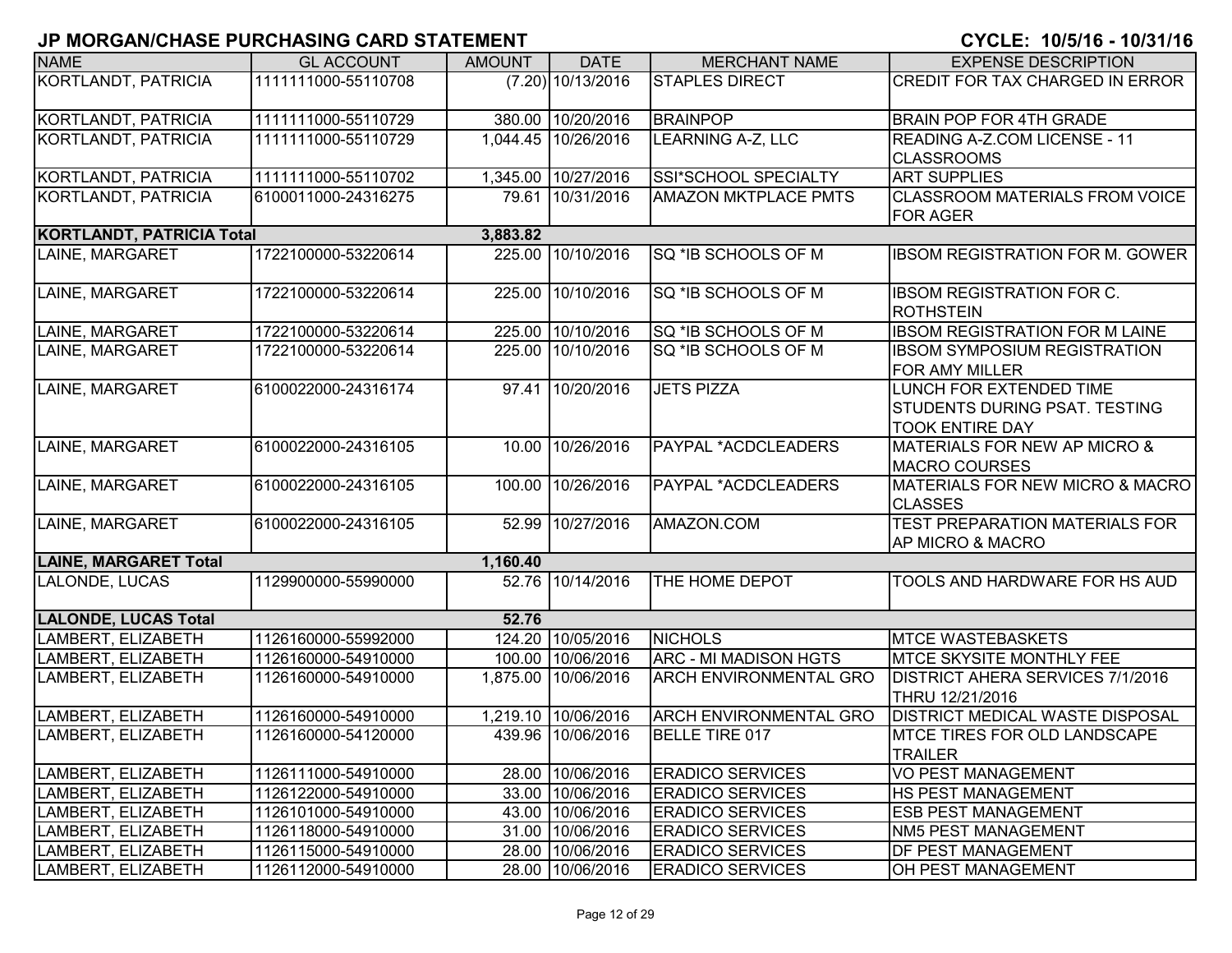# JP MORGAN/CHASE PURCHASING CARD STATEMENT

**CYCLE: 10/5/16 - 10/31/16**

| NAME | GL ACCOUNT | AMOUNT | DATE | MERCHANT NAME | EXPENSE DESCRIPTION |
|---|---|---|---|---|---|
| KORTLANDT, PATRICIA | 1111111000-55110708 | (7.20) | 10/13/2016 | STAPLES DIRECT | CREDIT FOR TAX CHARGED IN ERROR |
| KORTLANDT, PATRICIA | 1111111000-55110729 | 380.00 | 10/20/2016 | BRAINPOP | BRAIN POP FOR 4TH GRADE |
| KORTLANDT, PATRICIA | 1111111000-55110729 | 1,044.45 | 10/26/2016 | LEARNING A-Z, LLC | READING A-Z.COM LICENSE - 11 CLASSROOMS |
| KORTLANDT, PATRICIA | 1111111000-55110702 | 1,345.00 | 10/27/2016 | SSI*SCHOOL SPECIALTY | ART SUPPLIES |
| KORTLANDT, PATRICIA | 6100011000-24316275 | 79.61 | 10/31/2016 | AMAZON MKTPLACE PMTS | CLASSROOM MATERIALS FROM VOICE FOR AGER |
| **KORTLANDT, PATRICIA Total** | | **3,883.82** | | | |
| LAINE, MARGARET | 1722100000-53220614 | 225.00 | 10/10/2016 | SQ *IB SCHOOLS OF M | IBSOM REGISTRATION FOR M. GOWER |
| LAINE, MARGARET | 1722100000-53220614 | 225.00 | 10/10/2016 | SQ *IB SCHOOLS OF M | IBSOM REGISTRATION FOR C. ROTHSTEIN |
| LAINE, MARGARET | 1722100000-53220614 | 225.00 | 10/10/2016 | SQ *IB SCHOOLS OF M | IBSOM REGISTRATION FOR M LAINE |
| LAINE, MARGARET | 1722100000-53220614 | 225.00 | 10/10/2016 | SQ *IB SCHOOLS OF M | IBSOM SYMPOSIUM REGISTRATION FOR AMY MILLER |
| LAINE, MARGARET | 6100022000-24316174 | 97.41 | 10/20/2016 | JETS PIZZA | LUNCH FOR EXTENDED TIME STUDENTS DURING PSAT. TESTING TOOK ENTIRE DAY |
| LAINE, MARGARET | 6100022000-24316105 | 10.00 | 10/26/2016 | PAYPAL *ACDCLEADERS | MATERIALS FOR NEW AP MICRO & MACRO COURSES |
| LAINE, MARGARET | 6100022000-24316105 | 100.00 | 10/26/2016 | PAYPAL *ACDCLEADERS | MATERIALS FOR NEW MICRO & MACRO CLASSES |
| LAINE, MARGARET | 6100022000-24316105 | 52.99 | 10/27/2016 | AMAZON.COM | TEST PREPARATION MATERIALS FOR AP MICRO & MACRO |
| **LAINE, MARGARET Total** | | **1,160.40** | | | |
| LALONDE, LUCAS | 1129900000-55990000 | 52.76 | 10/14/2016 | THE HOME DEPOT | TOOLS AND HARDWARE FOR HS AUD |
| **LALONDE, LUCAS Total** | | **52.76** | | | |
| LAMBERT, ELIZABETH | 1126160000-55992000 | 124.20 | 10/05/2016 | NICHOLS | MTCE WASTEBASKETS |
| LAMBERT, ELIZABETH | 1126160000-54910000 | 100.00 | 10/06/2016 | ARC - MI MADISON HGTS | MTCE SKYSITE MONTHLY FEE |
| LAMBERT, ELIZABETH | 1126160000-54910000 | 1,875.00 | 10/06/2016 | ARCH ENVIRONMENTAL GRO | DISTRICT AHERA SERVICES 7/1/2016 THRU 12/21/2016 |
| LAMBERT, ELIZABETH | 1126160000-54910000 | 1,219.10 | 10/06/2016 | ARCH ENVIRONMENTAL GRO | DISTRICT MEDICAL WASTE DISPOSAL |
| LAMBERT, ELIZABETH | 1126160000-54120000 | 439.96 | 10/06/2016 | BELLE TIRE 017 | MTCE TIRES FOR OLD LANDSCAPE TRAILER |
| LAMBERT, ELIZABETH | 1126111000-54910000 | 28.00 | 10/06/2016 | ERADICO SERVICES | VO PEST MANAGEMENT |
| LAMBERT, ELIZABETH | 1126122000-54910000 | 33.00 | 10/06/2016 | ERADICO SERVICES | HS PEST MANAGEMENT |
| LAMBERT, ELIZABETH | 1126101000-54910000 | 43.00 | 10/06/2016 | ERADICO SERVICES | ESB PEST MANAGEMENT |
| LAMBERT, ELIZABETH | 1126118000-54910000 | 31.00 | 10/06/2016 | ERADICO SERVICES | NM5 PEST MANAGEMENT |
| LAMBERT, ELIZABETH | 1126115000-54910000 | 28.00 | 10/06/2016 | ERADICO SERVICES | DF PEST MANAGEMENT |
| LAMBERT, ELIZABETH | 1126112000-54910000 | 28.00 | 10/06/2016 | ERADICO SERVICES | OH PEST MANAGEMENT |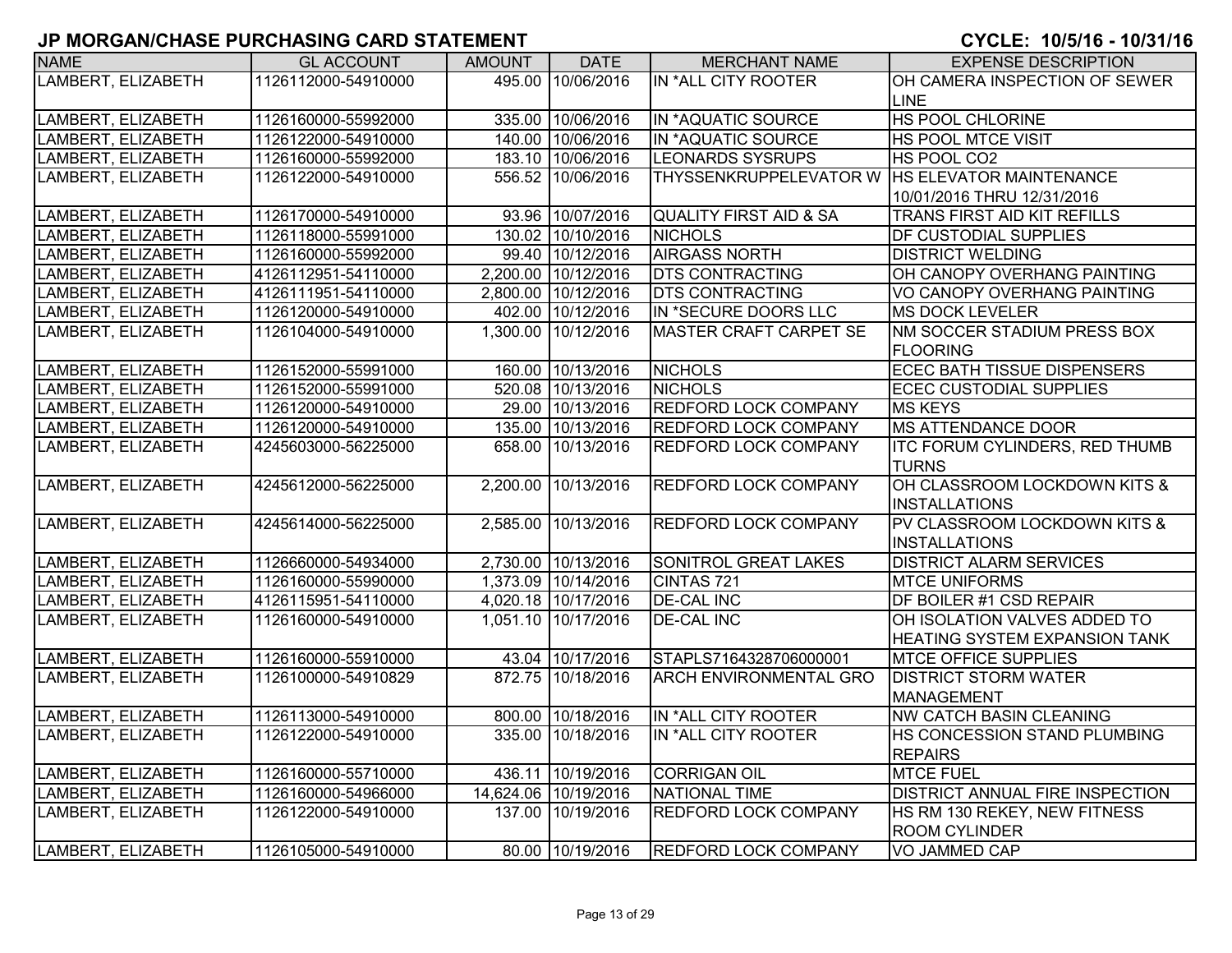# JP MORGAN/CHASE PURCHASING CARD STATEMENT

**CYCLE: 10/5/16 - 10/31/16**

| NAME | GL ACCOUNT | AMOUNT | DATE | MERCHANT NAME | EXPENSE DESCRIPTION |
|---|---|---|---|---|---|
| LAMBERT, ELIZABETH | 1126112000-54910000 | 495.00 | 10/06/2016 | IN *ALL CITY ROOTER | OH CAMERA INSPECTION OF SEWER LINE |
| LAMBERT, ELIZABETH | 1126160000-55992000 | 335.00 | 10/06/2016 | IN *AQUATIC SOURCE | HS POOL CHLORINE |
| LAMBERT, ELIZABETH | 1126122000-54910000 | 140.00 | 10/06/2016 | IN *AQUATIC SOURCE | HS POOL MTCE VISIT |
| LAMBERT, ELIZABETH | 1126160000-55992000 | 183.10 | 10/06/2016 | LEONARDS SYSRUPS | HS POOL CO2 |
| LAMBERT, ELIZABETH | 1126122000-54910000 | 556.52 | 10/06/2016 | THYSSENKRUPPELEVATOR W | HS ELEVATOR MAINTENANCE 10/01/2016 THRU 12/31/2016 |
| LAMBERT, ELIZABETH | 1126170000-54910000 | 93.96 | 10/07/2016 | QUALITY FIRST AID & SA | TRANS FIRST AID KIT REFILLS |
| LAMBERT, ELIZABETH | 1126118000-55991000 | 130.02 | 10/10/2016 | NICHOLS | DF CUSTODIAL SUPPLIES |
| LAMBERT, ELIZABETH | 1126160000-55992000 | 99.40 | 10/12/2016 | AIRGASS NORTH | DISTRICT WELDING |
| LAMBERT, ELIZABETH | 4126112951-54110000 | 2,200.00 | 10/12/2016 | DTS CONTRACTING | OH CANOPY OVERHANG PAINTING |
| LAMBERT, ELIZABETH | 4126111951-54110000 | 2,800.00 | 10/12/2016 | DTS CONTRACTING | VO CANOPY OVERHANG PAINTING |
| LAMBERT, ELIZABETH | 1126120000-54910000 | 402.00 | 10/12/2016 | IN *SECURE DOORS LLC | MS DOCK LEVELER |
| LAMBERT, ELIZABETH | 1126104000-54910000 | 1,300.00 | 10/12/2016 | MASTER CRAFT CARPET SE | NM SOCCER STADIUM PRESS BOX FLOORING |
| LAMBERT, ELIZABETH | 1126152000-55991000 | 160.00 | 10/13/2016 | NICHOLS | ECEC BATH TISSUE DISPENSERS |
| LAMBERT, ELIZABETH | 1126152000-55991000 | 520.08 | 10/13/2016 | NICHOLS | ECEC CUSTODIAL SUPPLIES |
| LAMBERT, ELIZABETH | 1126120000-54910000 | 29.00 | 10/13/2016 | REDFORD LOCK COMPANY | MS KEYS |
| LAMBERT, ELIZABETH | 1126120000-54910000 | 135.00 | 10/13/2016 | REDFORD LOCK COMPANY | MS ATTENDANCE DOOR |
| LAMBERT, ELIZABETH | 4245603000-56225000 | 658.00 | 10/13/2016 | REDFORD LOCK COMPANY | ITC FORUM CYLINDERS, RED THUMB TURNS |
| LAMBERT, ELIZABETH | 4245612000-56225000 | 2,200.00 | 10/13/2016 | REDFORD LOCK COMPANY | OH CLASSROOM LOCKDOWN KITS & INSTALLATIONS |
| LAMBERT, ELIZABETH | 4245614000-56225000 | 2,585.00 | 10/13/2016 | REDFORD LOCK COMPANY | PV CLASSROOM LOCKDOWN KITS & INSTALLATIONS |
| LAMBERT, ELIZABETH | 1126660000-54934000 | 2,730.00 | 10/13/2016 | SONITROL GREAT LAKES | DISTRICT ALARM SERVICES |
| LAMBERT, ELIZABETH | 1126160000-55990000 | 1,373.09 | 10/14/2016 | CINTAS 721 | MTCE UNIFORMS |
| LAMBERT, ELIZABETH | 4126115951-54110000 | 4,020.18 | 10/17/2016 | DE-CAL INC | DF BOILER #1 CSD REPAIR |
| LAMBERT, ELIZABETH | 1126160000-54910000 | 1,051.10 | 10/17/2016 | DE-CAL INC | OH ISOLATION VALVES ADDED TO HEATING SYSTEM EXPANSION TANK |
| LAMBERT, ELIZABETH | 1126160000-55910000 | 43.04 | 10/17/2016 | STAPLS7164328706000001 | MTCE OFFICE SUPPLIES |
| LAMBERT, ELIZABETH | 1126100000-54910829 | 872.75 | 10/18/2016 | ARCH ENVIRONMENTAL GRO | DISTRICT STORM WATER MANAGEMENT |
| LAMBERT, ELIZABETH | 1126113000-54910000 | 800.00 | 10/18/2016 | IN *ALL CITY ROOTER | NW CATCH BASIN CLEANING |
| LAMBERT, ELIZABETH | 1126122000-54910000 | 335.00 | 10/18/2016 | IN *ALL CITY ROOTER | HS CONCESSION STAND PLUMBING REPAIRS |
| LAMBERT, ELIZABETH | 1126160000-55710000 | 436.11 | 10/19/2016 | CORRIGAN OIL | MTCE FUEL |
| LAMBERT, ELIZABETH | 1126160000-54966000 | 14,624.06 | 10/19/2016 | NATIONAL TIME | DISTRICT ANNUAL FIRE INSPECTION |
| LAMBERT, ELIZABETH | 1126122000-54910000 | 137.00 | 10/19/2016 | REDFORD LOCK COMPANY | HS RM 130 REKEY, NEW FITNESS ROOM CYLINDER |
| LAMBERT, ELIZABETH | 1126105000-54910000 | 80.00 | 10/19/2016 | REDFORD LOCK COMPANY | VO JAMMED CAP |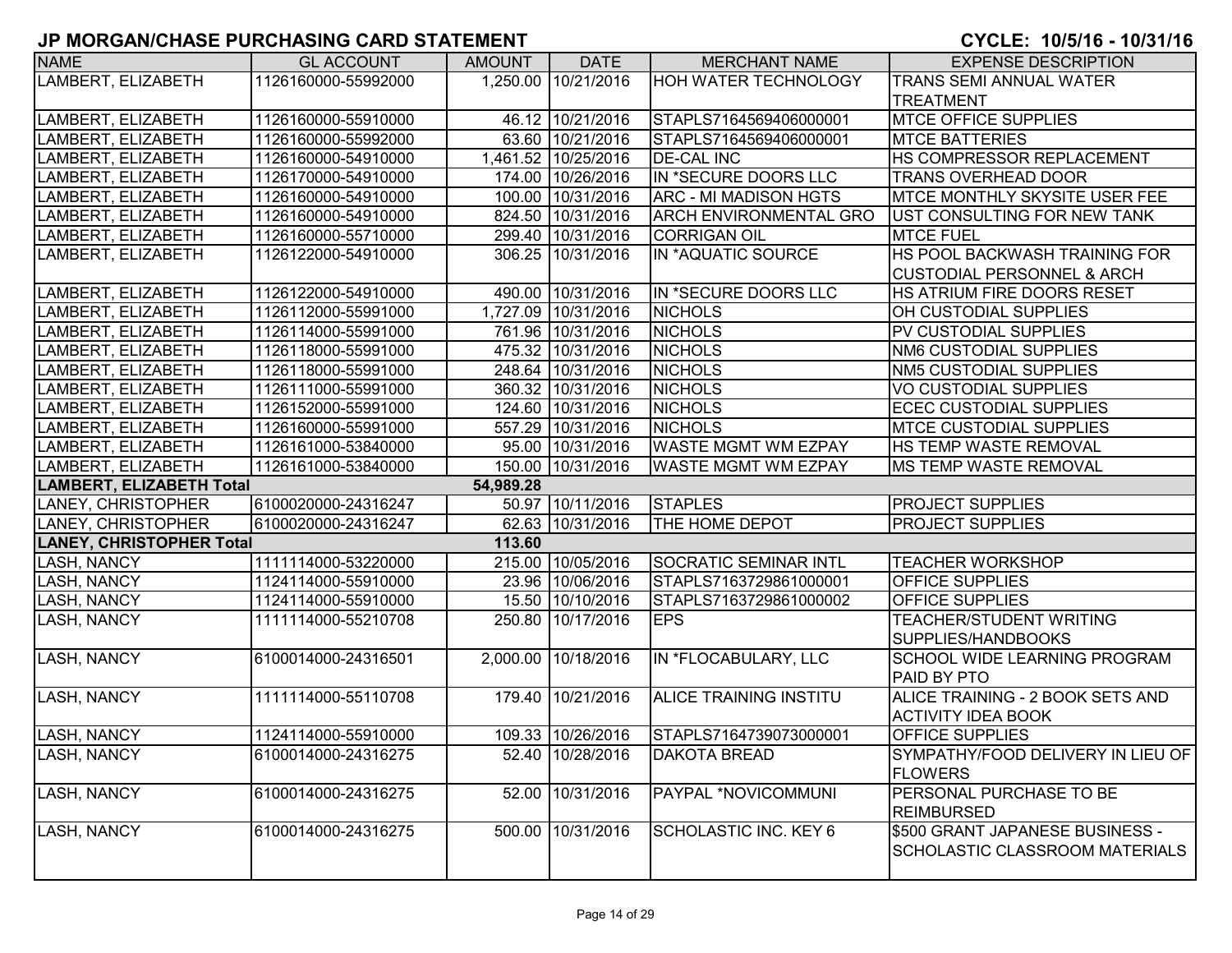# JP MORGAN/CHASE PURCHASING CARD STATEMENT

**CYCLE: 10/5/16 - 10/31/16**

| NAME | GL ACCOUNT | AMOUNT | DATE | MERCHANT NAME | EXPENSE DESCRIPTION |
|---|---|---|---|---|---|
| LAMBERT, ELIZABETH | 1126160000-55992000 | 1,250.00 | 10/21/2016 | HOH WATER TECHNOLOGY | TRANS SEMI ANNUAL WATER TREATMENT |
| LAMBERT, ELIZABETH | 1126160000-55910000 | 46.12 | 10/21/2016 | STAPLS7164569406000001 | MTCE OFFICE SUPPLIES |
| LAMBERT, ELIZABETH | 1126160000-55992000 | 63.60 | 10/21/2016 | STAPLS7164569406000001 | MTCE BATTERIES |
| LAMBERT, ELIZABETH | 1126160000-54910000 | 1,461.52 | 10/25/2016 | DE-CAL INC | HS COMPRESSOR REPLACEMENT |
| LAMBERT, ELIZABETH | 1126170000-54910000 | 174.00 | 10/26/2016 | IN *SECURE DOORS LLC | TRANS OVERHEAD DOOR |
| LAMBERT, ELIZABETH | 1126160000-54910000 | 100.00 | 10/31/2016 | ARC - MI MADISON HGTS | MTCE MONTHLY SKYSITE USER FEE |
| LAMBERT, ELIZABETH | 1126160000-54910000 | 824.50 | 10/31/2016 | ARCH ENVIRONMENTAL GRO | UST CONSULTING FOR NEW TANK |
| LAMBERT, ELIZABETH | 1126160000-55710000 | 299.40 | 10/31/2016 | CORRIGAN OIL | MTCE FUEL |
| LAMBERT, ELIZABETH | 1126122000-54910000 | 306.25 | 10/31/2016 | IN *AQUATIC SOURCE | HS POOL BACKWASH TRAINING FOR CUSTODIAL PERSONNEL & ARCH |
| LAMBERT, ELIZABETH | 1126122000-54910000 | 490.00 | 10/31/2016 | IN *SECURE DOORS LLC | HS ATRIUM FIRE DOORS RESET |
| LAMBERT, ELIZABETH | 1126112000-55991000 | 1,727.09 | 10/31/2016 | NICHOLS | OH CUSTODIAL SUPPLIES |
| LAMBERT, ELIZABETH | 1126114000-55991000 | 761.96 | 10/31/2016 | NICHOLS | PV CUSTODIAL SUPPLIES |
| LAMBERT, ELIZABETH | 1126118000-55991000 | 475.32 | 10/31/2016 | NICHOLS | NM6 CUSTODIAL SUPPLIES |
| LAMBERT, ELIZABETH | 1126118000-55991000 | 248.64 | 10/31/2016 | NICHOLS | NM5 CUSTODIAL SUPPLIES |
| LAMBERT, ELIZABETH | 1126111000-55991000 | 360.32 | 10/31/2016 | NICHOLS | VO CUSTODIAL SUPPLIES |
| LAMBERT, ELIZABETH | 1126152000-55991000 | 124.60 | 10/31/2016 | NICHOLS | ECEC CUSTODIAL SUPPLIES |
| LAMBERT, ELIZABETH | 1126160000-55991000 | 557.29 | 10/31/2016 | NICHOLS | MTCE CUSTODIAL SUPPLIES |
| LAMBERT, ELIZABETH | 1126161000-53840000 | 95.00 | 10/31/2016 | WASTE MGMT WM EZPAY | HS TEMP WASTE REMOVAL |
| LAMBERT, ELIZABETH | 1126161000-53840000 | 150.00 | 10/31/2016 | WASTE MGMT WM EZPAY | MS TEMP WASTE REMOVAL |
| **LAMBERT, ELIZABETH Total** | | **54,989.28** | | | |
| LANEY, CHRISTOPHER | 6100020000-24316247 | 50.97 | 10/11/2016 | STAPLES | PROJECT SUPPLIES |
| LANEY, CHRISTOPHER | 6100020000-24316247 | 62.63 | 10/31/2016 | THE HOME DEPOT | PROJECT SUPPLIES |
| **LANEY, CHRISTOPHER Total** | | **113.60** | | | |
| LASH, NANCY | 1111114000-53220000 | 215.00 | 10/05/2016 | SOCRATIC SEMINAR INTL | TEACHER WORKSHOP |
| LASH, NANCY | 1124114000-55910000 | 23.96 | 10/06/2016 | STAPLS7163729861000001 | OFFICE SUPPLIES |
| LASH, NANCY | 1124114000-55910000 | 15.50 | 10/10/2016 | STAPLS7163729861000002 | OFFICE SUPPLIES |
| LASH, NANCY | 1111114000-55210708 | 250.80 | 10/17/2016 | EPS | TEACHER/STUDENT WRITING SUPPLIES/HANDBOOKS |
| LASH, NANCY | 6100014000-24316501 | 2,000.00 | 10/18/2016 | IN *FLOCABULARY, LLC | SCHOOL WIDE LEARNING PROGRAM PAID BY PTO |
| LASH, NANCY | 1111114000-55110708 | 179.40 | 10/21/2016 | ALICE TRAINING INSTITU | ALICE TRAINING - 2 BOOK SETS AND ACTIVITY IDEA BOOK |
| LASH, NANCY | 1124114000-55910000 | 109.33 | 10/26/2016 | STAPLS7164739073000001 | OFFICE SUPPLIES |
| LASH, NANCY | 6100014000-24316275 | 52.40 | 10/28/2016 | DAKOTA BREAD | SYMPATHY/FOOD DELIVERY IN LIEU OF FLOWERS |
| LASH, NANCY | 6100014000-24316275 | 52.00 | 10/31/2016 | PAYPAL *NOVICOMMUNI | PERSONAL PURCHASE TO BE REIMBURSED |
| LASH, NANCY | 6100014000-24316275 | 500.00 | 10/31/2016 | SCHOLASTIC INC. KEY 6 | $500 GRANT JAPANESE BUSINESS - SCHOLASTIC CLASSROOM MATERIALS |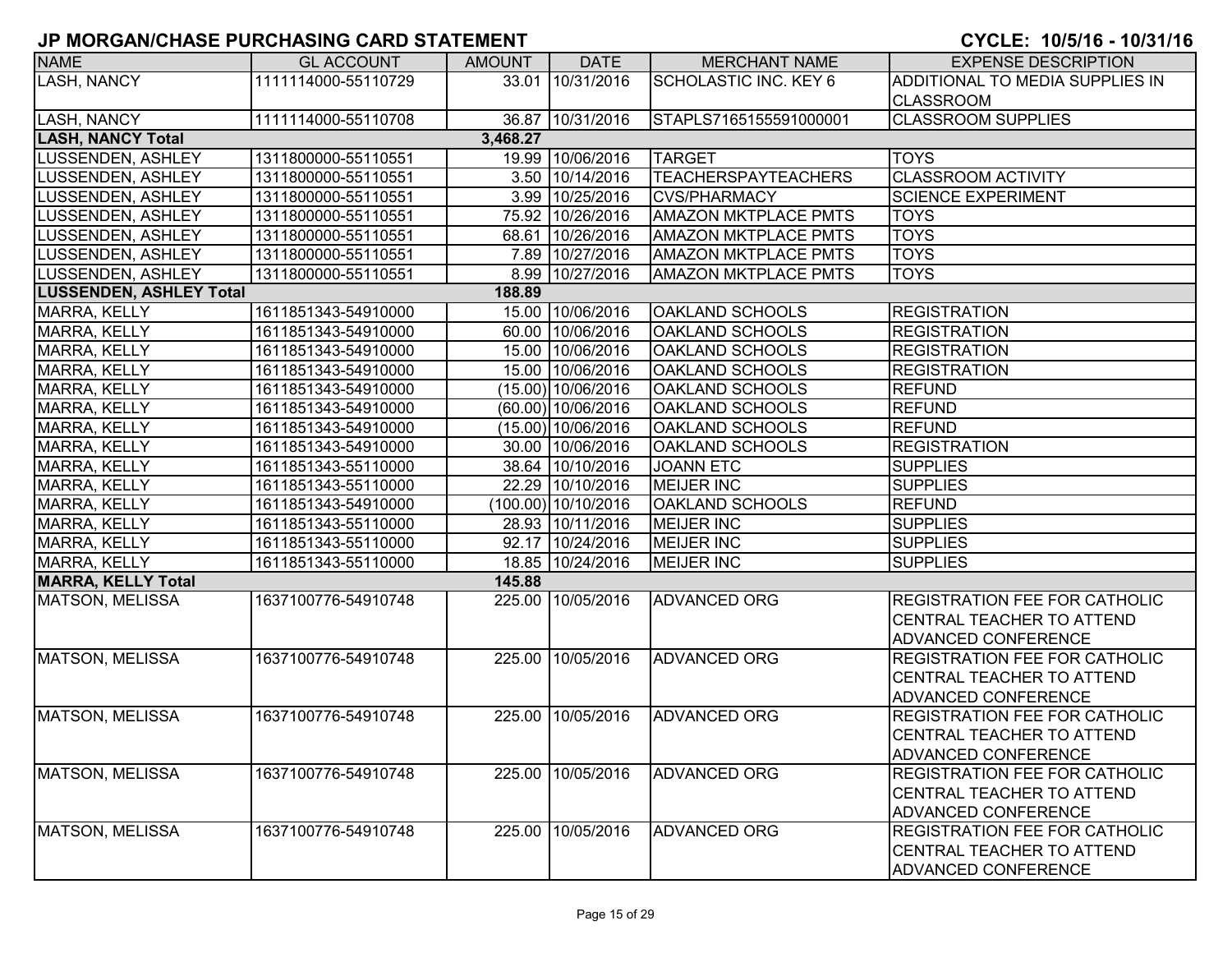## JP MORGAN/CHASE PURCHASING CARD STATEMENT

**CYCLE: 10/5/16 - 10/31/16**

| NAME | GL ACCOUNT | AMOUNT | DATE | MERCHANT NAME | EXPENSE DESCRIPTION |
|---|---|---|---|---|---|
| LASH, NANCY | 1111114000-55110729 | 33.01 | 10/31/2016 | SCHOLASTIC INC. KEY 6 | ADDITIONAL TO MEDIA SUPPLIES IN CLASSROOM |
| LASH, NANCY | 1111114000-55110708 | 36.87 | 10/31/2016 | STAPLS7165155591000001 | CLASSROOM SUPPLIES |
| **LASH, NANCY Total** | | **3,468.27** | | | |
| LUSSENDEN, ASHLEY | 1311800000-55110551 | 19.99 | 10/06/2016 | TARGET | TOYS |
| LUSSENDEN, ASHLEY | 1311800000-55110551 | 3.50 | 10/14/2016 | TEACHERSPAYTEACHERS | CLASSROOM ACTIVITY |
| LUSSENDEN, ASHLEY | 1311800000-55110551 | 3.99 | 10/25/2016 | CVS/PHARMACY | SCIENCE EXPERIMENT |
| LUSSENDEN, ASHLEY | 1311800000-55110551 | 75.92 | 10/26/2016 | AMAZON MKTPLACE PMTS | TOYS |
| LUSSENDEN, ASHLEY | 1311800000-55110551 | 68.61 | 10/26/2016 | AMAZON MKTPLACE PMTS | TOYS |
| LUSSENDEN, ASHLEY | 1311800000-55110551 | 7.89 | 10/27/2016 | AMAZON MKTPLACE PMTS | TOYS |
| LUSSENDEN, ASHLEY | 1311800000-55110551 | 8.99 | 10/27/2016 | AMAZON MKTPLACE PMTS | TOYS |
| **LUSSENDEN, ASHLEY Total** | | **188.89** | | | |
| MARRA, KELLY | 1611851343-54910000 | 15.00 | 10/06/2016 | OAKLAND SCHOOLS | REGISTRATION |
| MARRA, KELLY | 1611851343-54910000 | 60.00 | 10/06/2016 | OAKLAND SCHOOLS | REGISTRATION |
| MARRA, KELLY | 1611851343-54910000 | 15.00 | 10/06/2016 | OAKLAND SCHOOLS | REGISTRATION |
| MARRA, KELLY | 1611851343-54910000 | 15.00 | 10/06/2016 | OAKLAND SCHOOLS | REGISTRATION |
| MARRA, KELLY | 1611851343-54910000 | (15.00) | 10/06/2016 | OAKLAND SCHOOLS | REFUND |
| MARRA, KELLY | 1611851343-54910000 | (60.00) | 10/06/2016 | OAKLAND SCHOOLS | REFUND |
| MARRA, KELLY | 1611851343-54910000 | (15.00) | 10/06/2016 | OAKLAND SCHOOLS | REFUND |
| MARRA, KELLY | 1611851343-54910000 | 30.00 | 10/06/2016 | OAKLAND SCHOOLS | REGISTRATION |
| MARRA, KELLY | 1611851343-55110000 | 38.64 | 10/10/2016 | JOANN ETC | SUPPLIES |
| MARRA, KELLY | 1611851343-55110000 | 22.29 | 10/10/2016 | MEIJER INC | SUPPLIES |
| MARRA, KELLY | 1611851343-54910000 | (100.00) | 10/10/2016 | OAKLAND SCHOOLS | REFUND |
| MARRA, KELLY | 1611851343-55110000 | 28.93 | 10/11/2016 | MEIJER INC | SUPPLIES |
| MARRA, KELLY | 1611851343-55110000 | 92.17 | 10/24/2016 | MEIJER INC | SUPPLIES |
| MARRA, KELLY | 1611851343-55110000 | 18.85 | 10/24/2016 | MEIJER INC | SUPPLIES |
| **MARRA, KELLY Total** | | **145.88** | | | |
| MATSON, MELISSA | 1637100776-54910748 | 225.00 | 10/05/2016 | ADVANCED ORG | REGISTRATION FEE FOR CATHOLIC CENTRAL TEACHER TO ATTEND ADVANCED CONFERENCE |
| MATSON, MELISSA | 1637100776-54910748 | 225.00 | 10/05/2016 | ADVANCED ORG | REGISTRATION FEE FOR CATHOLIC CENTRAL TEACHER TO ATTEND ADVANCED CONFERENCE |
| MATSON, MELISSA | 1637100776-54910748 | 225.00 | 10/05/2016 | ADVANCED ORG | REGISTRATION FEE FOR CATHOLIC CENTRAL TEACHER TO ATTEND ADVANCED CONFERENCE |
| MATSON, MELISSA | 1637100776-54910748 | 225.00 | 10/05/2016 | ADVANCED ORG | REGISTRATION FEE FOR CATHOLIC CENTRAL TEACHER TO ATTEND ADVANCED CONFERENCE |
| MATSON, MELISSA | 1637100776-54910748 | 225.00 | 10/05/2016 | ADVANCED ORG | REGISTRATION FEE FOR CATHOLIC CENTRAL TEACHER TO ATTEND ADVANCED CONFERENCE |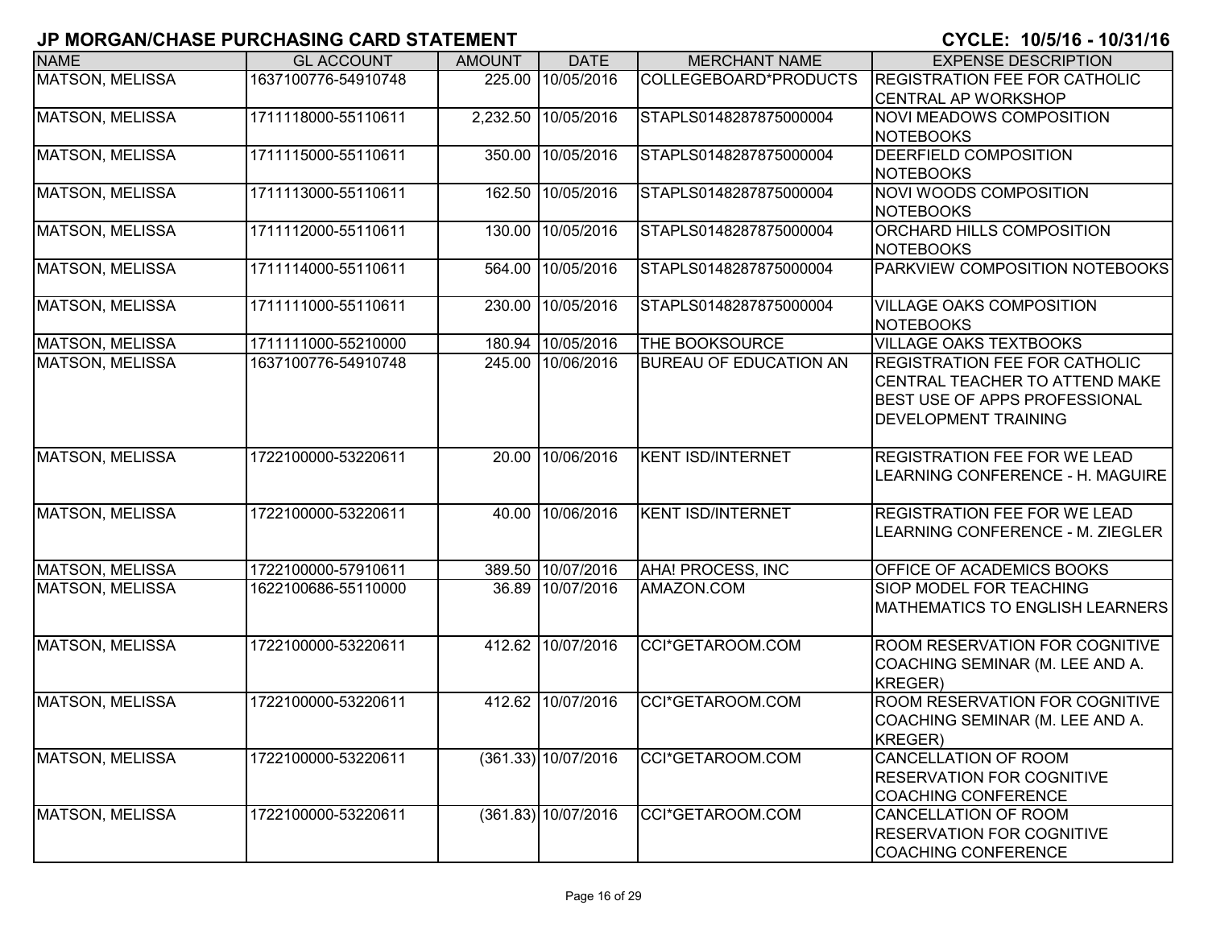## JP MORGAN/CHASE PURCHASING CARD STATEMENT

**CYCLE: 10/5/16 - 10/31/16**

| NAME | GL ACCOUNT | AMOUNT | DATE | MERCHANT NAME | EXPENSE DESCRIPTION |
|---|---|---|---|---|---|
| MATSON, MELISSA | 1637100776-54910748 | 225.00 | 10/05/2016 | COLLEGEBOARD*PRODUCTS | REGISTRATION FEE FOR CATHOLIC CENTRAL AP WORKSHOP |
| MATSON, MELISSA | 1711118000-55110611 | 2,232.50 | 10/05/2016 | STAPLS0148287875000004 | NOVI MEADOWS COMPOSITION NOTEBOOKS |
| MATSON, MELISSA | 1711115000-55110611 | 350.00 | 10/05/2016 | STAPLS0148287875000004 | DEERFIELD COMPOSITION NOTEBOOKS |
| MATSON, MELISSA | 1711113000-55110611 | 162.50 | 10/05/2016 | STAPLS0148287875000004 | NOVI WOODS COMPOSITION NOTEBOOKS |
| MATSON, MELISSA | 1711112000-55110611 | 130.00 | 10/05/2016 | STAPLS0148287875000004 | ORCHARD HILLS COMPOSITION NOTEBOOKS |
| MATSON, MELISSA | 1711114000-55110611 | 564.00 | 10/05/2016 | STAPLS0148287875000004 | PARKVIEW COMPOSITION NOTEBOOKS |
| MATSON, MELISSA | 1711111000-55110611 | 230.00 | 10/05/2016 | STAPLS0148287875000004 | VILLAGE OAKS COMPOSITION NOTEBOOKS |
| MATSON, MELISSA | 1711111000-55210000 | 180.94 | 10/05/2016 | THE BOOKSOURCE | VILLAGE OAKS TEXTBOOKS |
| MATSON, MELISSA | 1637100776-54910748 | 245.00 | 10/06/2016 | BUREAU OF EDUCATION AN | REGISTRATION FEE FOR CATHOLIC CENTRAL TEACHER TO ATTEND MAKE BEST USE OF APPS PROFESSIONAL DEVELOPMENT TRAINING |
| MATSON, MELISSA | 1722100000-53220611 | 20.00 | 10/06/2016 | KENT ISD/INTERNET | REGISTRATION FEE FOR WE LEAD LEARNING CONFERENCE - H. MAGUIRE |
| MATSON, MELISSA | 1722100000-53220611 | 40.00 | 10/06/2016 | KENT ISD/INTERNET | REGISTRATION FEE FOR WE LEAD LEARNING CONFERENCE - M. ZIEGLER |
| MATSON, MELISSA | 1722100000-57910611 | 389.50 | 10/07/2016 | AHA! PROCESS, INC | OFFICE OF ACADEMICS BOOKS |
| MATSON, MELISSA | 1622100686-55110000 | 36.89 | 10/07/2016 | AMAZON.COM | SIOP MODEL FOR TEACHING MATHEMATICS TO ENGLISH LEARNERS |
| MATSON, MELISSA | 1722100000-53220611 | 412.62 | 10/07/2016 | CCI*GETAROOM.COM | ROOM RESERVATION FOR COGNITIVE COACHING SEMINAR (M. LEE AND A. KREGER) |
| MATSON, MELISSA | 1722100000-53220611 | 412.62 | 10/07/2016 | CCI*GETAROOM.COM | ROOM RESERVATION FOR COGNITIVE COACHING SEMINAR (M. LEE AND A. KREGER) |
| MATSON, MELISSA | 1722100000-53220611 | (361.33) | 10/07/2016 | CCI*GETAROOM.COM | CANCELLATION OF ROOM RESERVATION FOR COGNITIVE COACHING CONFERENCE |
| MATSON, MELISSA | 1722100000-53220611 | (361.83) | 10/07/2016 | CCI*GETAROOM.COM | CANCELLATION OF ROOM RESERVATION FOR COGNITIVE COACHING CONFERENCE |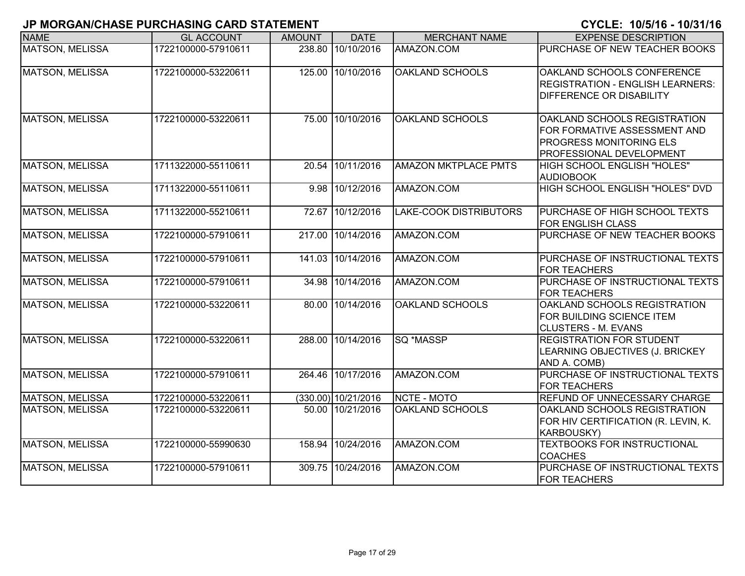# JP MORGAN/CHASE PURCHASING CARD STATEMENT

**CYCLE: 10/5/16 - 10/31/16**

| NAME | GL ACCOUNT | AMOUNT | DATE | MERCHANT NAME | EXPENSE DESCRIPTION |
|---|---|---|---|---|---|
| MATSON, MELISSA | 1722100000-57910611 | 238.80 | 10/10/2016 | AMAZON.COM | PURCHASE OF NEW TEACHER BOOKS |
| MATSON, MELISSA | 1722100000-53220611 | 125.00 | 10/10/2016 | OAKLAND SCHOOLS | OAKLAND SCHOOLS CONFERENCE REGISTRATION - ENGLISH LEARNERS: DIFFERENCE OR DISABILITY |
| MATSON, MELISSA | 1722100000-53220611 | 75.00 | 10/10/2016 | OAKLAND SCHOOLS | OAKLAND SCHOOLS REGISTRATION FOR FORMATIVE ASSESSMENT AND PROGRESS MONITORING ELS PROFESSIONAL DEVELOPMENT |
| MATSON, MELISSA | 1711322000-55110611 | 20.54 | 10/11/2016 | AMAZON MKTPLACE PMTS | HIGH SCHOOL ENGLISH "HOLES" AUDIOBOOK |
| MATSON, MELISSA | 1711322000-55110611 | 9.98 | 10/12/2016 | AMAZON.COM | HIGH SCHOOL ENGLISH "HOLES" DVD |
| MATSON, MELISSA | 1711322000-55210611 | 72.67 | 10/12/2016 | LAKE-COOK DISTRIBUTORS | PURCHASE OF HIGH SCHOOL TEXTS FOR ENGLISH CLASS |
| MATSON, MELISSA | 1722100000-57910611 | 217.00 | 10/14/2016 | AMAZON.COM | PURCHASE OF NEW TEACHER BOOKS |
| MATSON, MELISSA | 1722100000-57910611 | 141.03 | 10/14/2016 | AMAZON.COM | PURCHASE OF INSTRUCTIONAL TEXTS FOR TEACHERS |
| MATSON, MELISSA | 1722100000-57910611 | 34.98 | 10/14/2016 | AMAZON.COM | PURCHASE OF INSTRUCTIONAL TEXTS FOR TEACHERS |
| MATSON, MELISSA | 1722100000-53220611 | 80.00 | 10/14/2016 | OAKLAND SCHOOLS | OAKLAND SCHOOLS REGISTRATION FOR BUILDING SCIENCE ITEM CLUSTERS - M. EVANS |
| MATSON, MELISSA | 1722100000-53220611 | 288.00 | 10/14/2016 | SQ *MASSP | REGISTRATION FOR STUDENT LEARNING OBJECTIVES (J. BRICKEY AND A. COMB) |
| MATSON, MELISSA | 1722100000-57910611 | 264.46 | 10/17/2016 | AMAZON.COM | PURCHASE OF INSTRUCTIONAL TEXTS FOR TEACHERS |
| MATSON, MELISSA | 1722100000-53220611 | (330.00) | 10/21/2016 | NCTE - MOTO | REFUND OF UNNECESSARY CHARGE |
| MATSON, MELISSA | 1722100000-53220611 | 50.00 | 10/21/2016 | OAKLAND SCHOOLS | OAKLAND SCHOOLS REGISTRATION FOR HIV CERTIFICATION (R. LEVIN, K. KARBOUSKY) |
| MATSON, MELISSA | 1722100000-55990630 | 158.94 | 10/24/2016 | AMAZON.COM | TEXTBOOKS FOR INSTRUCTIONAL COACHES |
| MATSON, MELISSA | 1722100000-57910611 | 309.75 | 10/24/2016 | AMAZON.COM | PURCHASE OF INSTRUCTIONAL TEXTS FOR TEACHERS |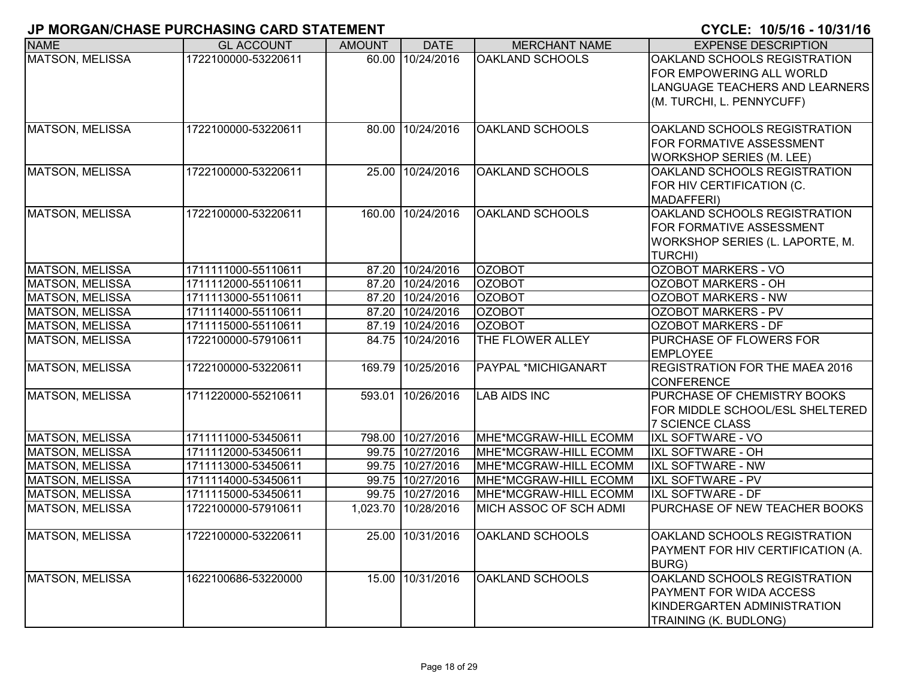## JP MORGAN/CHASE PURCHASING CARD STATEMENT

**CYCLE: 10/5/16 - 10/31/16**

| NAME | GL ACCOUNT | AMOUNT | DATE | MERCHANT NAME | EXPENSE DESCRIPTION |
|---|---|---|---|---|---|
| MATSON, MELISSA | 1722100000-53220611 | 60.00 | 10/24/2016 | OAKLAND SCHOOLS | OAKLAND SCHOOLS REGISTRATION FOR EMPOWERING ALL WORLD LANGUAGE TEACHERS AND LEARNERS (M. TURCHI, L. PENNYCUFF) |
| MATSON, MELISSA | 1722100000-53220611 | 80.00 | 10/24/2016 | OAKLAND SCHOOLS | OAKLAND SCHOOLS REGISTRATION FOR FORMATIVE ASSESSMENT WORKSHOP SERIES (M. LEE) |
| MATSON, MELISSA | 1722100000-53220611 | 25.00 | 10/24/2016 | OAKLAND SCHOOLS | OAKLAND SCHOOLS REGISTRATION FOR HIV CERTIFICATION (C. MADAFFERI) |
| MATSON, MELISSA | 1722100000-53220611 | 160.00 | 10/24/2016 | OAKLAND SCHOOLS | OAKLAND SCHOOLS REGISTRATION FOR FORMATIVE ASSESSMENT WORKSHOP SERIES (L. LAPORTE, M. TURCHI) |
| MATSON, MELISSA | 1711111000-55110611 | 87.20 | 10/24/2016 | OZOBOT | OZOBOT MARKERS - VO |
| MATSON, MELISSA | 1711112000-55110611 | 87.20 | 10/24/2016 | OZOBOT | OZOBOT MARKERS - OH |
| MATSON, MELISSA | 1711113000-55110611 | 87.20 | 10/24/2016 | OZOBOT | OZOBOT MARKERS - NW |
| MATSON, MELISSA | 1711114000-55110611 | 87.20 | 10/24/2016 | OZOBOT | OZOBOT MARKERS - PV |
| MATSON, MELISSA | 1711115000-55110611 | 87.19 | 10/24/2016 | OZOBOT | OZOBOT MARKERS - DF |
| MATSON, MELISSA | 1722100000-57910611 | 84.75 | 10/24/2016 | THE FLOWER ALLEY | PURCHASE OF FLOWERS FOR EMPLOYEE |
| MATSON, MELISSA | 1722100000-53220611 | 169.79 | 10/25/2016 | PAYPAL *MICHIGANART | REGISTRATION FOR THE MAEA 2016 CONFERENCE |
| MATSON, MELISSA | 1711220000-55210611 | 593.01 | 10/26/2016 | LAB AIDS INC | PURCHASE OF CHEMISTRY BOOKS FOR MIDDLE SCHOOL/ESL SHELTERED 7 SCIENCE CLASS |
| MATSON, MELISSA | 1711111000-53450611 | 798.00 | 10/27/2016 | MHE*MCGRAW-HILL ECOMM | IXL SOFTWARE - VO |
| MATSON, MELISSA | 1711112000-53450611 | 99.75 | 10/27/2016 | MHE*MCGRAW-HILL ECOMM | IXL SOFTWARE - OH |
| MATSON, MELISSA | 1711113000-53450611 | 99.75 | 10/27/2016 | MHE*MCGRAW-HILL ECOMM | IXL SOFTWARE - NW |
| MATSON, MELISSA | 1711114000-53450611 | 99.75 | 10/27/2016 | MHE*MCGRAW-HILL ECOMM | IXL SOFTWARE - PV |
| MATSON, MELISSA | 1711115000-53450611 | 99.75 | 10/27/2016 | MHE*MCGRAW-HILL ECOMM | IXL SOFTWARE - DF |
| MATSON, MELISSA | 1722100000-57910611 | 1,023.70 | 10/28/2016 | MICH ASSOC OF SCH ADMI | PURCHASE OF NEW TEACHER BOOKS |
| MATSON, MELISSA | 1722100000-53220611 | 25.00 | 10/31/2016 | OAKLAND SCHOOLS | OAKLAND SCHOOLS REGISTRATION PAYMENT FOR HIV CERTIFICATION (A. BURG) |
| MATSON, MELISSA | 1622100686-53220000 | 15.00 | 10/31/2016 | OAKLAND SCHOOLS | OAKLAND SCHOOLS REGISTRATION PAYMENT FOR WIDA ACCESS KINDERGARTEN ADMINISTRATION TRAINING (K. BUDLONG) |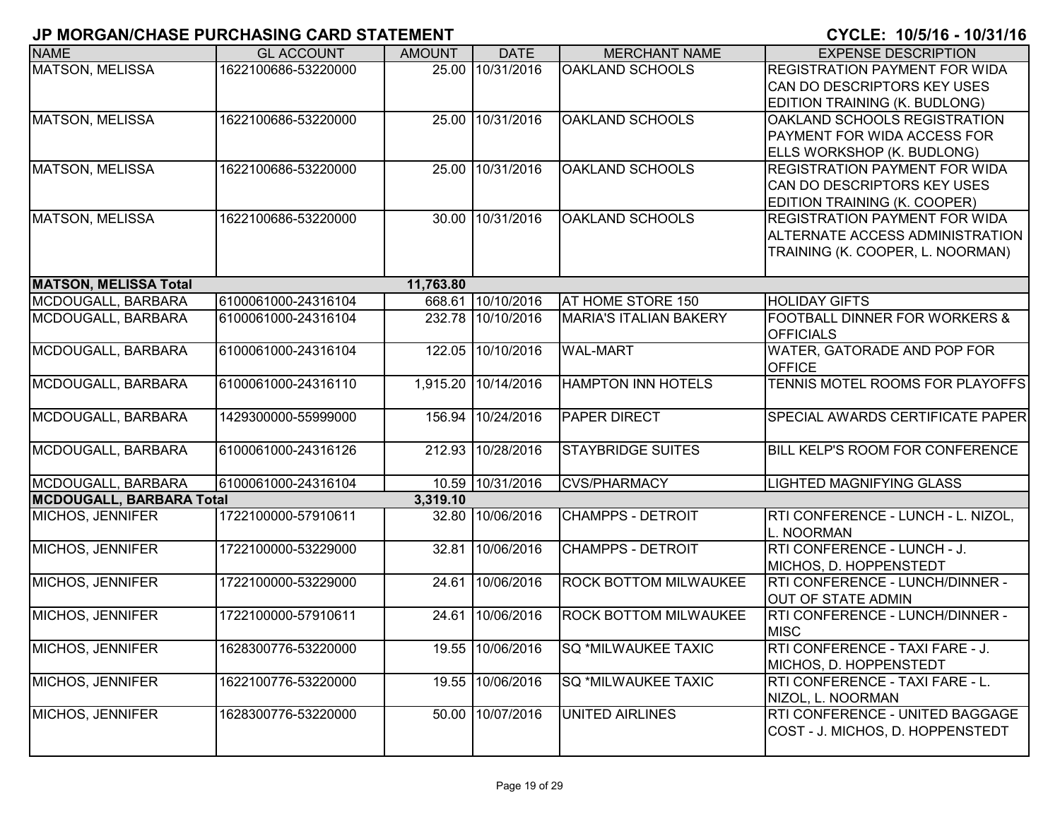## JP MORGAN/CHASE PURCHASING CARD STATEMENT

**CYCLE: 10/5/16 - 10/31/16**

| NAME | GL ACCOUNT | AMOUNT | DATE | MERCHANT NAME | EXPENSE DESCRIPTION |
|---|---|---|---|---|---|
| MATSON, MELISSA | 1622100686-53220000 | 25.00 | 10/31/2016 | OAKLAND SCHOOLS | REGISTRATION PAYMENT FOR WIDA CAN DO DESCRIPTORS KEY USES EDITION TRAINING (K. BUDLONG) |
| MATSON, MELISSA | 1622100686-53220000 | 25.00 | 10/31/2016 | OAKLAND SCHOOLS | OAKLAND SCHOOLS REGISTRATION PAYMENT FOR WIDA ACCESS FOR ELLS WORKSHOP (K. BUDLONG) |
| MATSON, MELISSA | 1622100686-53220000 | 25.00 | 10/31/2016 | OAKLAND SCHOOLS | REGISTRATION PAYMENT FOR WIDA CAN DO DESCRIPTORS KEY USES EDITION TRAINING (K. COOPER) |
| MATSON, MELISSA | 1622100686-53220000 | 30.00 | 10/31/2016 | OAKLAND SCHOOLS | REGISTRATION PAYMENT FOR WIDA ALTERNATE ACCESS ADMINISTRATION TRAINING (K. COOPER, L. NOORMAN) |
| **MATSON, MELISSA Total** | | **11,763.80** | | | |
| MCDOUGALL, BARBARA | 6100061000-24316104 | 668.61 | 10/10/2016 | AT HOME STORE 150 | HOLIDAY GIFTS |
| MCDOUGALL, BARBARA | 6100061000-24316104 | 232.78 | 10/10/2016 | MARIA'S ITALIAN BAKERY | FOOTBALL DINNER FOR WORKERS & OFFICIALS |
| MCDOUGALL, BARBARA | 6100061000-24316104 | 122.05 | 10/10/2016 | WAL-MART | WATER, GATORADE AND POP FOR OFFICE |
| MCDOUGALL, BARBARA | 6100061000-24316110 | 1,915.20 | 10/14/2016 | HAMPTON INN HOTELS | TENNIS MOTEL ROOMS FOR PLAYOFFS |
| MCDOUGALL, BARBARA | 1429300000-55999000 | 156.94 | 10/24/2016 | PAPER DIRECT | SPECIAL AWARDS CERTIFICATE PAPER |
| MCDOUGALL, BARBARA | 6100061000-24316126 | 212.93 | 10/28/2016 | STAYBRIDGE SUITES | BILL KELP'S ROOM FOR CONFERENCE |
| MCDOUGALL, BARBARA | 6100061000-24316104 | 10.59 | 10/31/2016 | CVS/PHARMACY | LIGHTED MAGNIFYING GLASS |
| **MCDOUGALL, BARBARA Total** | | **3,319.10** | | | |
| MICHOS, JENNIFER | 1722100000-57910611 | 32.80 | 10/06/2016 | CHAMPPS - DETROIT | RTI CONFERENCE - LUNCH - L. NIZOL, L. NOORMAN |
| MICHOS, JENNIFER | 1722100000-53229000 | 32.81 | 10/06/2016 | CHAMPPS - DETROIT | RTI CONFERENCE - LUNCH - J. MICHOS, D. HOPPENSTEDT |
| MICHOS, JENNIFER | 1722100000-53229000 | 24.61 | 10/06/2016 | ROCK BOTTOM MILWAUKEE | RTI CONFERENCE - LUNCH/DINNER - OUT OF STATE ADMIN |
| MICHOS, JENNIFER | 1722100000-57910611 | 24.61 | 10/06/2016 | ROCK BOTTOM MILWAUKEE | RTI CONFERENCE - LUNCH/DINNER - MISC |
| MICHOS, JENNIFER | 1628300776-53220000 | 19.55 | 10/06/2016 | SQ *MILWAUKEE TAXIC | RTI CONFERENCE - TAXI FARE - J. MICHOS, D. HOPPENSTEDT |
| MICHOS, JENNIFER | 1622100776-53220000 | 19.55 | 10/06/2016 | SQ *MILWAUKEE TAXIC | RTI CONFERENCE - TAXI FARE - L. NIZOL, L. NOORMAN |
| MICHOS, JENNIFER | 1628300776-53220000 | 50.00 | 10/07/2016 | UNITED AIRLINES | RTI CONFERENCE - UNITED BAGGAGE COST - J. MICHOS, D. HOPPENSTEDT |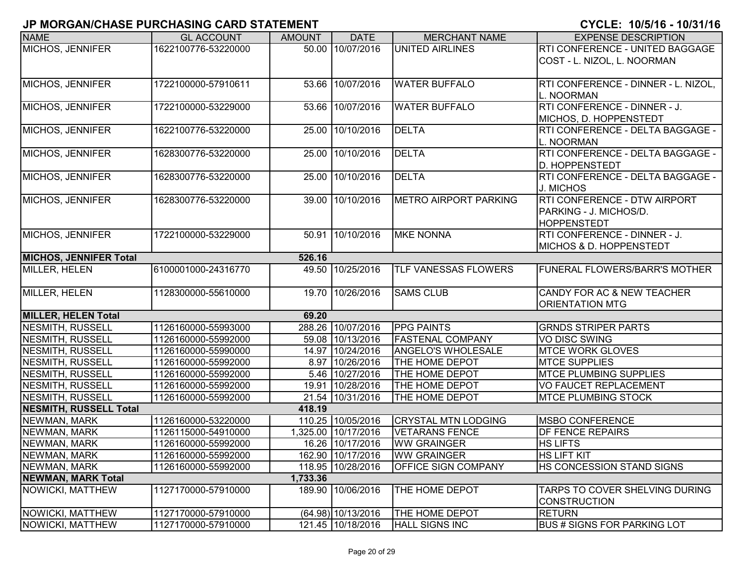# JP MORGAN/CHASE PURCHASING CARD STATEMENT

**CYCLE: 10/5/16 - 10/31/16**

| NAME | GL ACCOUNT | AMOUNT | DATE | MERCHANT NAME | EXPENSE DESCRIPTION |
|---|---|---|---|---|---|
| MICHOS, JENNIFER | 1622100776-53220000 | 50.00 | 10/07/2016 | UNITED AIRLINES | RTI CONFERENCE - UNITED BAGGAGE COST - L. NIZOL, L. NOORMAN |
| MICHOS, JENNIFER | 1722100000-57910611 | 53.66 | 10/07/2016 | WATER BUFFALO | RTI CONFERENCE - DINNER - L. NIZOL, L. NOORMAN |
| MICHOS, JENNIFER | 1722100000-53229000 | 53.66 | 10/07/2016 | WATER BUFFALO | RTI CONFERENCE - DINNER - J. MICHOS, D. HOPPENSTEDT |
| MICHOS, JENNIFER | 1622100776-53220000 | 25.00 | 10/10/2016 | DELTA | RTI CONFERENCE - DELTA BAGGAGE - L. NOORMAN |
| MICHOS, JENNIFER | 1628300776-53220000 | 25.00 | 10/10/2016 | DELTA | RTI CONFERENCE - DELTA BAGGAGE - D. HOPPENSTEDT |
| MICHOS, JENNIFER | 1628300776-53220000 | 25.00 | 10/10/2016 | DELTA | RTI CONFERENCE - DELTA BAGGAGE - J. MICHOS |
| MICHOS, JENNIFER | 1628300776-53220000 | 39.00 | 10/10/2016 | METRO AIRPORT PARKING | RTI CONFERENCE - DTW AIRPORT PARKING - J. MICHOS/D. HOPPENSTEDT |
| MICHOS, JENNIFER | 1722100000-53229000 | 50.91 | 10/10/2016 | MKE NONNA | RTI CONFERENCE - DINNER - J. MICHOS & D. HOPPENSTEDT |
| **MICHOS, JENNIFER Total** | | **526.16** | | | |
| MILLER, HELEN | 6100001000-24316770 | 49.50 | 10/25/2016 | TLF VANESSAS FLOWERS | FUNERAL FLOWERS/BARR'S MOTHER |
| MILLER, HELEN | 1128300000-55610000 | 19.70 | 10/26/2016 | SAMS CLUB | CANDY FOR AC & NEW TEACHER ORIENTATION MTG |
| **MILLER, HELEN Total** | | **69.20** | | | |
| NESMITH, RUSSELL | 1126160000-55993000 | 288.26 | 10/07/2016 | PPG PAINTS | GRNDS STRIPER PARTS |
| NESMITH, RUSSELL | 1126160000-55992000 | 59.08 | 10/13/2016 | FASTENAL COMPANY | VO DISC SWING |
| NESMITH, RUSSELL | 1126160000-55990000 | 14.97 | 10/24/2016 | ANGELO'S WHOLESALE | MTCE WORK GLOVES |
| NESMITH, RUSSELL | 1126160000-55992000 | 8.97 | 10/26/2016 | THE HOME DEPOT | MTCE SUPPLIES |
| NESMITH, RUSSELL | 1126160000-55992000 | 5.46 | 10/27/2016 | THE HOME DEPOT | MTCE PLUMBING SUPPLIES |
| NESMITH, RUSSELL | 1126160000-55992000 | 19.91 | 10/28/2016 | THE HOME DEPOT | VO FAUCET REPLACEMENT |
| NESMITH, RUSSELL | 1126160000-55992000 | 21.54 | 10/31/2016 | THE HOME DEPOT | MTCE PLUMBING STOCK |
| **NESMITH, RUSSELL Total** | | **418.19** | | | |
| NEWMAN, MARK | 1126160000-53220000 | 110.25 | 10/05/2016 | CRYSTAL MTN LODGING | MSBO CONFERENCE |
| NEWMAN, MARK | 1126115000-54910000 | 1,325.00 | 10/17/2016 | VETARANS FENCE | DF FENCE REPAIRS |
| NEWMAN, MARK | 1126160000-55992000 | 16.26 | 10/17/2016 | WW GRAINGER | HS LIFTS |
| NEWMAN, MARK | 1126160000-55992000 | 162.90 | 10/17/2016 | WW GRAINGER | HS LIFT KIT |
| NEWMAN, MARK | 1126160000-55992000 | 118.95 | 10/28/2016 | OFFICE SIGN COMPANY | HS CONCESSION STAND SIGNS |
| **NEWMAN, MARK Total** | | **1,733.36** | | | |
| NOWICKI, MATTHEW | 1127170000-57910000 | 189.90 | 10/06/2016 | THE HOME DEPOT | TARPS TO COVER SHELVING DURING CONSTRUCTION |
| NOWICKI, MATTHEW | 1127170000-57910000 | (64.98) | 10/13/2016 | THE HOME DEPOT | RETURN |
| NOWICKI, MATTHEW | 1127170000-57910000 | 121.45 | 10/18/2016 | HALL SIGNS INC | BUS # SIGNS FOR PARKING LOT |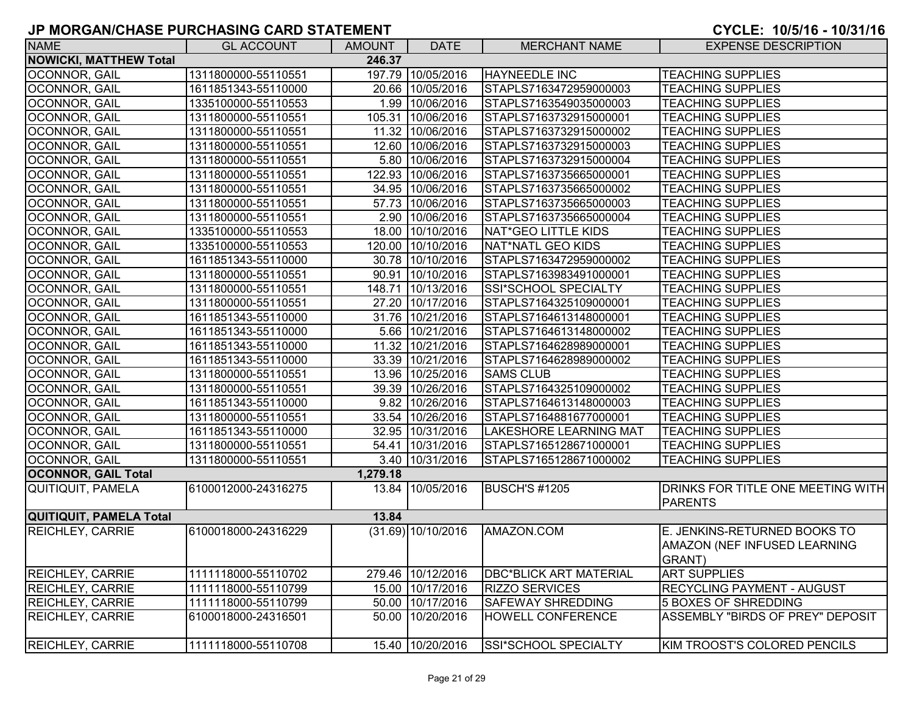## JP MORGAN/CHASE PURCHASING CARD STATEMENT

**CYCLE: 10/5/16 - 10/31/16**

| NAME | GL ACCOUNT | AMOUNT | DATE | MERCHANT NAME | EXPENSE DESCRIPTION |
|---|---|---|---|---|---|
| **NOWICKI, MATTHEW Total** | | **246.37** | | | |
| OCONNOR, GAIL | 1311800000-55110551 | 197.79 | 10/05/2016 | HAYNEEDLE INC | TEACHING SUPPLIES |
| OCONNOR, GAIL | 1611851343-55110000 | 20.66 | 10/05/2016 | STAPLS7163472959000003 | TEACHING SUPPLIES |
| OCONNOR, GAIL | 1335100000-55110553 | 1.99 | 10/06/2016 | STAPLS7163549035000003 | TEACHING SUPPLIES |
| OCONNOR, GAIL | 1311800000-55110551 | 105.31 | 10/06/2016 | STAPLS7163732915000001 | TEACHING SUPPLIES |
| OCONNOR, GAIL | 1311800000-55110551 | 11.32 | 10/06/2016 | STAPLS7163732915000002 | TEACHING SUPPLIES |
| OCONNOR, GAIL | 1311800000-55110551 | 12.60 | 10/06/2016 | STAPLS7163732915000003 | TEACHING SUPPLIES |
| OCONNOR, GAIL | 1311800000-55110551 | 5.80 | 10/06/2016 | STAPLS7163732915000004 | TEACHING SUPPLIES |
| OCONNOR, GAIL | 1311800000-55110551 | 122.93 | 10/06/2016 | STAPLS7163735665000001 | TEACHING SUPPLIES |
| OCONNOR, GAIL | 1311800000-55110551 | 34.95 | 10/06/2016 | STAPLS7163735665000002 | TEACHING SUPPLIES |
| OCONNOR, GAIL | 1311800000-55110551 | 57.73 | 10/06/2016 | STAPLS7163735665000003 | TEACHING SUPPLIES |
| OCONNOR, GAIL | 1311800000-55110551 | 2.90 | 10/06/2016 | STAPLS7163735665000004 | TEACHING SUPPLIES |
| OCONNOR, GAIL | 1335100000-55110553 | 18.00 | 10/10/2016 | NAT*GEO LITTLE KIDS | TEACHING SUPPLIES |
| OCONNOR, GAIL | 1335100000-55110553 | 120.00 | 10/10/2016 | NAT*NATL GEO KIDS | TEACHING SUPPLIES |
| OCONNOR, GAIL | 1611851343-55110000 | 30.78 | 10/10/2016 | STAPLS7163472959000002 | TEACHING SUPPLIES |
| OCONNOR, GAIL | 1311800000-55110551 | 90.91 | 10/10/2016 | STAPLS7163983491000001 | TEACHING SUPPLIES |
| OCONNOR, GAIL | 1311800000-55110551 | 148.71 | 10/13/2016 | SSI*SCHOOL SPECIALTY | TEACHING SUPPLIES |
| OCONNOR, GAIL | 1311800000-55110551 | 27.20 | 10/17/2016 | STAPLS7164325109000001 | TEACHING SUPPLIES |
| OCONNOR, GAIL | 1611851343-55110000 | 31.76 | 10/21/2016 | STAPLS7164613148000001 | TEACHING SUPPLIES |
| OCONNOR, GAIL | 1611851343-55110000 | 5.66 | 10/21/2016 | STAPLS7164613148000002 | TEACHING SUPPLIES |
| OCONNOR, GAIL | 1611851343-55110000 | 11.32 | 10/21/2016 | STAPLS7164628989000001 | TEACHING SUPPLIES |
| OCONNOR, GAIL | 1611851343-55110000 | 33.39 | 10/21/2016 | STAPLS7164628989000002 | TEACHING SUPPLIES |
| OCONNOR, GAIL | 1311800000-55110551 | 13.96 | 10/25/2016 | SAMS CLUB | TEACHING SUPPLIES |
| OCONNOR, GAIL | 1311800000-55110551 | 39.39 | 10/26/2016 | STAPLS7164325109000002 | TEACHING SUPPLIES |
| OCONNOR, GAIL | 1611851343-55110000 | 9.82 | 10/26/2016 | STAPLS7164613148000003 | TEACHING SUPPLIES |
| OCONNOR, GAIL | 1311800000-55110551 | 33.54 | 10/26/2016 | STAPLS7164881677000001 | TEACHING SUPPLIES |
| OCONNOR, GAIL | 1611851343-55110000 | 32.95 | 10/31/2016 | LAKESHORE LEARNING MAT | TEACHING SUPPLIES |
| OCONNOR, GAIL | 1311800000-55110551 | 54.41 | 10/31/2016 | STAPLS7165128671000001 | TEACHING SUPPLIES |
| OCONNOR, GAIL | 1311800000-55110551 | 3.40 | 10/31/2016 | STAPLS7165128671000002 | TEACHING SUPPLIES |
| **OCONNOR, GAIL Total** | | **1,279.18** | | | |
| QUITIQUIT, PAMELA | 6100012000-24316275 | 13.84 | 10/05/2016 | BUSCH'S #1205 | DRINKS FOR TITLE ONE MEETING WITH PARENTS |
| **QUITIQUIT, PAMELA Total** | | **13.84** | | | |
| REICHLEY, CARRIE | 6100018000-24316229 | (31.69) | 10/10/2016 | AMAZON.COM | E. JENKINS-RETURNED BOOKS TO AMAZON (NEF INFUSED LEARNING GRANT) |
| REICHLEY, CARRIE | 1111118000-55110702 | 279.46 | 10/12/2016 | DBC*BLICK ART MATERIAL | ART SUPPLIES |
| REICHLEY, CARRIE | 1111118000-55110799 | 15.00 | 10/17/2016 | RIZZO SERVICES | RECYCLING PAYMENT - AUGUST |
| REICHLEY, CARRIE | 1111118000-55110799 | 50.00 | 10/17/2016 | SAFEWAY SHREDDING | 5 BOXES OF SHREDDING |
| REICHLEY, CARRIE | 6100018000-24316501 | 50.00 | 10/20/2016 | HOWELL CONFERENCE | ASSEMBLY "BIRDS OF PREY" DEPOSIT |
| REICHLEY, CARRIE | 1111118000-55110708 | 15.40 | 10/20/2016 | SSI*SCHOOL SPECIALTY | KIM TROOST'S COLORED PENCILS |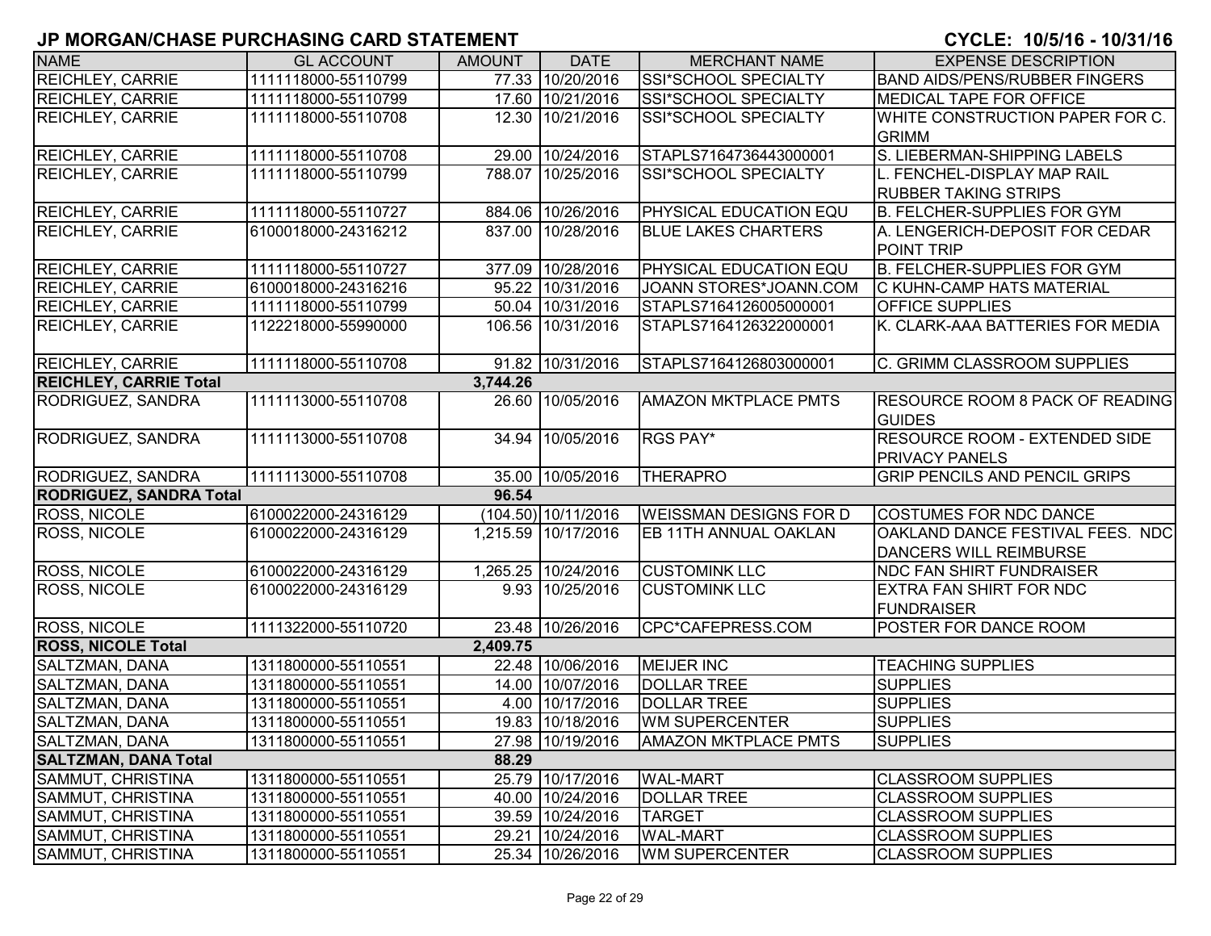# JP MORGAN/CHASE PURCHASING CARD STATEMENT

**CYCLE: 10/5/16 - 10/31/16**

| NAME | GL ACCOUNT | AMOUNT | DATE | MERCHANT NAME | EXPENSE DESCRIPTION |
|---|---|---|---|---|---|
| REICHLEY, CARRIE | 1111118000-55110799 | 77.33 | 10/20/2016 | SSI*SCHOOL SPECIALTY | BAND AIDS/PENS/RUBBER FINGERS |
| REICHLEY, CARRIE | 1111118000-55110799 | 17.60 | 10/21/2016 | SSI*SCHOOL SPECIALTY | MEDICAL TAPE FOR OFFICE |
| REICHLEY, CARRIE | 1111118000-55110708 | 12.30 | 10/21/2016 | SSI*SCHOOL SPECIALTY | WHITE CONSTRUCTION PAPER FOR C. GRIMM |
| REICHLEY, CARRIE | 1111118000-55110708 | 29.00 | 10/24/2016 | STAPLS7164736443000001 | S. LIEBERMAN-SHIPPING LABELS |
| REICHLEY, CARRIE | 1111118000-55110799 | 788.07 | 10/25/2016 | SSI*SCHOOL SPECIALTY | L. FENCHEL-DISPLAY MAP RAIL RUBBER TAKING STRIPS |
| REICHLEY, CARRIE | 1111118000-55110727 | 884.06 | 10/26/2016 | PHYSICAL EDUCATION EQU | B. FELCHER-SUPPLIES FOR GYM |
| REICHLEY, CARRIE | 6100018000-24316212 | 837.00 | 10/28/2016 | BLUE LAKES CHARTERS | A. LENGERICH-DEPOSIT FOR CEDAR POINT TRIP |
| REICHLEY, CARRIE | 1111118000-55110727 | 377.09 | 10/28/2016 | PHYSICAL EDUCATION EQU | B. FELCHER-SUPPLIES FOR GYM |
| REICHLEY, CARRIE | 6100018000-24316216 | 95.22 | 10/31/2016 | JOANN STORES*JOANN.COM | C KUHN-CAMP HATS MATERIAL |
| REICHLEY, CARRIE | 1111118000-55110799 | 50.04 | 10/31/2016 | STAPLS7164126005000001 | OFFICE SUPPLIES |
| REICHLEY, CARRIE | 1122218000-55990000 | 106.56 | 10/31/2016 | STAPLS7164126322000001 | K. CLARK-AAA BATTERIES FOR MEDIA |
| REICHLEY, CARRIE | 1111118000-55110708 | 91.82 | 10/31/2016 | STAPLS7164126803000001 | C. GRIMM CLASSROOM SUPPLIES |
| **REICHLEY, CARRIE Total** | | **3,744.26** | | | |
| RODRIGUEZ, SANDRA | 1111113000-55110708 | 26.60 | 10/05/2016 | AMAZON MKTPLACE PMTS | RESOURCE ROOM 8 PACK OF READING GUIDES |
| RODRIGUEZ, SANDRA | 1111113000-55110708 | 34.94 | 10/05/2016 | RGS PAY* | RESOURCE ROOM - EXTENDED SIDE PRIVACY PANELS |
| RODRIGUEZ, SANDRA | 1111113000-55110708 | 35.00 | 10/05/2016 | THERAPRO | GRIP PENCILS AND PENCIL GRIPS |
| **RODRIGUEZ, SANDRA Total** | | **96.54** | | | |
| ROSS, NICOLE | 6100022000-24316129 | (104.50) | 10/11/2016 | WEISSMAN DESIGNS FOR D | COSTUMES FOR NDC DANCE |
| ROSS, NICOLE | 6100022000-24316129 | 1,215.59 | 10/17/2016 | EB 11TH ANNUAL OAKLAN | OAKLAND DANCE FESTIVAL FEES. NDC DANCERS WILL REIMBURSE |
| ROSS, NICOLE | 6100022000-24316129 | 1,265.25 | 10/24/2016 | CUSTOMINK LLC | NDC FAN SHIRT FUNDRAISER |
| ROSS, NICOLE | 6100022000-24316129 | 9.93 | 10/25/2016 | CUSTOMINK LLC | EXTRA FAN SHIRT FOR NDC FUNDRAISER |
| ROSS, NICOLE | 1111322000-55110720 | 23.48 | 10/26/2016 | CPC*CAFEPRESS.COM | POSTER FOR DANCE ROOM |
| **ROSS, NICOLE Total** | | **2,409.75** | | | |
| SALTZMAN, DANA | 1311800000-55110551 | 22.48 | 10/06/2016 | MEIJER INC | TEACHING SUPPLIES |
| SALTZMAN, DANA | 1311800000-55110551 | 14.00 | 10/07/2016 | DOLLAR TREE | SUPPLIES |
| SALTZMAN, DANA | 1311800000-55110551 | 4.00 | 10/17/2016 | DOLLAR TREE | SUPPLIES |
| SALTZMAN, DANA | 1311800000-55110551 | 19.83 | 10/18/2016 | WM SUPERCENTER | SUPPLIES |
| SALTZMAN, DANA | 1311800000-55110551 | 27.98 | 10/19/2016 | AMAZON MKTPLACE PMTS | SUPPLIES |
| **SALTZMAN, DANA Total** | | **88.29** | | | |
| SAMMUT, CHRISTINA | 1311800000-55110551 | 25.79 | 10/17/2016 | WAL-MART | CLASSROOM SUPPLIES |
| SAMMUT, CHRISTINA | 1311800000-55110551 | 40.00 | 10/24/2016 | DOLLAR TREE | CLASSROOM SUPPLIES |
| SAMMUT, CHRISTINA | 1311800000-55110551 | 39.59 | 10/24/2016 | TARGET | CLASSROOM SUPPLIES |
| SAMMUT, CHRISTINA | 1311800000-55110551 | 29.21 | 10/24/2016 | WAL-MART | CLASSROOM SUPPLIES |
| SAMMUT, CHRISTINA | 1311800000-55110551 | 25.34 | 10/26/2016 | WM SUPERCENTER | CLASSROOM SUPPLIES |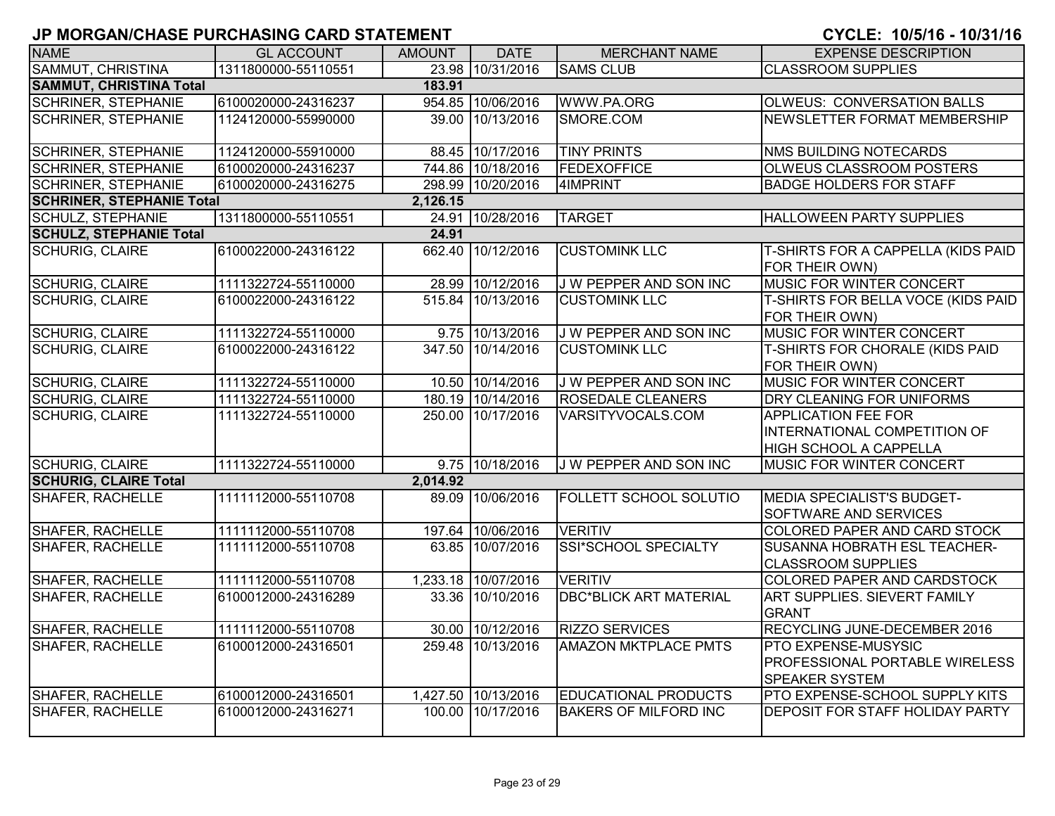# JP MORGAN/CHASE PURCHASING CARD STATEMENT

**CYCLE: 10/5/16 - 10/31/16**

| NAME | GL ACCOUNT | AMOUNT | DATE | MERCHANT NAME | EXPENSE DESCRIPTION |
|---|---|---|---|---|---|
| SAMMUT, CHRISTINA | 1311800000-55110551 | 23.98 | 10/31/2016 | SAMS CLUB | CLASSROOM SUPPLIES |
| **SAMMUT, CHRISTINA Total** | | **183.91** | | | |
| SCHRINER, STEPHANIE | 6100020000-24316237 | 954.85 | 10/06/2016 | WWW.PA.ORG | OLWEUS: CONVERSATION BALLS |
| SCHRINER, STEPHANIE | 1124120000-55990000 | 39.00 | 10/13/2016 | SMORE.COM | NEWSLETTER FORMAT MEMBERSHIP |
| SCHRINER, STEPHANIE | 1124120000-55910000 | 88.45 | 10/17/2016 | TINY PRINTS | NMS BUILDING NOTECARDS |
| SCHRINER, STEPHANIE | 6100020000-24316237 | 744.86 | 10/18/2016 | FEDEXOFFICE | OLWEUS CLASSROOM POSTERS |
| SCHRINER, STEPHANIE | 6100020000-24316275 | 298.99 | 10/20/2016 | 4IMPRINT | BADGE HOLDERS FOR STAFF |
| **SCHRINER, STEPHANIE Total** | | **2,126.15** | | | |
| SCHULZ, STEPHANIE | 1311800000-55110551 | 24.91 | 10/28/2016 | TARGET | HALLOWEEN PARTY SUPPLIES |
| **SCHULZ, STEPHANIE Total** | | **24.91** | | | |
| SCHURIG, CLAIRE | 6100022000-24316122 | 662.40 | 10/12/2016 | CUSTOMINK LLC | T-SHIRTS FOR A CAPPELLA (KIDS PAID FOR THEIR OWN) |
| SCHURIG, CLAIRE | 1111322724-55110000 | 28.99 | 10/12/2016 | J W PEPPER AND SON INC | MUSIC FOR WINTER CONCERT |
| SCHURIG, CLAIRE | 6100022000-24316122 | 515.84 | 10/13/2016 | CUSTOMINK LLC | T-SHIRTS FOR BELLA VOCE (KIDS PAID FOR THEIR OWN) |
| SCHURIG, CLAIRE | 1111322724-55110000 | 9.75 | 10/13/2016 | J W PEPPER AND SON INC | MUSIC FOR WINTER CONCERT |
| SCHURIG, CLAIRE | 6100022000-24316122 | 347.50 | 10/14/2016 | CUSTOMINK LLC | T-SHIRTS FOR CHORALE (KIDS PAID FOR THEIR OWN) |
| SCHURIG, CLAIRE | 1111322724-55110000 | 10.50 | 10/14/2016 | J W PEPPER AND SON INC | MUSIC FOR WINTER CONCERT |
| SCHURIG, CLAIRE | 1111322724-55110000 | 180.19 | 10/14/2016 | ROSEDALE CLEANERS | DRY CLEANING FOR UNIFORMS |
| SCHURIG, CLAIRE | 1111322724-55110000 | 250.00 | 10/17/2016 | VARSITYVOCALS.COM | APPLICATION FEE FOR INTERNATIONAL COMPETITION OF HIGH SCHOOL A CAPPELLA |
| SCHURIG, CLAIRE | 1111322724-55110000 | 9.75 | 10/18/2016 | J W PEPPER AND SON INC | MUSIC FOR WINTER CONCERT |
| **SCHURIG, CLAIRE Total** | | **2,014.92** | | | |
| SHAFER, RACHELLE | 1111112000-55110708 | 89.09 | 10/06/2016 | FOLLETT SCHOOL SOLUTIO | MEDIA SPECIALIST'S BUDGET- SOFTWARE AND SERVICES |
| SHAFER, RACHELLE | 1111112000-55110708 | 197.64 | 10/06/2016 | VERITIV | COLORED PAPER AND CARD STOCK |
| SHAFER, RACHELLE | 1111112000-55110708 | 63.85 | 10/07/2016 | SSI*SCHOOL SPECIALTY | SUSANNA HOBRATH ESL TEACHER- CLASSROOM SUPPLIES |
| SHAFER, RACHELLE | 1111112000-55110708 | 1,233.18 | 10/07/2016 | VERITIV | COLORED PAPER AND CARDSTOCK |
| SHAFER, RACHELLE | 6100012000-24316289 | 33.36 | 10/10/2016 | DBC*BLICK ART MATERIAL | ART SUPPLIES. SIEVERT FAMILY GRANT |
| SHAFER, RACHELLE | 1111112000-55110708 | 30.00 | 10/12/2016 | RIZZO SERVICES | RECYCLING JUNE-DECEMBER 2016 |
| SHAFER, RACHELLE | 6100012000-24316501 | 259.48 | 10/13/2016 | AMAZON MKTPLACE PMTS | PTO EXPENSE-MUSYSIC PROFESSIONAL PORTABLE WIRELESS SPEAKER SYSTEM |
| SHAFER, RACHELLE | 6100012000-24316501 | 1,427.50 | 10/13/2016 | EDUCATIONAL PRODUCTS | PTO EXPENSE-SCHOOL SUPPLY KITS |
| SHAFER, RACHELLE | 6100012000-24316271 | 100.00 | 10/17/2016 | BAKERS OF MILFORD INC | DEPOSIT FOR STAFF HOLIDAY PARTY |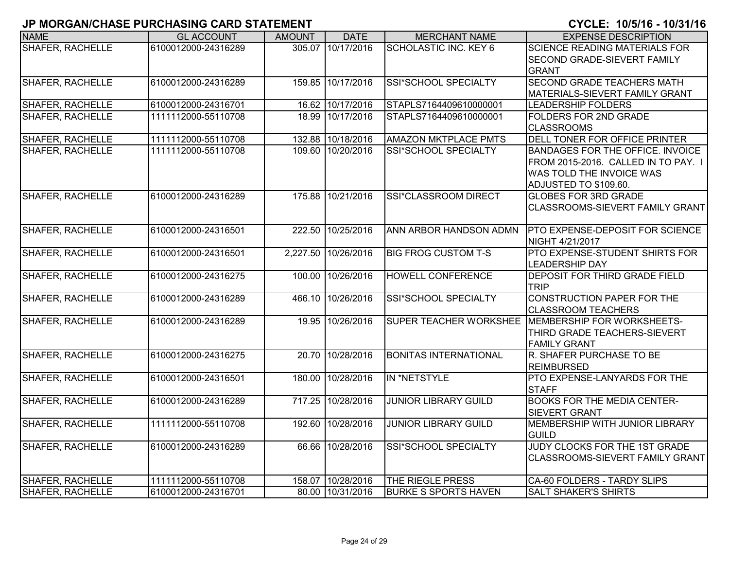## JP MORGAN/CHASE PURCHASING CARD STATEMENT

**CYCLE: 10/5/16 - 10/31/16**

| NAME | GL ACCOUNT | AMOUNT | DATE | MERCHANT NAME | EXPENSE DESCRIPTION |
|---|---|---|---|---|---|
| SHAFER, RACHELLE | 6100012000-24316289 | 305.07 | 10/17/2016 | SCHOLASTIC INC. KEY 6 | SCIENCE READING MATERIALS FOR SECOND GRADE-SIEVERT FAMILY GRANT |
| SHAFER, RACHELLE | 6100012000-24316289 | 159.85 | 10/17/2016 | SSI*SCHOOL SPECIALTY | SECOND GRADE TEACHERS MATH MATERIALS-SIEVERT FAMILY GRANT |
| SHAFER, RACHELLE | 6100012000-24316701 | 16.62 | 10/17/2016 | STAPLS7164409610000001 | LEADERSHIP FOLDERS |
| SHAFER, RACHELLE | 1111112000-55110708 | 18.99 | 10/17/2016 | STAPLS7164409610000001 | FOLDERS FOR 2ND GRADE CLASSROOMS |
| SHAFER, RACHELLE | 1111112000-55110708 | 132.88 | 10/18/2016 | AMAZON MKTPLACE PMTS | DELL TONER FOR OFFICE PRINTER |
| SHAFER, RACHELLE | 1111112000-55110708 | 109.60 | 10/20/2016 | SSI*SCHOOL SPECIALTY | BANDAGES FOR THE OFFICE. INVOICE FROM 2015-2016. CALLED IN TO PAY. I WAS TOLD THE INVOICE WAS ADJUSTED TO $109.60. |
| SHAFER, RACHELLE | 6100012000-24316289 | 175.88 | 10/21/2016 | SSI*CLASSROOM DIRECT | GLOBES FOR 3RD GRADE CLASSROOMS-SIEVERT FAMILY GRANT |
| SHAFER, RACHELLE | 6100012000-24316501 | 222.50 | 10/25/2016 | ANN ARBOR HANDSON ADMN | PTO EXPENSE-DEPOSIT FOR SCIENCE NIGHT 4/21/2017 |
| SHAFER, RACHELLE | 6100012000-24316501 | 2,227.50 | 10/26/2016 | BIG FROG CUSTOM T-S | PTO EXPENSE-STUDENT SHIRTS FOR LEADERSHIP DAY |
| SHAFER, RACHELLE | 6100012000-24316275 | 100.00 | 10/26/2016 | HOWELL CONFERENCE | DEPOSIT FOR THIRD GRADE FIELD TRIP |
| SHAFER, RACHELLE | 6100012000-24316289 | 466.10 | 10/26/2016 | SSI*SCHOOL SPECIALTY | CONSTRUCTION PAPER FOR THE CLASSROOM TEACHERS |
| SHAFER, RACHELLE | 6100012000-24316289 | 19.95 | 10/26/2016 | SUPER TEACHER WORKSHEE | MEMBERSHIP FOR WORKSHEETS-THIRD GRADE TEACHERS-SIEVERT FAMILY GRANT |
| SHAFER, RACHELLE | 6100012000-24316275 | 20.70 | 10/28/2016 | BONITAS INTERNATIONAL | R. SHAFER PURCHASE TO BE REIMBURSED |
| SHAFER, RACHELLE | 6100012000-24316501 | 180.00 | 10/28/2016 | IN *NETSTYLE | PTO EXPENSE-LANYARDS FOR THE STAFF |
| SHAFER, RACHELLE | 6100012000-24316289 | 717.25 | 10/28/2016 | JUNIOR LIBRARY GUILD | BOOKS FOR THE MEDIA CENTER-SIEVERT GRANT |
| SHAFER, RACHELLE | 1111112000-55110708 | 192.60 | 10/28/2016 | JUNIOR LIBRARY GUILD | MEMBERSHIP WITH JUNIOR LIBRARY GUILD |
| SHAFER, RACHELLE | 6100012000-24316289 | 66.66 | 10/28/2016 | SSI*SCHOOL SPECIALTY | JUDY CLOCKS FOR THE 1ST GRADE CLASSROOMS-SIEVERT FAMILY GRANT |
| SHAFER, RACHELLE | 1111112000-55110708 | 158.07 | 10/28/2016 | THE RIEGLE PRESS | CA-60 FOLDERS - TARDY SLIPS |
| SHAFER, RACHELLE | 6100012000-24316701 | 80.00 | 10/31/2016 | BURKE S SPORTS HAVEN | SALT SHAKER'S SHIRTS |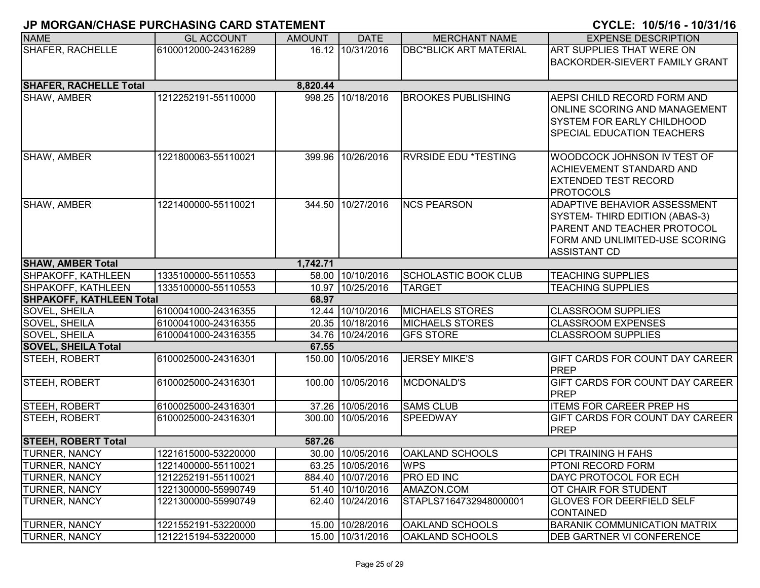# JP MORGAN/CHASE PURCHASING CARD STATEMENT

**CYCLE: 10/5/16 - 10/31/16**

| NAME | GL ACCOUNT | AMOUNT | DATE | MERCHANT NAME | EXPENSE DESCRIPTION |
|---|---|---|---|---|---|
| SHAFER, RACHELLE | 6100012000-24316289 | 16.12 | 10/31/2016 | DBC*BLICK ART MATERIAL | ART SUPPLIES THAT WERE ON BACKORDER-SIEVERT FAMILY GRANT |
| **SHAFER, RACHELLE Total** | | **8,820.44** | | | |
| SHAW, AMBER | 1212252191-55110000 | 998.25 | 10/18/2016 | BROOKES PUBLISHING | AEPSI CHILD RECORD FORM AND ONLINE SCORING AND MANAGEMENT SYSTEM FOR EARLY CHILDHOOD SPECIAL EDUCATION TEACHERS |
| SHAW, AMBER | 1221800063-55110021 | 399.96 | 10/26/2016 | RVRSIDE EDU *TESTING | WOODCOCK JOHNSON IV TEST OF ACHIEVEMENT STANDARD AND EXTENDED TEST RECORD PROTOCOLS |
| SHAW, AMBER | 1221400000-55110021 | 344.50 | 10/27/2016 | NCS PEARSON | ADAPTIVE BEHAVIOR ASSESSMENT SYSTEM- THIRD EDITION (ABAS-3) PARENT AND TEACHER PROTOCOL FORM AND UNLIMITED-USE SCORING ASSISTANT CD |
| **SHAW, AMBER Total** | | **1,742.71** | | | |
| SHPAKOFF, KATHLEEN | 1335100000-55110553 | 58.00 | 10/10/2016 | SCHOLASTIC BOOK CLUB | TEACHING SUPPLIES |
| SHPAKOFF, KATHLEEN | 1335100000-55110553 | 10.97 | 10/25/2016 | TARGET | TEACHING SUPPLIES |
| **SHPAKOFF, KATHLEEN Total** | | **68.97** | | | |
| SOVEL, SHEILA | 6100041000-24316355 | 12.44 | 10/10/2016 | MICHAELS STORES | CLASSROOM SUPPLIES |
| SOVEL, SHEILA | 6100041000-24316355 | 20.35 | 10/18/2016 | MICHAELS STORES | CLASSROOM EXPENSES |
| SOVEL, SHEILA | 6100041000-24316355 | 34.76 | 10/24/2016 | GFS STORE | CLASSROOM SUPPLIES |
| **SOVEL, SHEILA Total** | | **67.55** | | | |
| STEEH, ROBERT | 6100025000-24316301 | 150.00 | 10/05/2016 | JERSEY MIKE'S | GIFT CARDS FOR COUNT DAY CAREER PREP |
| STEEH, ROBERT | 6100025000-24316301 | 100.00 | 10/05/2016 | MCDONALD'S | GIFT CARDS FOR COUNT DAY CAREER PREP |
| STEEH, ROBERT | 6100025000-24316301 | 37.26 | 10/05/2016 | SAMS CLUB | ITEMS FOR CAREER PREP HS |
| STEEH, ROBERT | 6100025000-24316301 | 300.00 | 10/05/2016 | SPEEDWAY | GIFT CARDS FOR COUNT DAY CAREER PREP |
| **STEEH, ROBERT Total** | | **587.26** | | | |
| TURNER, NANCY | 1221615000-53220000 | 30.00 | 10/05/2016 | OAKLAND SCHOOLS | CPI TRAINING H FAHS |
| TURNER, NANCY | 1221400000-55110021 | 63.25 | 10/05/2016 | WPS | PTONI RECORD FORM |
| TURNER, NANCY | 1212252191-55110021 | 884.40 | 10/07/2016 | PRO ED INC | DAYC PROTOCOL FOR ECH |
| TURNER, NANCY | 1221300000-55990749 | 51.40 | 10/10/2016 | AMAZON.COM | OT CHAIR FOR STUDENT |
| TURNER, NANCY | 1221300000-55990749 | 62.40 | 10/24/2016 | STAPLS7164732948000001 | GLOVES FOR DEERFIELD SELF CONTAINED |
| TURNER, NANCY | 1221552191-53220000 | 15.00 | 10/28/2016 | OAKLAND SCHOOLS | BARANIK COMMUNICATION MATRIX |
| TURNER, NANCY | 1212215194-53220000 | 15.00 | 10/31/2016 | OAKLAND SCHOOLS | DEB GARTNER VI CONFERENCE |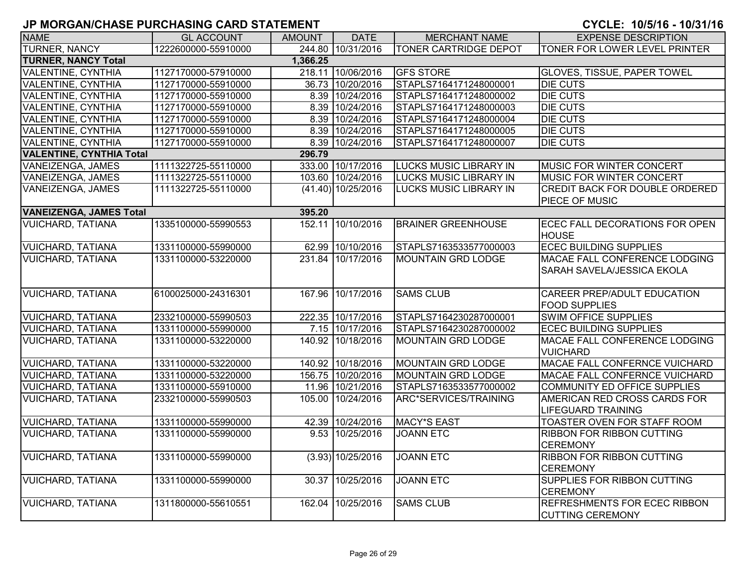## JP MORGAN/CHASE PURCHASING CARD STATEMENT

**CYCLE: 10/5/16 - 10/31/16**

| NAME | GL ACCOUNT | AMOUNT | DATE | MERCHANT NAME | EXPENSE DESCRIPTION |
|---|---|---|---|---|---|
| TURNER, NANCY | 1222600000-55910000 | 244.80 | 10/31/2016 | TONER CARTRIDGE DEPOT | TONER FOR LOWER LEVEL PRINTER |
| **TURNER, NANCY Total** | | **1,366.25** | | | |
| VALENTINE, CYNTHIA | 1127170000-57910000 | 218.11 | 10/06/2016 | GFS STORE | GLOVES, TISSUE, PAPER TOWEL |
| VALENTINE, CYNTHIA | 1127170000-55910000 | 36.73 | 10/20/2016 | STAPLS7164171248000001 | DIE CUTS |
| VALENTINE, CYNTHIA | 1127170000-55910000 | 8.39 | 10/24/2016 | STAPLS7164171248000002 | DIE CUTS |
| VALENTINE, CYNTHIA | 1127170000-55910000 | 8.39 | 10/24/2016 | STAPLS7164171248000003 | DIE CUTS |
| VALENTINE, CYNTHIA | 1127170000-55910000 | 8.39 | 10/24/2016 | STAPLS7164171248000004 | DIE CUTS |
| VALENTINE, CYNTHIA | 1127170000-55910000 | 8.39 | 10/24/2016 | STAPLS7164171248000005 | DIE CUTS |
| VALENTINE, CYNTHIA | 1127170000-55910000 | 8.39 | 10/24/2016 | STAPLS7164171248000007 | DIE CUTS |
| **VALENTINE, CYNTHIA Total** | | **296.79** | | | |
| VANEIZENGA, JAMES | 1111322725-55110000 | 333.00 | 10/17/2016 | LUCKS MUSIC LIBRARY IN | MUSIC FOR WINTER CONCERT |
| VANEIZENGA, JAMES | 1111322725-55110000 | 103.60 | 10/24/2016 | LUCKS MUSIC LIBRARY IN | MUSIC FOR WINTER CONCERT |
| VANEIZENGA, JAMES | 1111322725-55110000 | (41.40) | 10/25/2016 | LUCKS MUSIC LIBRARY IN | CREDIT BACK FOR DOUBLE ORDERED PIECE OF MUSIC |
| **VANEIZENGA, JAMES Total** | | **395.20** | | | |
| VUICHARD, TATIANA | 1335100000-55990553 | 152.11 | 10/10/2016 | BRAINER GREENHOUSE | ECEC FALL DECORATIONS FOR OPEN HOUSE |
| VUICHARD, TATIANA | 1331100000-55990000 | 62.99 | 10/10/2016 | STAPLS7163533577000003 | ECEC BUILDING SUPPLIES |
| VUICHARD, TATIANA | 1331100000-53220000 | 231.84 | 10/17/2016 | MOUNTAIN GRD LODGE | MACAE FALL CONFERENCE LODGING SARAH SAVELA/JESSICA EKOLA |
| VUICHARD, TATIANA | 6100025000-24316301 | 167.96 | 10/17/2016 | SAMS CLUB | CAREER PREP/ADULT EDUCATION FOOD SUPPLIES |
| VUICHARD, TATIANA | 2332100000-55990503 | 222.35 | 10/17/2016 | STAPLS7164230287000001 | SWIM OFFICE SUPPLIES |
| VUICHARD, TATIANA | 1331100000-55990000 | 7.15 | 10/17/2016 | STAPLS7164230287000002 | ECEC BUILDING SUPPLIES |
| VUICHARD, TATIANA | 1331100000-53220000 | 140.92 | 10/18/2016 | MOUNTAIN GRD LODGE | MACAE FALL CONFERENCE LODGING VUICHARD |
| VUICHARD, TATIANA | 1331100000-53220000 | 140.92 | 10/18/2016 | MOUNTAIN GRD LODGE | MACAE FALL CONFERNCE VUICHARD |
| VUICHARD, TATIANA | 1331100000-53220000 | 156.75 | 10/20/2016 | MOUNTAIN GRD LODGE | MACAE FALL CONFERNCE VUICHARD |
| VUICHARD, TATIANA | 1331100000-55910000 | 11.96 | 10/21/2016 | STAPLS7163533577000002 | COMMUNITY ED OFFICE SUPPLIES |
| VUICHARD, TATIANA | 2332100000-55990503 | 105.00 | 10/24/2016 | ARC*SERVICES/TRAINING | AMERICAN RED CROSS CARDS FOR LIFEGUARD TRAINING |
| VUICHARD, TATIANA | 1331100000-55990000 | 42.39 | 10/24/2016 | MACY*S EAST | TOASTER OVEN FOR STAFF ROOM |
| VUICHARD, TATIANA | 1331100000-55990000 | 9.53 | 10/25/2016 | JOANN ETC | RIBBON FOR RIBBON CUTTING CEREMONY |
| VUICHARD, TATIANA | 1331100000-55990000 | (3.93) | 10/25/2016 | JOANN ETC | RIBBON FOR RIBBON CUTTING CEREMONY |
| VUICHARD, TATIANA | 1331100000-55990000 | 30.37 | 10/25/2016 | JOANN ETC | SUPPLIES FOR RIBBON CUTTING CEREMONY |
| VUICHARD, TATIANA | 1311800000-55610551 | 162.04 | 10/25/2016 | SAMS CLUB | REFRESHMENTS FOR ECEC RIBBON CUTTING CEREMONY |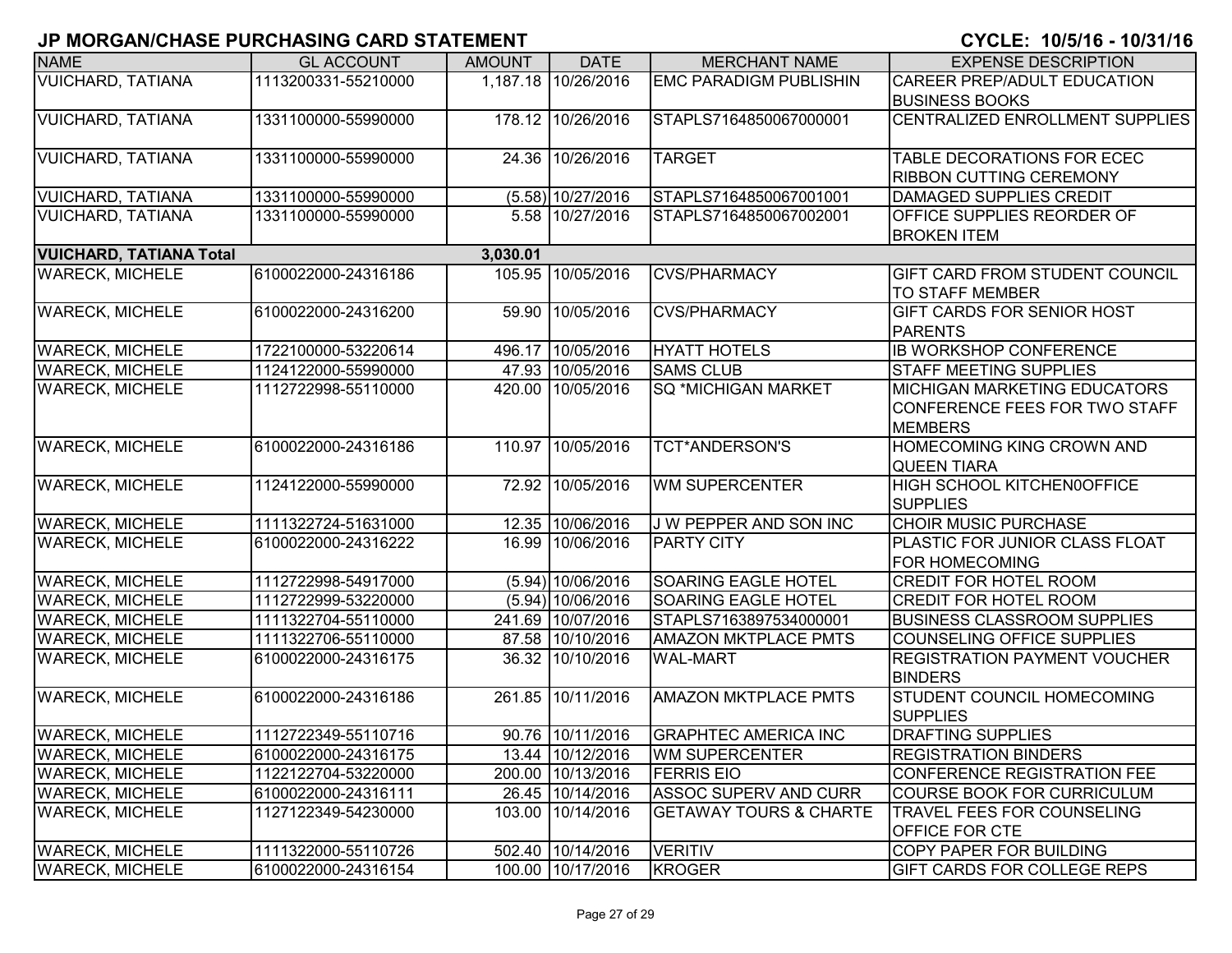# JP MORGAN/CHASE PURCHASING CARD STATEMENT

**CYCLE: 10/5/16 - 10/31/16**

| NAME | GL ACCOUNT | AMOUNT | DATE | MERCHANT NAME | EXPENSE DESCRIPTION |
|---|---|---|---|---|---|
| VUICHARD, TATIANA | 1113200331-55210000 | 1,187.18 | 10/26/2016 | EMC PARADIGM PUBLISHIN | CAREER PREP/ADULT EDUCATION BUSINESS BOOKS |
| VUICHARD, TATIANA | 1331100000-55990000 | 178.12 | 10/26/2016 | STAPLS7164850067000001 | CENTRALIZED ENROLLMENT SUPPLIES |
| VUICHARD, TATIANA | 1331100000-55990000 | 24.36 | 10/26/2016 | TARGET | TABLE DECORATIONS FOR ECEC RIBBON CUTTING CEREMONY |
| VUICHARD, TATIANA | 1331100000-55990000 | (5.58) | 10/27/2016 | STAPLS7164850067001001 | DAMAGED SUPPLIES CREDIT |
| VUICHARD, TATIANA | 1331100000-55990000 | 5.58 | 10/27/2016 | STAPLS7164850067002001 | OFFICE SUPPLIES REORDER OF BROKEN ITEM |
| **VUICHARD, TATIANA Total** | | **3,030.01** | | | |
| WARECK, MICHELE | 6100022000-24316186 | 105.95 | 10/05/2016 | CVS/PHARMACY | GIFT CARD FROM STUDENT COUNCIL TO STAFF MEMBER |
| WARECK, MICHELE | 6100022000-24316200 | 59.90 | 10/05/2016 | CVS/PHARMACY | GIFT CARDS FOR SENIOR HOST PARENTS |
| WARECK, MICHELE | 1722100000-53220614 | 496.17 | 10/05/2016 | HYATT HOTELS | IB WORKSHOP CONFERENCE |
| WARECK, MICHELE | 1124122000-55990000 | 47.93 | 10/05/2016 | SAMS CLUB | STAFF MEETING SUPPLIES |
| WARECK, MICHELE | 1112722998-55110000 | 420.00 | 10/05/2016 | SQ *MICHIGAN MARKET | MICHIGAN MARKETING EDUCATORS CONFERENCE FEES FOR TWO STAFF MEMBERS |
| WARECK, MICHELE | 6100022000-24316186 | 110.97 | 10/05/2016 | TCT*ANDERSON'S | HOMECOMING KING CROWN AND QUEEN TIARA |
| WARECK, MICHELE | 1124122000-55990000 | 72.92 | 10/05/2016 | WM SUPERCENTER | HIGH SCHOOL KITCHEN0OFFICE SUPPLIES |
| WARECK, MICHELE | 1111322724-51631000 | 12.35 | 10/06/2016 | J W PEPPER AND SON INC | CHOIR MUSIC PURCHASE |
| WARECK, MICHELE | 6100022000-24316222 | 16.99 | 10/06/2016 | PARTY CITY | PLASTIC FOR JUNIOR CLASS FLOAT FOR HOMECOMING |
| WARECK, MICHELE | 1112722998-54917000 | (5.94) | 10/06/2016 | SOARING EAGLE HOTEL | CREDIT FOR HOTEL ROOM |
| WARECK, MICHELE | 1112722999-53220000 | (5.94) | 10/06/2016 | SOARING EAGLE HOTEL | CREDIT FOR HOTEL ROOM |
| WARECK, MICHELE | 1111322704-55110000 | 241.69 | 10/07/2016 | STAPLS7163897534000001 | BUSINESS CLASSROOM SUPPLIES |
| WARECK, MICHELE | 1111322706-55110000 | 87.58 | 10/10/2016 | AMAZON MKTPLACE PMTS | COUNSELING OFFICE SUPPLIES |
| WARECK, MICHELE | 6100022000-24316175 | 36.32 | 10/10/2016 | WAL-MART | REGISTRATION PAYMENT VOUCHER BINDERS |
| WARECK, MICHELE | 6100022000-24316186 | 261.85 | 10/11/2016 | AMAZON MKTPLACE PMTS | STUDENT COUNCIL HOMECOMING SUPPLIES |
| WARECK, MICHELE | 1112722349-55110716 | 90.76 | 10/11/2016 | GRAPHTEC AMERICA INC | DRAFTING SUPPLIES |
| WARECK, MICHELE | 6100022000-24316175 | 13.44 | 10/12/2016 | WM SUPERCENTER | REGISTRATION BINDERS |
| WARECK, MICHELE | 1122122704-53220000 | 200.00 | 10/13/2016 | FERRIS EIO | CONFERENCE REGISTRATION FEE |
| WARECK, MICHELE | 6100022000-24316111 | 26.45 | 10/14/2016 | ASSOC SUPERV AND CURR | COURSE BOOK FOR CURRICULUM |
| WARECK, MICHELE | 1127122349-54230000 | 103.00 | 10/14/2016 | GETAWAY TOURS & CHARTE | TRAVEL FEES FOR COUNSELING OFFICE FOR CTE |
| WARECK, MICHELE | 1111322000-55110726 | 502.40 | 10/14/2016 | VERITIV | COPY PAPER FOR BUILDING |
| WARECK, MICHELE | 6100022000-24316154 | 100.00 | 10/17/2016 | KROGER | GIFT CARDS FOR COLLEGE REPS |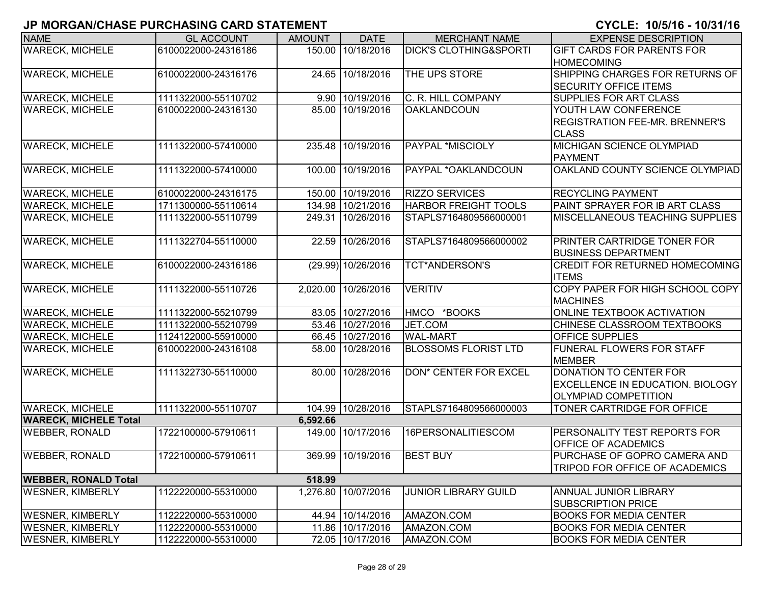# JP MORGAN/CHASE PURCHASING CARD STATEMENT

**CYCLE: 10/5/16 - 10/31/16**

| NAME | GL ACCOUNT | AMOUNT | DATE | MERCHANT NAME | EXPENSE DESCRIPTION |
|---|---|---|---|---|---|
| WARECK, MICHELE | 6100022000-24316186 | 150.00 | 10/18/2016 | DICK'S CLOTHING&SPORTI | GIFT CARDS FOR PARENTS FOR HOMECOMING |
| WARECK, MICHELE | 6100022000-24316176 | 24.65 | 10/18/2016 | THE UPS STORE | SHIPPING CHARGES FOR RETURNS OF SECURITY OFFICE ITEMS |
| WARECK, MICHELE | 1111322000-55110702 | 9.90 | 10/19/2016 | C. R. HILL COMPANY | SUPPLIES FOR ART CLASS |
| WARECK, MICHELE | 6100022000-24316130 | 85.00 | 10/19/2016 | OAKLANDCOUN | YOUTH LAW CONFERENCE REGISTRATION FEE-MR. BRENNER'S CLASS |
| WARECK, MICHELE | 1111322000-57410000 | 235.48 | 10/19/2016 | PAYPAL *MISCIOLY | MICHIGAN SCIENCE OLYMPIAD PAYMENT |
| WARECK, MICHELE | 1111322000-57410000 | 100.00 | 10/19/2016 | PAYPAL *OAKLANDCOUN | OAKLAND COUNTY SCIENCE OLYMPIAD |
| WARECK, MICHELE | 6100022000-24316175 | 150.00 | 10/19/2016 | RIZZO SERVICES | RECYCLING PAYMENT |
| WARECK, MICHELE | 1711300000-55110614 | 134.98 | 10/21/2016 | HARBOR FREIGHT TOOLS | PAINT SPRAYER FOR IB ART CLASS |
| WARECK, MICHELE | 1111322000-55110799 | 249.31 | 10/26/2016 | STAPLS7164809566000001 | MISCELLANEOUS TEACHING SUPPLIES |
| WARECK, MICHELE | 1111322704-55110000 | 22.59 | 10/26/2016 | STAPLS7164809566000002 | PRINTER CARTRIDGE TONER FOR BUSINESS DEPARTMENT |
| WARECK, MICHELE | 6100022000-24316186 | (29.99) | 10/26/2016 | TCT*ANDERSON'S | CREDIT FOR RETURNED HOMECOMING ITEMS |
| WARECK, MICHELE | 1111322000-55110726 | 2,020.00 | 10/26/2016 | VERITIV | COPY PAPER FOR HIGH SCHOOL COPY MACHINES |
| WARECK, MICHELE | 1111322000-55210799 | 83.05 | 10/27/2016 | HMCO *BOOKS | ONLINE TEXTBOOK ACTIVATION |
| WARECK, MICHELE | 1111322000-55210799 | 53.46 | 10/27/2016 | JET.COM | CHINESE CLASSROOM TEXTBOOKS |
| WARECK, MICHELE | 1124122000-55910000 | 66.45 | 10/27/2016 | WAL-MART | OFFICE SUPPLIES |
| WARECK, MICHELE | 6100022000-24316108 | 58.00 | 10/28/2016 | BLOSSOMS FLORIST LTD | FUNERAL FLOWERS FOR STAFF MEMBER |
| WARECK, MICHELE | 1111322730-55110000 | 80.00 | 10/28/2016 | DON* CENTER FOR EXCEL | DONATION TO CENTER FOR EXCELLENCE IN EDUCATION. BIOLOGY OLYMPIAD COMPETITION |
| WARECK, MICHELE | 1111322000-55110707 | 104.99 | 10/28/2016 | STAPLS7164809566000003 | TONER CARTRIDGE FOR OFFICE |
| **WARECK, MICHELE Total** | | **6,592.66** | | | |
| WEBBER, RONALD | 1722100000-57910611 | 149.00 | 10/17/2016 | 16PERSONALITIESCOM | PERSONALITY TEST REPORTS FOR OFFICE OF ACADEMICS |
| WEBBER, RONALD | 1722100000-57910611 | 369.99 | 10/19/2016 | BEST BUY | PURCHASE OF GOPRO CAMERA AND TRIPOD FOR OFFICE OF ACADEMICS |
| **WEBBER, RONALD Total** | | **518.99** | | | |
| WESNER, KIMBERLY | 1122220000-55310000 | 1,276.80 | 10/07/2016 | JUNIOR LIBRARY GUILD | ANNUAL JUNIOR LIBRARY SUBSCRIPTION PRICE |
| WESNER, KIMBERLY | 1122220000-55310000 | 44.94 | 10/14/2016 | AMAZON.COM | BOOKS FOR MEDIA CENTER |
| WESNER, KIMBERLY | 1122220000-55310000 | 11.86 | 10/17/2016 | AMAZON.COM | BOOKS FOR MEDIA CENTER |
| WESNER, KIMBERLY | 1122220000-55310000 | 72.05 | 10/17/2016 | AMAZON.COM | BOOKS FOR MEDIA CENTER |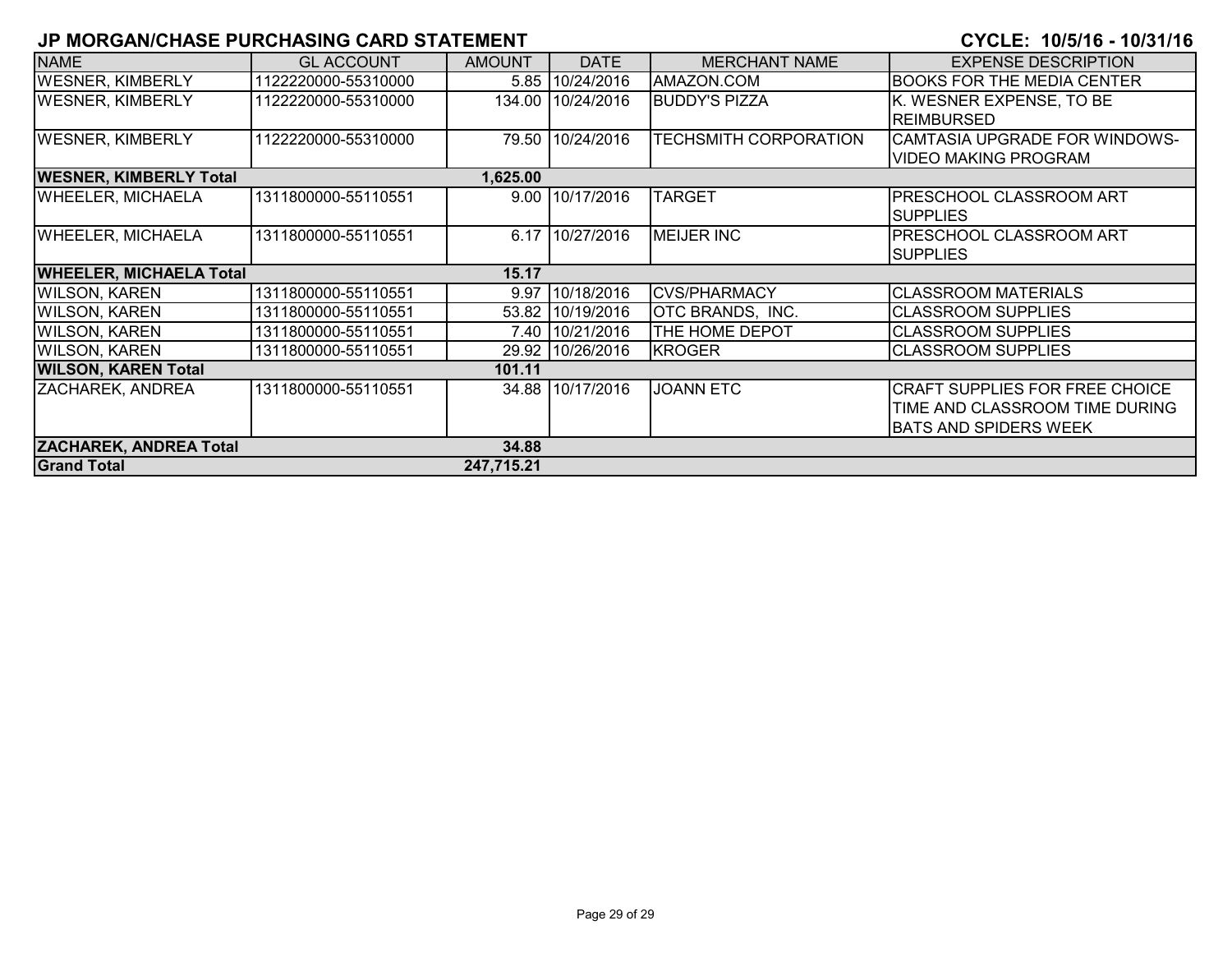## JP MORGAN/CHASE PURCHASING CARD STATEMENT

**CYCLE: 10/5/16 - 10/31/16**

| NAME | GL ACCOUNT | AMOUNT | DATE | MERCHANT NAME | EXPENSE DESCRIPTION |
|---|---|---|---|---|---|
| WESNER, KIMBERLY | 1122220000-55310000 | 5.85 | 10/24/2016 | AMAZON.COM | BOOKS FOR THE MEDIA CENTER |
| WESNER, KIMBERLY | 1122220000-55310000 | 134.00 | 10/24/2016 | BUDDY'S PIZZA | K. WESNER EXPENSE, TO BE REIMBURSED |
| WESNER, KIMBERLY | 1122220000-55310000 | 79.50 | 10/24/2016 | TECHSMITH CORPORATION | CAMTASIA UPGRADE FOR WINDOWS- VIDEO MAKING PROGRAM |
| **WESNER, KIMBERLY Total** | | **1,625.00** | | | |
| WHEELER, MICHAELA | 1311800000-55110551 | 9.00 | 10/17/2016 | TARGET | PRESCHOOL CLASSROOM ART SUPPLIES |
| WHEELER, MICHAELA | 1311800000-55110551 | 6.17 | 10/27/2016 | MEIJER INC | PRESCHOOL CLASSROOM ART SUPPLIES |
| **WHEELER, MICHAELA Total** | | **15.17** | | | |
| WILSON, KAREN | 1311800000-55110551 | 9.97 | 10/18/2016 | CVS/PHARMACY | CLASSROOM MATERIALS |
| WILSON, KAREN | 1311800000-55110551 | 53.82 | 10/19/2016 | OTC BRANDS, INC. | CLASSROOM SUPPLIES |
| WILSON, KAREN | 1311800000-55110551 | 7.40 | 10/21/2016 | THE HOME DEPOT | CLASSROOM SUPPLIES |
| WILSON, KAREN | 1311800000-55110551 | 29.92 | 10/26/2016 | KROGER | CLASSROOM SUPPLIES |
| **WILSON, KAREN Total** | | **101.11** | | | |
| ZACHAREK, ANDREA | 1311800000-55110551 | 34.88 | 10/17/2016 | JOANN ETC | CRAFT SUPPLIES FOR FREE CHOICE TIME AND CLASSROOM TIME DURING BATS AND SPIDERS WEEK |
| **ZACHAREK, ANDREA Total** | | **34.88** | | | |
| **Grand Total** | | **247,715.21** | | | |